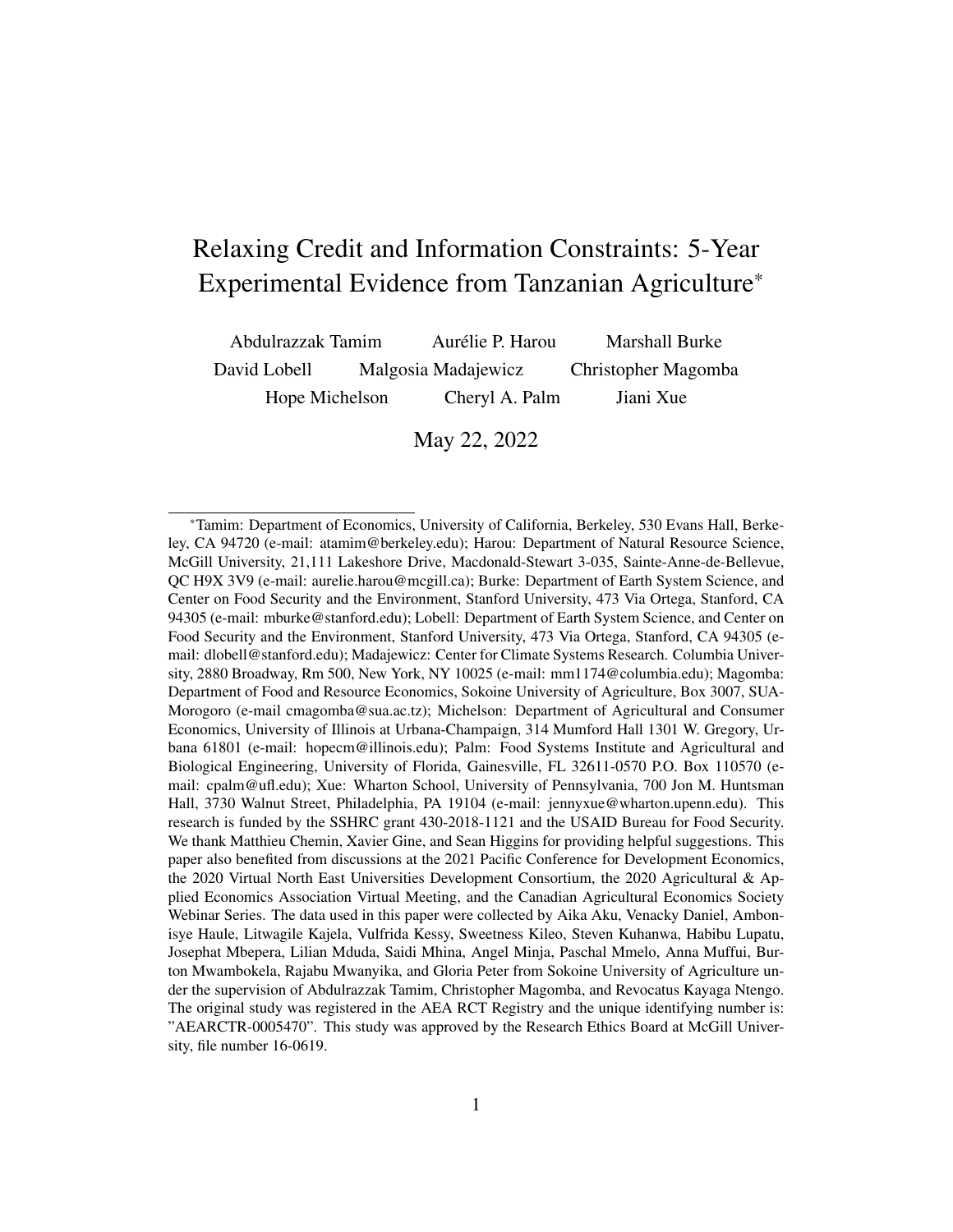# Relaxing Credit and Information Constraints: 5-Year Experimental Evidence from Tanzanian Agriculture*

Abdulrazzak Tamim   Aurélie P. Harou   Marshall Burke
David Lobell   Malgosia Madajewicz   Christopher Magomba
Hope Michelson   Cheryl A. Palm   Jiani Xue

May 22, 2022

---

*Tamim: Department of Economics, University of California, Berkeley, 530 Evans Hall, Berkeley, CA 94720 (e-mail: atamim@berkeley.edu); Harou: Department of Natural Resource Science, McGill University, 21,111 Lakeshore Drive, Macdonald-Stewart 3-035, Sainte-Anne-de-Bellevue, QC H9X 3V9 (e-mail: aurelie.harou@mcgill.ca); Burke: Department of Earth System Science, and Center on Food Security and the Environment, Stanford University, 473 Via Ortega, Stanford, CA 94305 (e-mail: mburke@stanford.edu); Lobell: Department of Earth System Science, and Center on Food Security and the Environment, Stanford University, 473 Via Ortega, Stanford, CA 94305 (e-mail: dlobell@stanford.edu); Madajewicz: Center for Climate Systems Research. Columbia University, 2880 Broadway, Rm 500, New York, NY 10025 (e-mail: mm1174@columbia.edu); Magomba: Department of Food and Resource Economics, Sokoine University of Agriculture, Box 3007, SUA-Morogoro (e-mail cmagomba@sua.ac.tz); Michelson: Department of Agricultural and Consumer Economics, University of Illinois at Urbana-Champaign, 314 Mumford Hall 1301 W. Gregory, Urbana 61801 (e-mail: hopecm@illinois.edu); Palm: Food Systems Institute and Agricultural and Biological Engineering, University of Florida, Gainesville, FL 32611-0570 P.O. Box 110570 (e-mail: cpalm@ufl.edu); Xue: Wharton School, University of Pennsylvania, 700 Jon M. Huntsman Hall, 3730 Walnut Street, Philadelphia, PA 19104 (e-mail: jennyxue@wharton.upenn.edu). This research is funded by the SSHRC grant 430-2018-1121 and the USAID Bureau for Food Security. We thank Matthieu Chemin, Xavier Gine, and Sean Higgins for providing helpful suggestions. This paper also benefited from discussions at the 2021 Pacific Conference for Development Economics, the 2020 Virtual North East Universities Development Consortium, the 2020 Agricultural & Applied Economics Association Virtual Meeting, and the Canadian Agricultural Economics Society Webinar Series. The data used in this paper were collected by Aika Aku, Venacky Daniel, Ambonisye Haule, Litwagile Kajela, Vulfrida Kessy, Sweetness Kileo, Steven Kuhanwa, Habibu Lupatu, Josephat Mbepera, Lilian Mduda, Saidi Mhina, Angel Minja, Paschal Mmelo, Anna Muffui, Burton Mwambokela, Rajabu Mwanyika, and Gloria Peter from Sokoine University of Agriculture under the supervision of Abdulrazzak Tamim, Christopher Magomba, and Revocatus Kayaga Ntengo. The original study was registered in the AEA RCT Registry and the unique identifying number is: "AEARCTR-0005470". This study was approved by the Research Ethics Board at McGill University, file number 16-0619.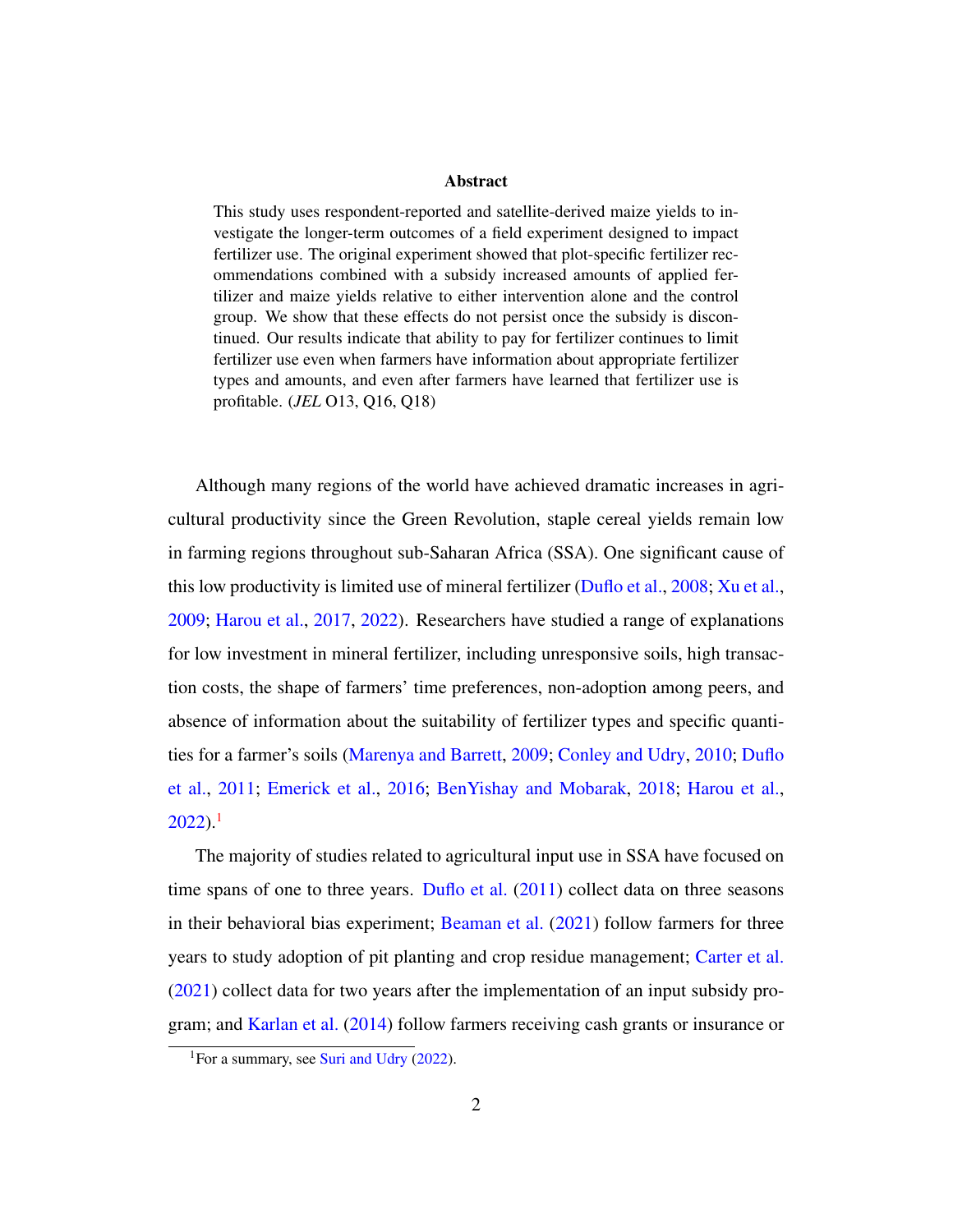## Abstract

This study uses respondent-reported and satellite-derived maize yields to investigate the longer-term outcomes of a field experiment designed to impact fertilizer use. The original experiment showed that plot-specific fertilizer recommendations combined with a subsidy increased amounts of applied fertilizer and maize yields relative to either intervention alone and the control group. We show that these effects do not persist once the subsidy is discontinued. Our results indicate that ability to pay for fertilizer continues to limit fertilizer use even when farmers have information about appropriate fertilizer types and amounts, and even after farmers have learned that fertilizer use is profitable. (*JEL* O13, Q16, Q18)

Although many regions of the world have achieved dramatic increases in agricultural productivity since the Green Revolution, staple cereal yields remain low in farming regions throughout sub-Saharan Africa (SSA). One significant cause of this low productivity is limited use of mineral fertilizer (Duflo et al., 2008; Xu et al., 2009; Harou et al., 2017, 2022). Researchers have studied a range of explanations for low investment in mineral fertilizer, including unresponsive soils, high transaction costs, the shape of farmers' time preferences, non-adoption among peers, and absence of information about the suitability of fertilizer types and specific quantities for a farmer's soils (Marenya and Barrett, 2009; Conley and Udry, 2010; Duflo et al., 2011; Emerick et al., 2016; BenYishay and Mobarak, 2018; Harou et al., 2022).[1]

The majority of studies related to agricultural input use in SSA have focused on time spans of one to three years. Duflo et al. (2011) collect data on three seasons in their behavioral bias experiment; Beaman et al. (2021) follow farmers for three years to study adoption of pit planting and crop residue management; Carter et al. (2021) collect data for two years after the implementation of an input subsidy program; and Karlan et al. (2014) follow farmers receiving cash grants or insurance or

[1] For a summary, see Suri and Udry (2022).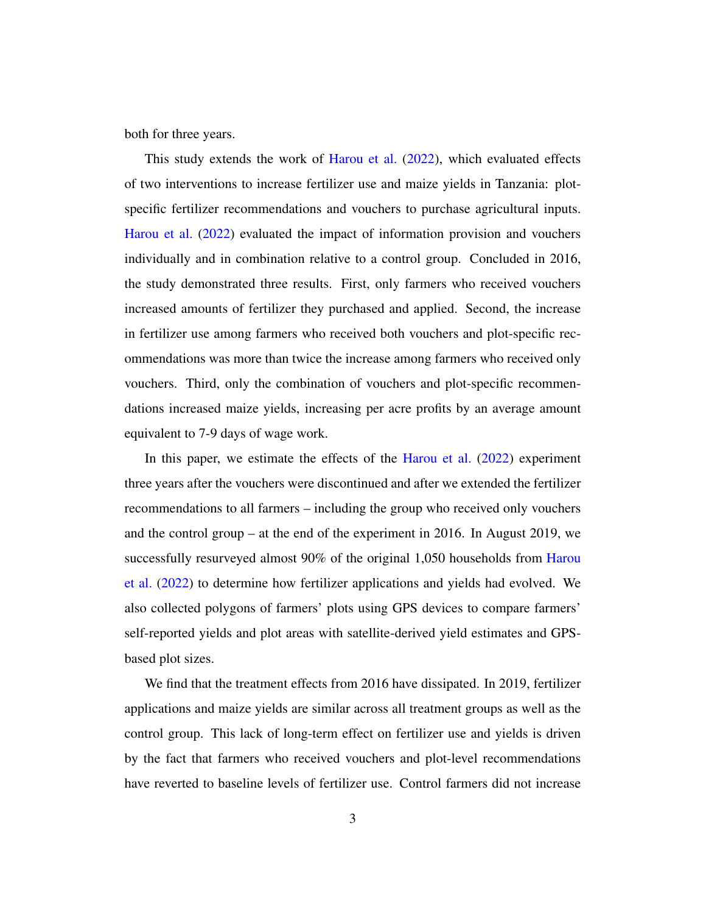both for three years.

This study extends the work of Harou et al. (2022), which evaluated effects of two interventions to increase fertilizer use and maize yields in Tanzania: plot-specific fertilizer recommendations and vouchers to purchase agricultural inputs. Harou et al. (2022) evaluated the impact of information provision and vouchers individually and in combination relative to a control group. Concluded in 2016, the study demonstrated three results. First, only farmers who received vouchers increased amounts of fertilizer they purchased and applied. Second, the increase in fertilizer use among farmers who received both vouchers and plot-specific recommendations was more than twice the increase among farmers who received only vouchers. Third, only the combination of vouchers and plot-specific recommendations increased maize yields, increasing per acre profits by an average amount equivalent to 7-9 days of wage work.

In this paper, we estimate the effects of the Harou et al. (2022) experiment three years after the vouchers were discontinued and after we extended the fertilizer recommendations to all farmers – including the group who received only vouchers and the control group – at the end of the experiment in 2016. In August 2019, we successfully resurveyed almost 90% of the original 1,050 households from Harou et al. (2022) to determine how fertilizer applications and yields had evolved. We also collected polygons of farmers' plots using GPS devices to compare farmers' self-reported yields and plot areas with satellite-derived yield estimates and GPS-based plot sizes.

We find that the treatment effects from 2016 have dissipated. In 2019, fertilizer applications and maize yields are similar across all treatment groups as well as the control group. This lack of long-term effect on fertilizer use and yields is driven by the fact that farmers who received vouchers and plot-level recommendations have reverted to baseline levels of fertilizer use. Control farmers did not increase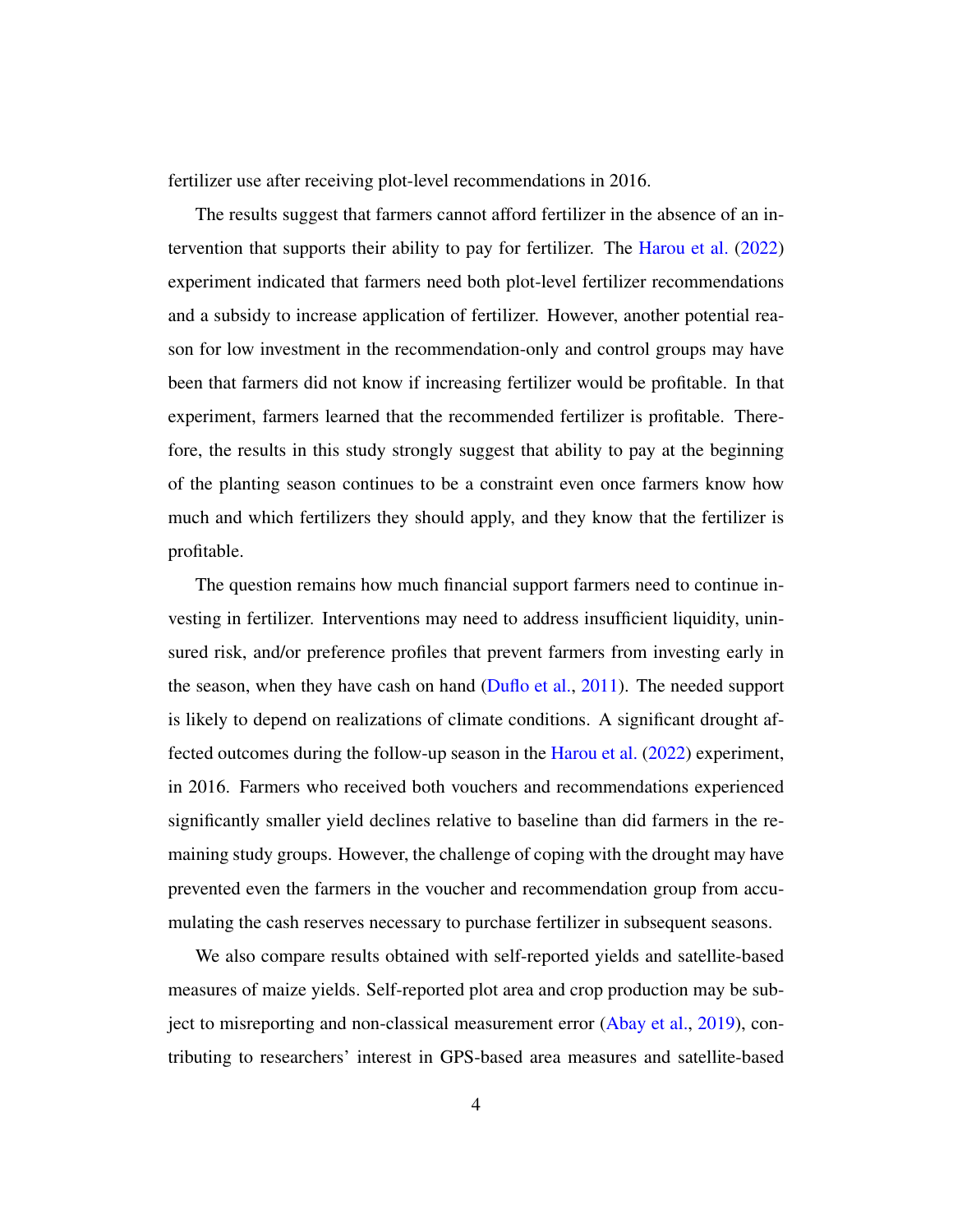fertilizer use after receiving plot-level recommendations in 2016.

The results suggest that farmers cannot afford fertilizer in the absence of an intervention that supports their ability to pay for fertilizer. The Harou et al. (2022) experiment indicated that farmers need both plot-level fertilizer recommendations and a subsidy to increase application of fertilizer. However, another potential reason for low investment in the recommendation-only and control groups may have been that farmers did not know if increasing fertilizer would be profitable. In that experiment, farmers learned that the recommended fertilizer is profitable. Therefore, the results in this study strongly suggest that ability to pay at the beginning of the planting season continues to be a constraint even once farmers know how much and which fertilizers they should apply, and they know that the fertilizer is profitable.

The question remains how much financial support farmers need to continue investing in fertilizer. Interventions may need to address insufficient liquidity, uninsured risk, and/or preference profiles that prevent farmers from investing early in the season, when they have cash on hand (Duflo et al., 2011). The needed support is likely to depend on realizations of climate conditions. A significant drought affected outcomes during the follow-up season in the Harou et al. (2022) experiment, in 2016. Farmers who received both vouchers and recommendations experienced significantly smaller yield declines relative to baseline than did farmers in the remaining study groups. However, the challenge of coping with the drought may have prevented even the farmers in the voucher and recommendation group from accumulating the cash reserves necessary to purchase fertilizer in subsequent seasons.

We also compare results obtained with self-reported yields and satellite-based measures of maize yields. Self-reported plot area and crop production may be subject to misreporting and non-classical measurement error (Abay et al., 2019), contributing to researchers' interest in GPS-based area measures and satellite-based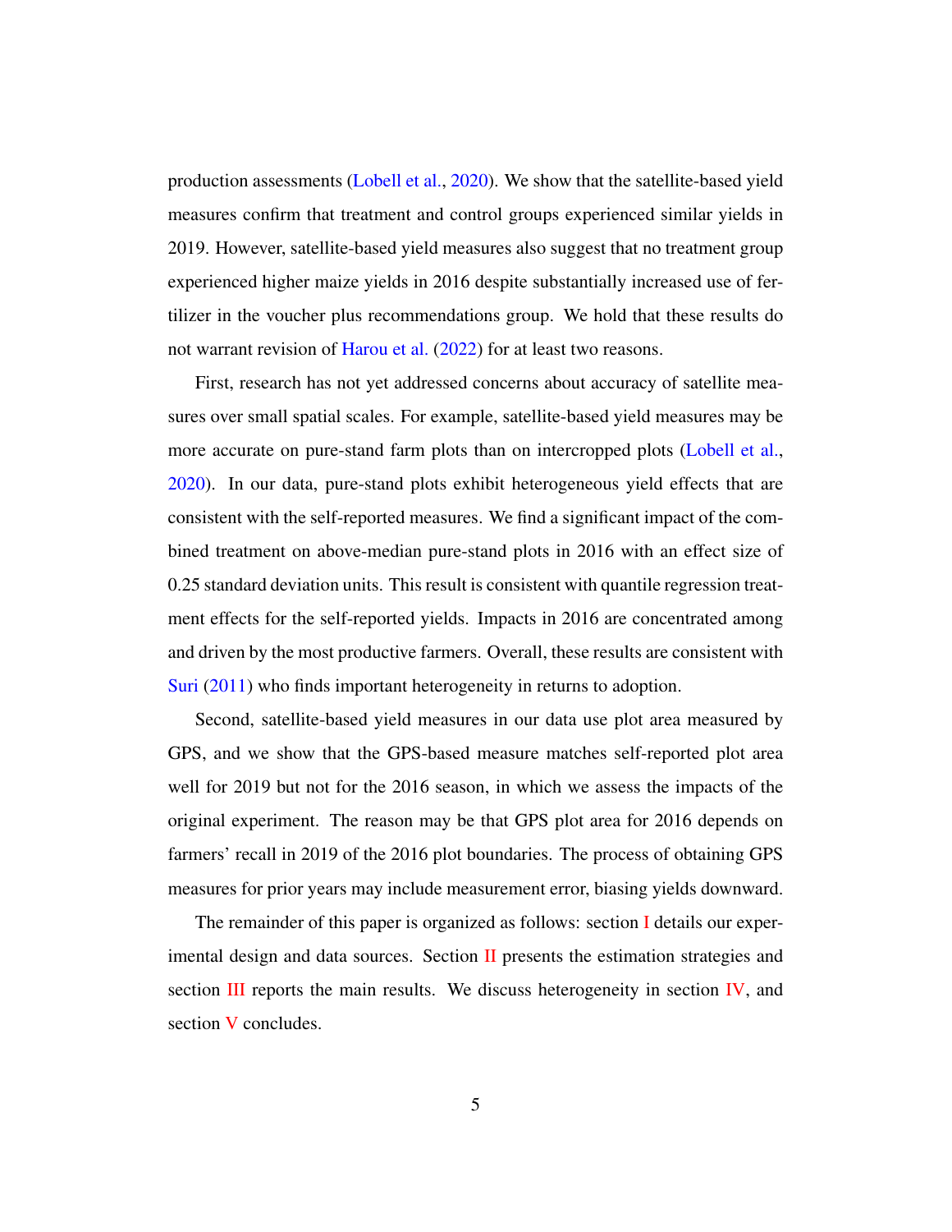production assessments (Lobell et al., 2020). We show that the satellite-based yield measures confirm that treatment and control groups experienced similar yields in 2019. However, satellite-based yield measures also suggest that no treatment group experienced higher maize yields in 2016 despite substantially increased use of fertilizer in the voucher plus recommendations group. We hold that these results do not warrant revision of Harou et al. (2022) for at least two reasons.

First, research has not yet addressed concerns about accuracy of satellite measures over small spatial scales. For example, satellite-based yield measures may be more accurate on pure-stand farm plots than on intercropped plots (Lobell et al., 2020). In our data, pure-stand plots exhibit heterogeneous yield effects that are consistent with the self-reported measures. We find a significant impact of the combined treatment on above-median pure-stand plots in 2016 with an effect size of 0.25 standard deviation units. This result is consistent with quantile regression treatment effects for the self-reported yields. Impacts in 2016 are concentrated among and driven by the most productive farmers. Overall, these results are consistent with Suri (2011) who finds important heterogeneity in returns to adoption.

Second, satellite-based yield measures in our data use plot area measured by GPS, and we show that the GPS-based measure matches self-reported plot area well for 2019 but not for the 2016 season, in which we assess the impacts of the original experiment. The reason may be that GPS plot area for 2016 depends on farmers' recall in 2019 of the 2016 plot boundaries. The process of obtaining GPS measures for prior years may include measurement error, biasing yields downward.

The remainder of this paper is organized as follows: section I details our experimental design and data sources. Section II presents the estimation strategies and section III reports the main results. We discuss heterogeneity in section IV, and section V concludes.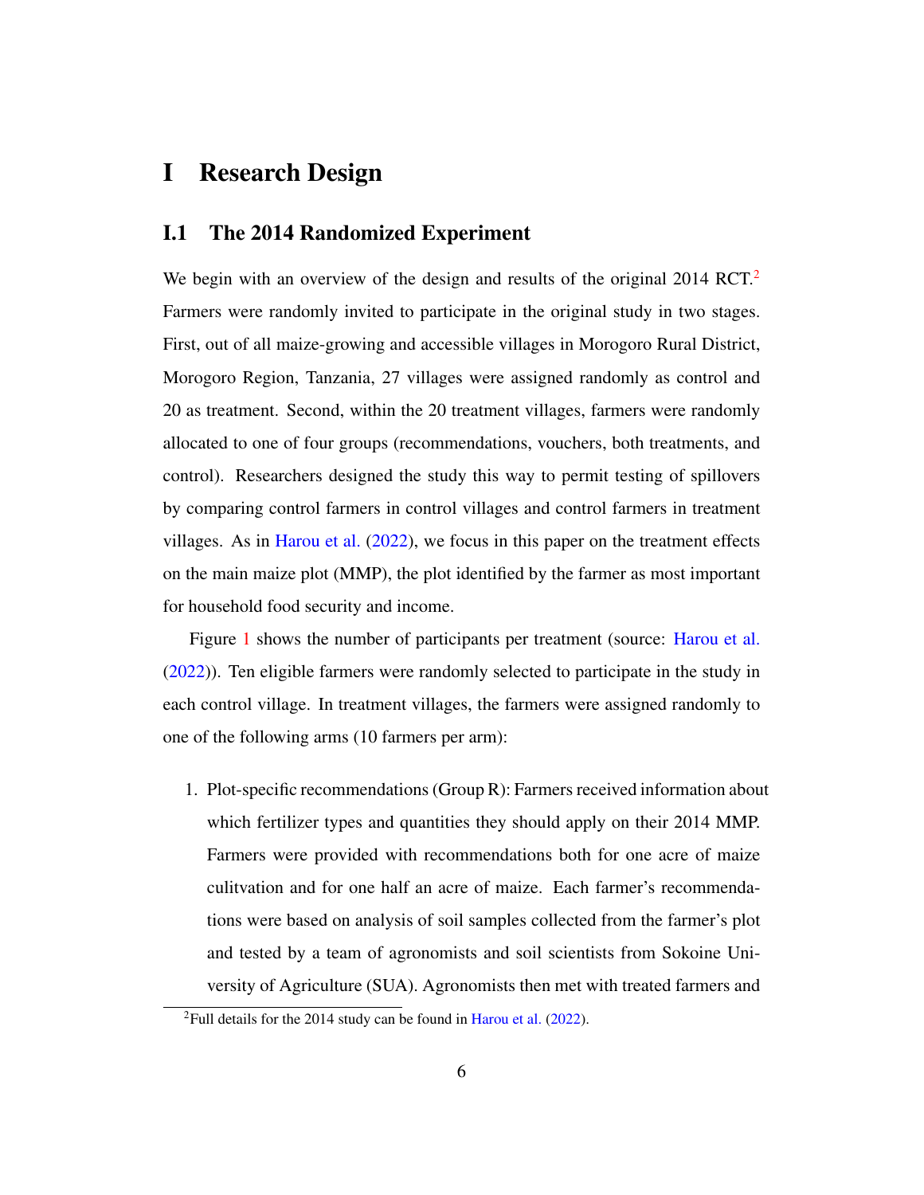# I Research Design

## I.1 The 2014 Randomized Experiment

We begin with an overview of the design and results of the original 2014 RCT.[2] Farmers were randomly invited to participate in the original study in two stages. First, out of all maize-growing and accessible villages in Morogoro Rural District, Morogoro Region, Tanzania, 27 villages were assigned randomly as control and 20 as treatment. Second, within the 20 treatment villages, farmers were randomly allocated to one of four groups (recommendations, vouchers, both treatments, and control). Researchers designed the study this way to permit testing of spillovers by comparing control farmers in control villages and control farmers in treatment villages. As in Harou et al. (2022), we focus in this paper on the treatment effects on the main maize plot (MMP), the plot identified by the farmer as most important for household food security and income.

Figure 1 shows the number of participants per treatment (source: Harou et al. (2022)). Ten eligible farmers were randomly selected to participate in the study in each control village. In treatment villages, the farmers were assigned randomly to one of the following arms (10 farmers per arm):

1. Plot-specific recommendations (Group R): Farmers received information about which fertilizer types and quantities they should apply on their 2014 MMP. Farmers were provided with recommendations both for one acre of maize culitvation and for one half an acre of maize. Each farmer's recommendations were based on analysis of soil samples collected from the farmer's plot and tested by a team of agronomists and soil scientists from Sokoine University of Agriculture (SUA). Agronomists then met with treated farmers and

[2] Full details for the 2014 study can be found in Harou et al. (2022).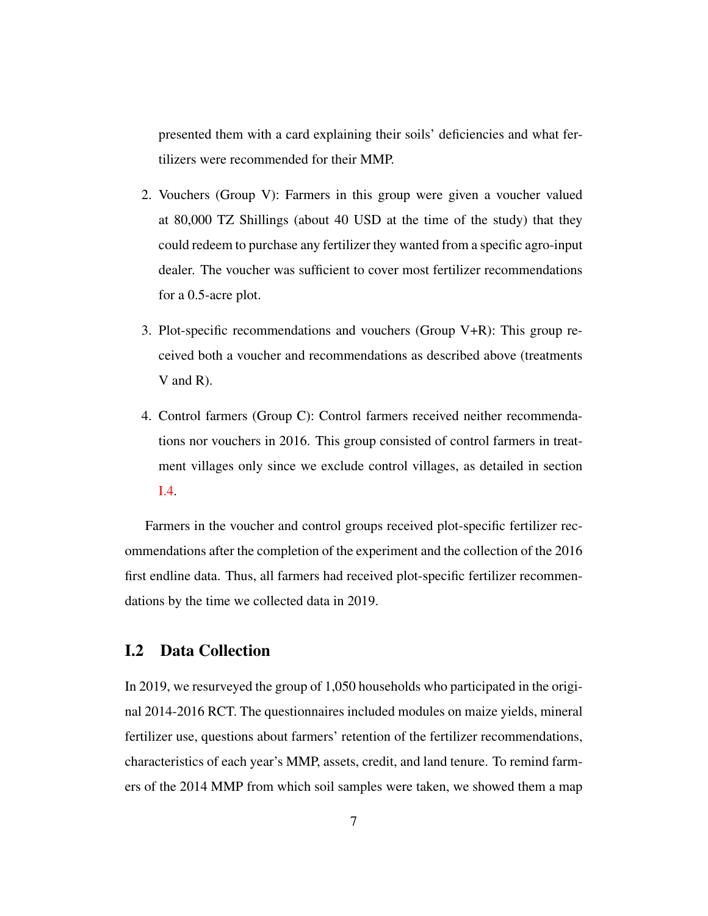presented them with a card explaining their soils' deficiencies and what fertilizers were recommended for their MMP.

2. Vouchers (Group V): Farmers in this group were given a voucher valued at 80,000 TZ Shillings (about 40 USD at the time of the study) that they could redeem to purchase any fertilizer they wanted from a specific agro-input dealer. The voucher was sufficient to cover most fertilizer recommendations for a 0.5-acre plot.

3. Plot-specific recommendations and vouchers (Group V+R): This group received both a voucher and recommendations as described above (treatments V and R).

4. Control farmers (Group C): Control farmers received neither recommendations nor vouchers in 2016. This group consisted of control farmers in treatment villages only since we exclude control villages, as detailed in section I.4.

Farmers in the voucher and control groups received plot-specific fertilizer recommendations after the completion of the experiment and the collection of the 2016 first endline data. Thus, all farmers had received plot-specific fertilizer recommendations by the time we collected data in 2019.

## I.2 Data Collection

In 2019, we resurveyed the group of 1,050 households who participated in the original 2014-2016 RCT. The questionnaires included modules on maize yields, mineral fertilizer use, questions about farmers' retention of the fertilizer recommendations, characteristics of each year's MMP, assets, credit, and land tenure. To remind farmers of the 2014 MMP from which soil samples were taken, we showed them a map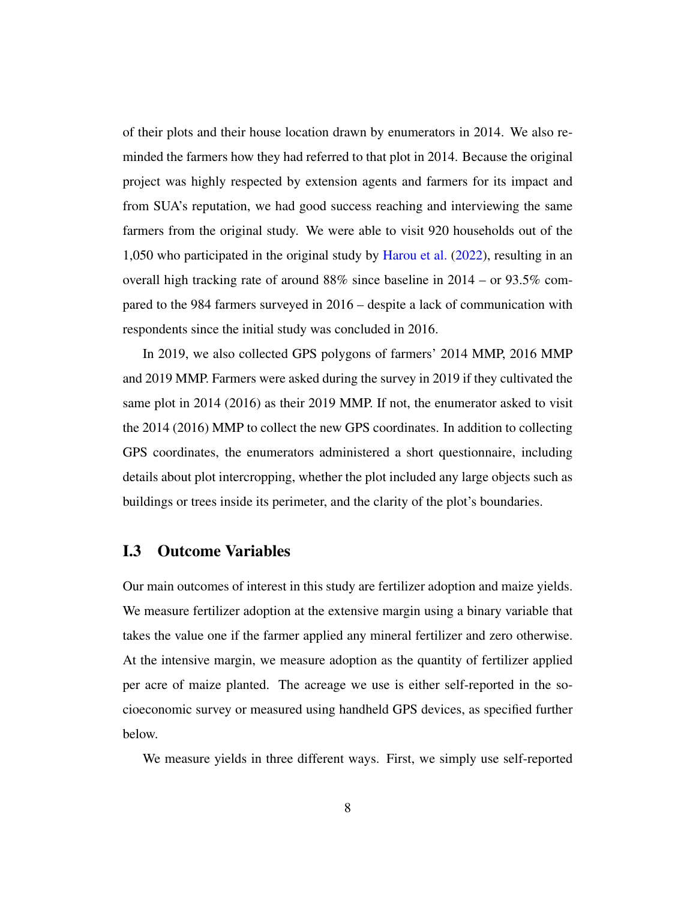of their plots and their house location drawn by enumerators in 2014. We also reminded the farmers how they had referred to that plot in 2014. Because the original project was highly respected by extension agents and farmers for its impact and from SUA's reputation, we had good success reaching and interviewing the same farmers from the original study. We were able to visit 920 households out of the 1,050 who participated in the original study by Harou et al. (2022), resulting in an overall high tracking rate of around 88% since baseline in 2014 – or 93.5% compared to the 984 farmers surveyed in 2016 – despite a lack of communication with respondents since the initial study was concluded in 2016.

In 2019, we also collected GPS polygons of farmers' 2014 MMP, 2016 MMP and 2019 MMP. Farmers were asked during the survey in 2019 if they cultivated the same plot in 2014 (2016) as their 2019 MMP. If not, the enumerator asked to visit the 2014 (2016) MMP to collect the new GPS coordinates. In addition to collecting GPS coordinates, the enumerators administered a short questionnaire, including details about plot intercropping, whether the plot included any large objects such as buildings or trees inside its perimeter, and the clarity of the plot's boundaries.

## I.3 Outcome Variables

Our main outcomes of interest in this study are fertilizer adoption and maize yields. We measure fertilizer adoption at the extensive margin using a binary variable that takes the value one if the farmer applied any mineral fertilizer and zero otherwise. At the intensive margin, we measure adoption as the quantity of fertilizer applied per acre of maize planted. The acreage we use is either self-reported in the socioeconomic survey or measured using handheld GPS devices, as specified further below.

We measure yields in three different ways. First, we simply use self-reported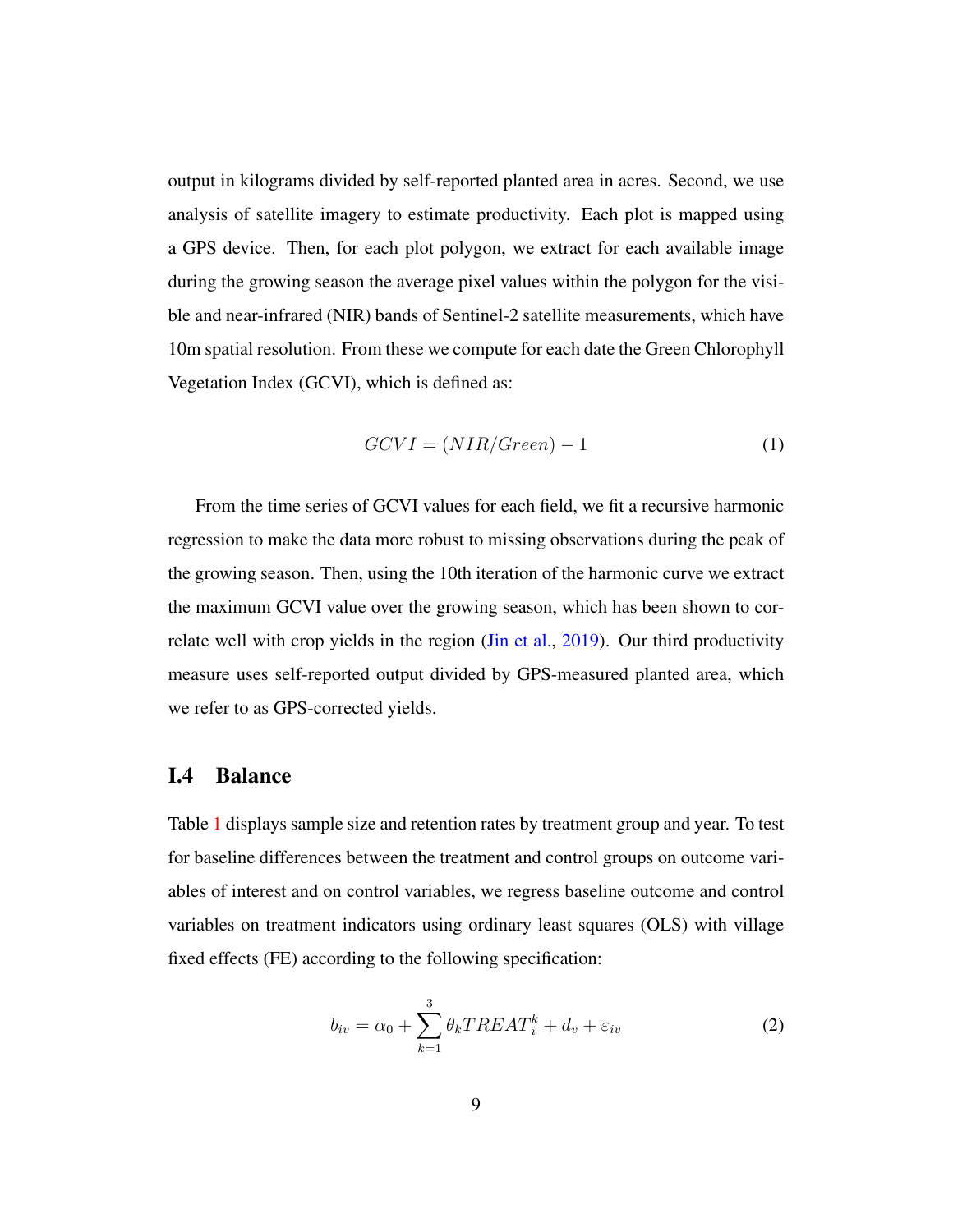output in kilograms divided by self-reported planted area in acres. Second, we use analysis of satellite imagery to estimate productivity. Each plot is mapped using a GPS device. Then, for each plot polygon, we extract for each available image during the growing season the average pixel values within the polygon for the visible and near-infrared (NIR) bands of Sentinel-2 satellite measurements, which have 10m spatial resolution. From these we compute for each date the Green Chlorophyll Vegetation Index (GCVI), which is defined as:

$$GCVI = (NIR/Green) - 1 \tag{1}$$

From the time series of GCVI values for each field, we fit a recursive harmonic regression to make the data more robust to missing observations during the peak of the growing season. Then, using the 10th iteration of the harmonic curve we extract the maximum GCVI value over the growing season, which has been shown to correlate well with crop yields in the region (Jin et al., 2019). Our third productivity measure uses self-reported output divided by GPS-measured planted area, which we refer to as GPS-corrected yields.

## I.4 Balance

Table 1 displays sample size and retention rates by treatment group and year. To test for baseline differences between the treatment and control groups on outcome variables of interest and on control variables, we regress baseline outcome and control variables on treatment indicators using ordinary least squares (OLS) with village fixed effects (FE) according to the following specification:

$$b_{iv} = \alpha_0 + \sum_{k=1}^{3} \theta_k TREAT_i^k + d_v + \varepsilon_{iv} \tag{2}$$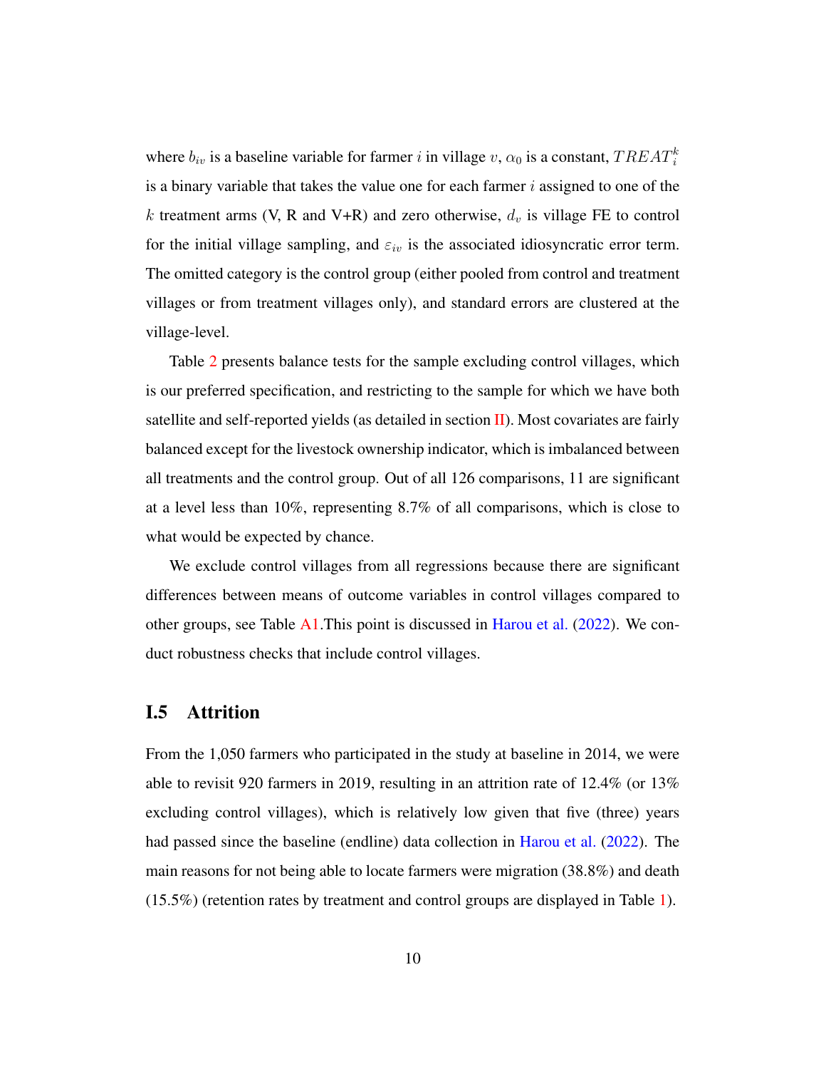where $b_{iv}$ is a baseline variable for farmer $i$ in village $v$, $\alpha_0$ is a constant, $TREAT_i^k$ is a binary variable that takes the value one for each farmer $i$ assigned to one of the $k$ treatment arms (V, R and V+R) and zero otherwise, $d_v$ is village FE to control for the initial village sampling, and $\varepsilon_{iv}$ is the associated idiosyncratic error term. The omitted category is the control group (either pooled from control and treatment villages or from treatment villages only), and standard errors are clustered at the village-level.

Table 2 presents balance tests for the sample excluding control villages, which is our preferred specification, and restricting to the sample for which we have both satellite and self-reported yields (as detailed in section II). Most covariates are fairly balanced except for the livestock ownership indicator, which is imbalanced between all treatments and the control group. Out of all 126 comparisons, 11 are significant at a level less than 10%, representing 8.7% of all comparisons, which is close to what would be expected by chance.

We exclude control villages from all regressions because there are significant differences between means of outcome variables in control villages compared to other groups, see Table A1.This point is discussed in Harou et al. (2022). We conduct robustness checks that include control villages.

### I.5 Attrition

From the 1,050 farmers who participated in the study at baseline in 2014, we were able to revisit 920 farmers in 2019, resulting in an attrition rate of 12.4% (or 13% excluding control villages), which is relatively low given that five (three) years had passed since the baseline (endline) data collection in Harou et al. (2022). The main reasons for not being able to locate farmers were migration (38.8%) and death (15.5%) (retention rates by treatment and control groups are displayed in Table 1).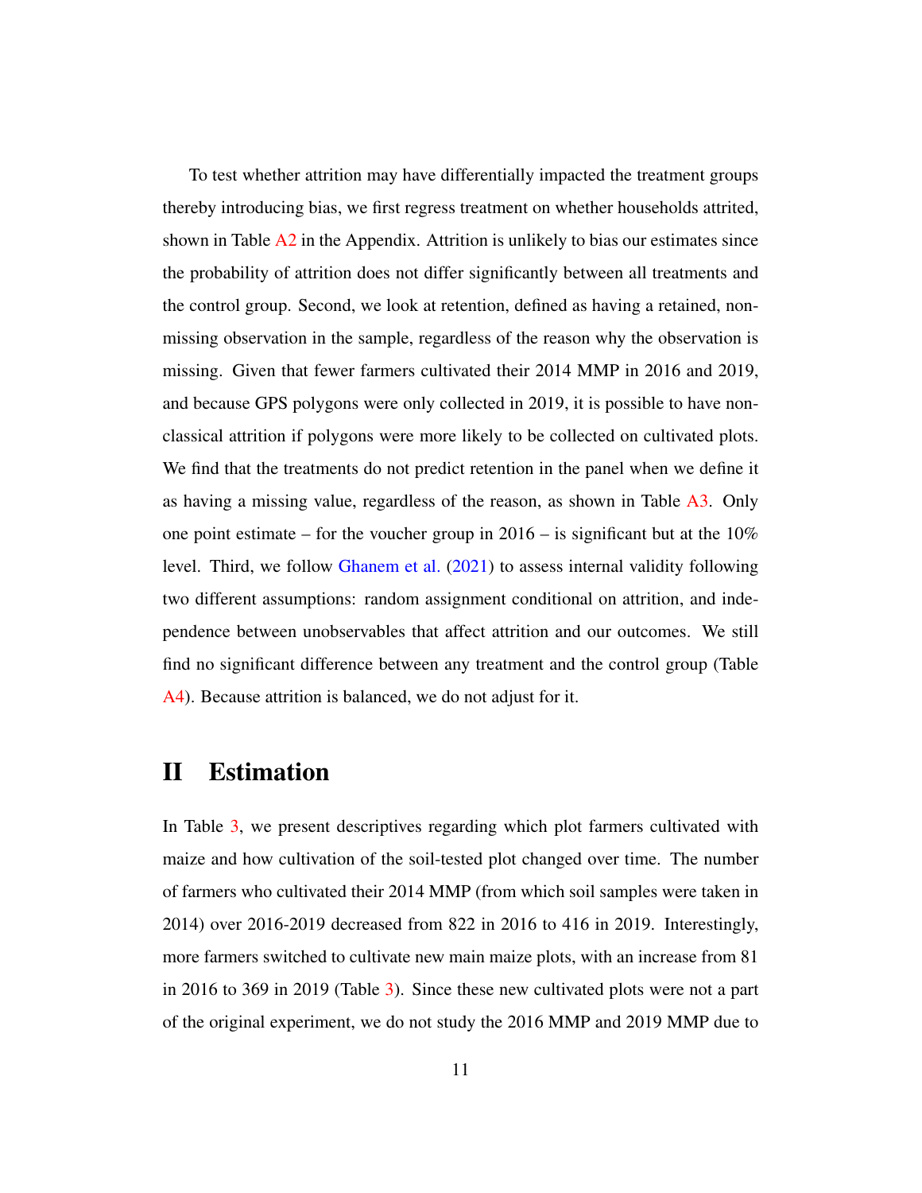To test whether attrition may have differentially impacted the treatment groups thereby introducing bias, we first regress treatment on whether households attrited, shown in Table A2 in the Appendix. Attrition is unlikely to bias our estimates since the probability of attrition does not differ significantly between all treatments and the control group. Second, we look at retention, defined as having a retained, non-missing observation in the sample, regardless of the reason why the observation is missing. Given that fewer farmers cultivated their 2014 MMP in 2016 and 2019, and because GPS polygons were only collected in 2019, it is possible to have non-classical attrition if polygons were more likely to be collected on cultivated plots. We find that the treatments do not predict retention in the panel when we define it as having a missing value, regardless of the reason, as shown in Table A3. Only one point estimate – for the voucher group in 2016 – is significant but at the 10% level. Third, we follow Ghanem et al. (2021) to assess internal validity following two different assumptions: random assignment conditional on attrition, and independence between unobservables that affect attrition and our outcomes. We still find no significant difference between any treatment and the control group (Table A4). Because attrition is balanced, we do not adjust for it.

# II Estimation

In Table 3, we present descriptives regarding which plot farmers cultivated with maize and how cultivation of the soil-tested plot changed over time. The number of farmers who cultivated their 2014 MMP (from which soil samples were taken in 2014) over 2016-2019 decreased from 822 in 2016 to 416 in 2019. Interestingly, more farmers switched to cultivate new main maize plots, with an increase from 81 in 2016 to 369 in 2019 (Table 3). Since these new cultivated plots were not a part of the original experiment, we do not study the 2016 MMP and 2019 MMP due to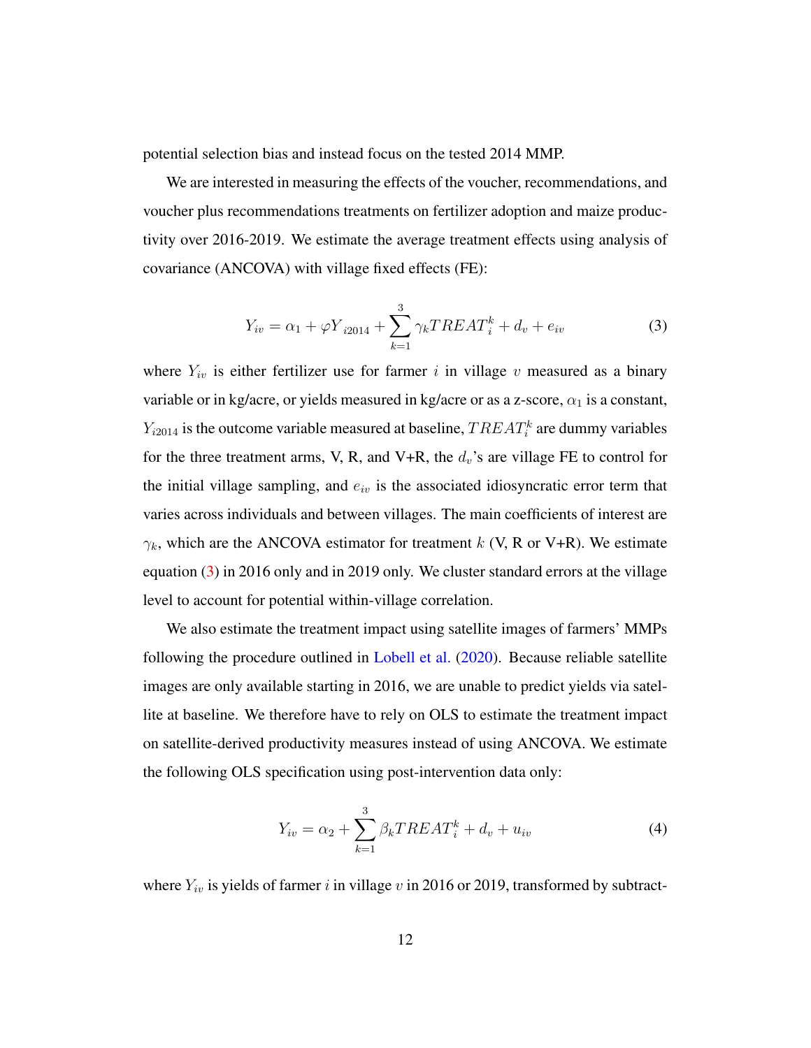potential selection bias and instead focus on the tested 2014 MMP.

We are interested in measuring the effects of the voucher, recommendations, and voucher plus recommendations treatments on fertilizer adoption and maize productivity over 2016-2019. We estimate the average treatment effects using analysis of covariance (ANCOVA) with village fixed effects (FE):

$$Y_{iv} = \alpha_1 + \varphi Y_{i2014} + \sum_{k=1}^{3} \gamma_k TREAT_i^k + d_v + e_{iv} \tag{3}$$

where $Y_{iv}$ is either fertilizer use for farmer $i$ in village $v$ measured as a binary variable or in kg/acre, or yields measured in kg/acre or as a z-score, $\alpha_1$ is a constant, $Y_{i2014}$ is the outcome variable measured at baseline, $TREAT_i^k$ are dummy variables for the three treatment arms, V, R, and V+R, the $d_v$'s are village FE to control for the initial village sampling, and $e_{iv}$ is the associated idiosyncratic error term that varies across individuals and between villages. The main coefficients of interest are $\gamma_k$, which are the ANCOVA estimator for treatment $k$ (V, R or V+R). We estimate equation (3) in 2016 only and in 2019 only. We cluster standard errors at the village level to account for potential within-village correlation.

We also estimate the treatment impact using satellite images of farmers' MMPs following the procedure outlined in Lobell et al. (2020). Because reliable satellite images are only available starting in 2016, we are unable to predict yields via satellite at baseline. We therefore have to rely on OLS to estimate the treatment impact on satellite-derived productivity measures instead of using ANCOVA. We estimate the following OLS specification using post-intervention data only:

$$Y_{iv} = \alpha_2 + \sum_{k=1}^{3} \beta_k TREAT_i^k + d_v + u_{iv} \tag{4}$$

where $Y_{iv}$ is yields of farmer $i$ in village $v$ in 2016 or 2019, transformed by subtract-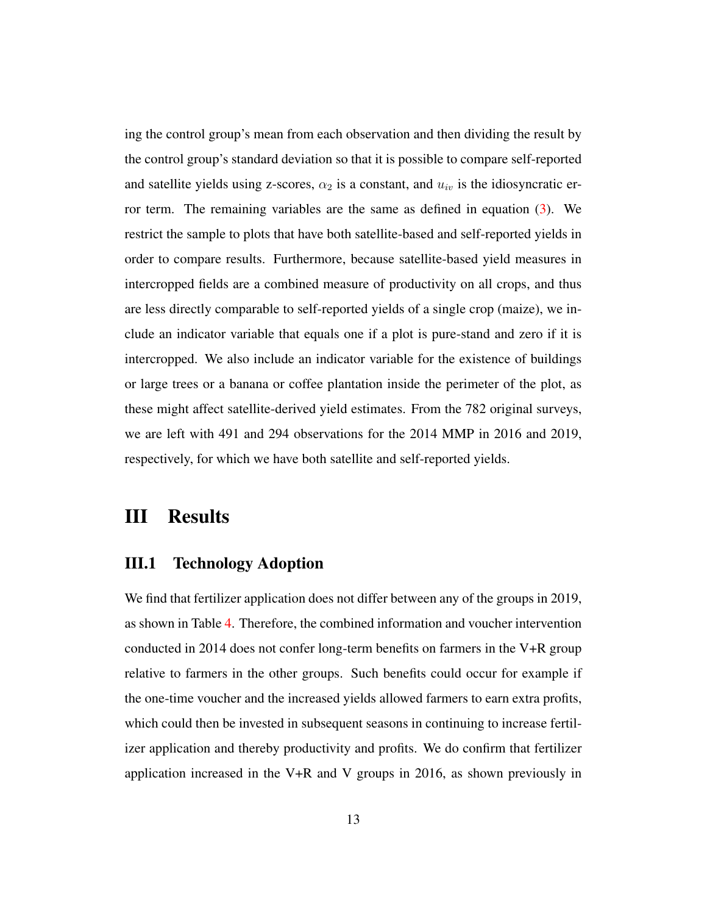ing the control group's mean from each observation and then dividing the result by the control group's standard deviation so that it is possible to compare self-reported and satellite yields using z-scores, $\alpha_2$ is a constant, and $u_{iv}$ is the idiosyncratic error term. The remaining variables are the same as defined in equation (3). We restrict the sample to plots that have both satellite-based and self-reported yields in order to compare results. Furthermore, because satellite-based yield measures in intercropped fields are a combined measure of productivity on all crops, and thus are less directly comparable to self-reported yields of a single crop (maize), we include an indicator variable that equals one if a plot is pure-stand and zero if it is intercropped. We also include an indicator variable for the existence of buildings or large trees or a banana or coffee plantation inside the perimeter of the plot, as these might affect satellite-derived yield estimates. From the 782 original surveys, we are left with 491 and 294 observations for the 2014 MMP in 2016 and 2019, respectively, for which we have both satellite and self-reported yields.

# III Results

## III.1 Technology Adoption

We find that fertilizer application does not differ between any of the groups in 2019, as shown in Table 4. Therefore, the combined information and voucher intervention conducted in 2014 does not confer long-term benefits on farmers in the V+R group relative to farmers in the other groups. Such benefits could occur for example if the one-time voucher and the increased yields allowed farmers to earn extra profits, which could then be invested in subsequent seasons in continuing to increase fertilizer application and thereby productivity and profits. We do confirm that fertilizer application increased in the V+R and V groups in 2016, as shown previously in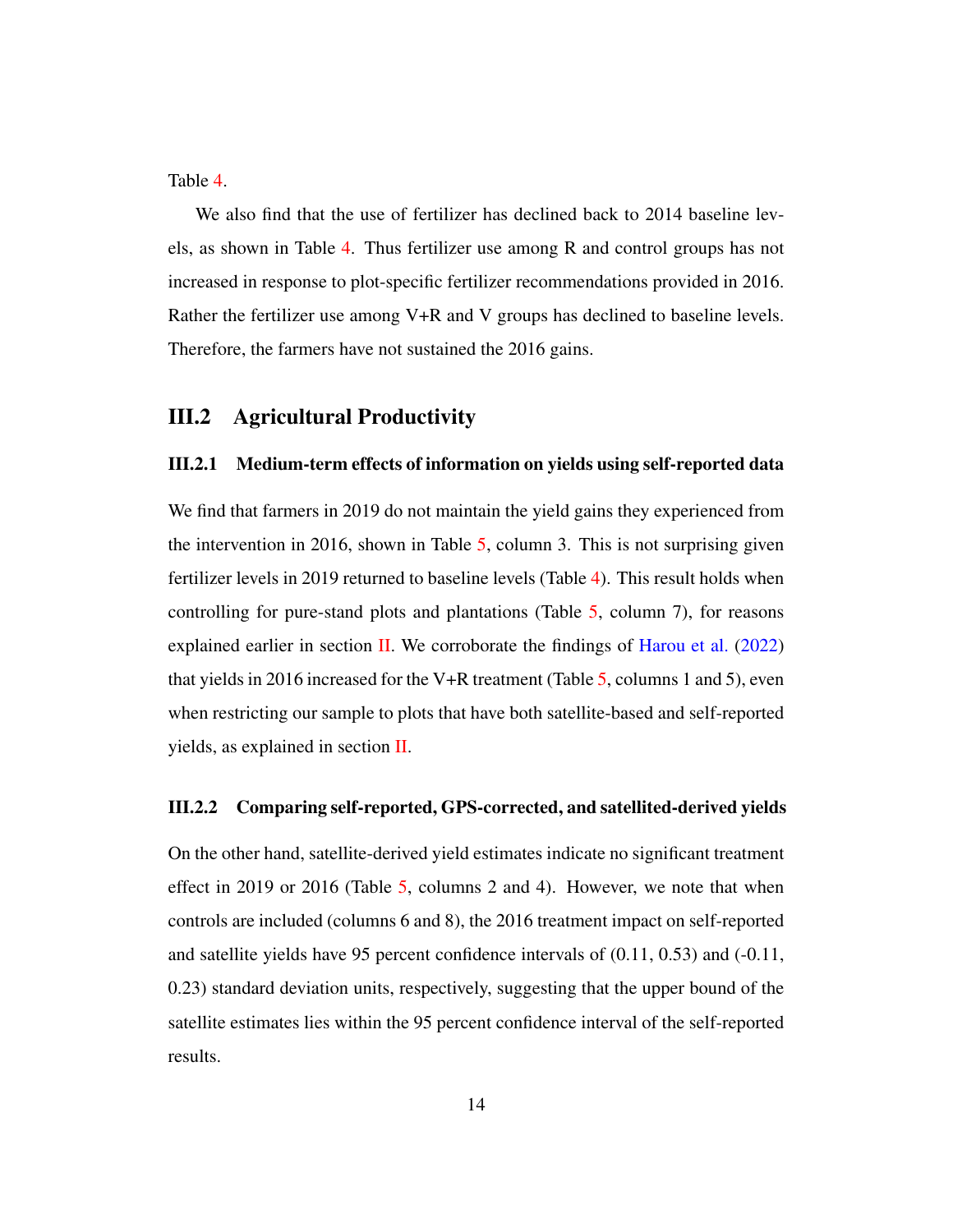Table 4.

We also find that the use of fertilizer has declined back to 2014 baseline levels, as shown in Table 4. Thus fertilizer use among R and control groups has not increased in response to plot-specific fertilizer recommendations provided in 2016. Rather the fertilizer use among V+R and V groups has declined to baseline levels. Therefore, the farmers have not sustained the 2016 gains.

## III.2 Agricultural Productivity

### III.2.1 Medium-term effects of information on yields using self-reported data

We find that farmers in 2019 do not maintain the yield gains they experienced from the intervention in 2016, shown in Table 5, column 3. This is not surprising given fertilizer levels in 2019 returned to baseline levels (Table 4). This result holds when controlling for pure-stand plots and plantations (Table 5, column 7), for reasons explained earlier in section II. We corroborate the findings of Harou et al. (2022) that yields in 2016 increased for the V+R treatment (Table 5, columns 1 and 5), even when restricting our sample to plots that have both satellite-based and self-reported yields, as explained in section II.

### III.2.2 Comparing self-reported, GPS-corrected, and satellited-derived yields

On the other hand, satellite-derived yield estimates indicate no significant treatment effect in 2019 or 2016 (Table 5, columns 2 and 4). However, we note that when controls are included (columns 6 and 8), the 2016 treatment impact on self-reported and satellite yields have 95 percent confidence intervals of (0.11, 0.53) and (-0.11, 0.23) standard deviation units, respectively, suggesting that the upper bound of the satellite estimates lies within the 95 percent confidence interval of the self-reported results.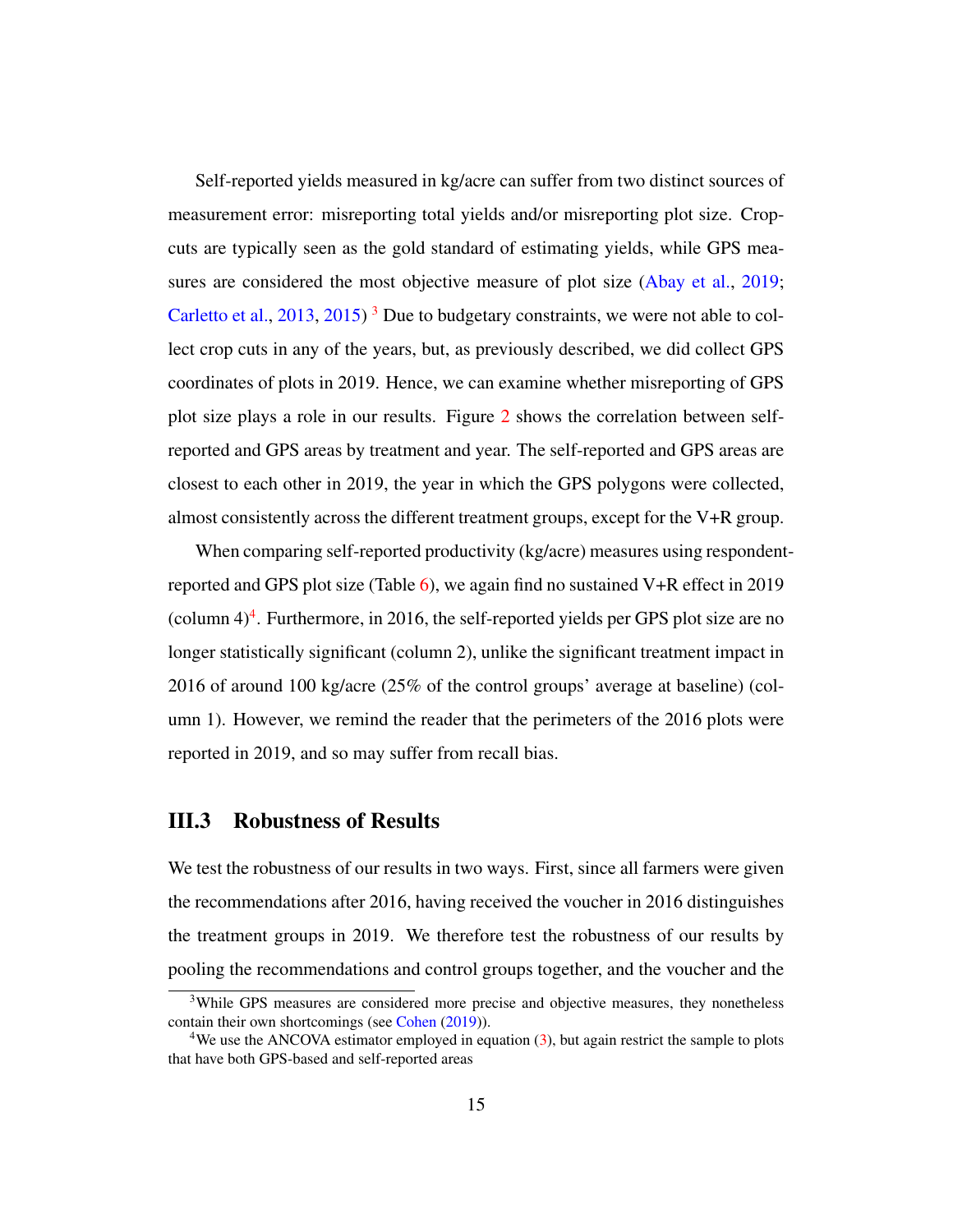Self-reported yields measured in kg/acre can suffer from two distinct sources of measurement error: misreporting total yields and/or misreporting plot size. Crop-cuts are typically seen as the gold standard of estimating yields, while GPS measures are considered the most objective measure of plot size (Abay et al., 2019; Carletto et al., 2013, 2015) [3] Due to budgetary constraints, we were not able to collect crop cuts in any of the years, but, as previously described, we did collect GPS coordinates of plots in 2019. Hence, we can examine whether misreporting of GPS plot size plays a role in our results. Figure 2 shows the correlation between self-reported and GPS areas by treatment and year. The self-reported and GPS areas are closest to each other in 2019, the year in which the GPS polygons were collected, almost consistently across the different treatment groups, except for the V+R group.

When comparing self-reported productivity (kg/acre) measures using respondent-reported and GPS plot size (Table 6), we again find no sustained V+R effect in 2019 (column 4)[4]. Furthermore, in 2016, the self-reported yields per GPS plot size are no longer statistically significant (column 2), unlike the significant treatment impact in 2016 of around 100 kg/acre (25% of the control groups' average at baseline) (column 1). However, we remind the reader that the perimeters of the 2016 plots were reported in 2019, and so may suffer from recall bias.

## III.3 Robustness of Results

We test the robustness of our results in two ways. First, since all farmers were given the recommendations after 2016, having received the voucher in 2016 distinguishes the treatment groups in 2019. We therefore test the robustness of our results by pooling the recommendations and control groups together, and the voucher and the

[3] While GPS measures are considered more precise and objective measures, they nonetheless contain their own shortcomings (see Cohen (2019)).

[4] We use the ANCOVA estimator employed in equation (3), but again restrict the sample to plots that have both GPS-based and self-reported areas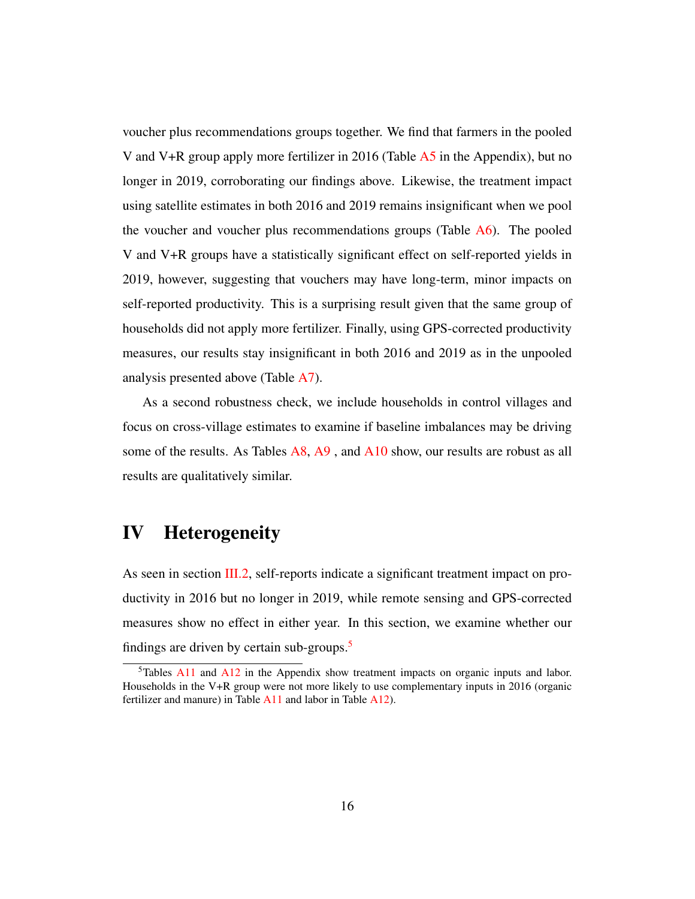voucher plus recommendations groups together. We find that farmers in the pooled V and V+R group apply more fertilizer in 2016 (Table A5 in the Appendix), but no longer in 2019, corroborating our findings above. Likewise, the treatment impact using satellite estimates in both 2016 and 2019 remains insignificant when we pool the voucher and voucher plus recommendations groups (Table A6). The pooled V and V+R groups have a statistically significant effect on self-reported yields in 2019, however, suggesting that vouchers may have long-term, minor impacts on self-reported productivity. This is a surprising result given that the same group of households did not apply more fertilizer. Finally, using GPS-corrected productivity measures, our results stay insignificant in both 2016 and 2019 as in the unpooled analysis presented above (Table A7).

As a second robustness check, we include households in control villages and focus on cross-village estimates to examine if baseline imbalances may be driving some of the results. As Tables A8, A9 , and A10 show, our results are robust as all results are qualitatively similar.

# IV Heterogeneity

As seen in section III.2, self-reports indicate a significant treatment impact on productivity in 2016 but no longer in 2019, while remote sensing and GPS-corrected measures show no effect in either year. In this section, we examine whether our findings are driven by certain sub-groups.[5]

[5] Tables A11 and A12 in the Appendix show treatment impacts on organic inputs and labor. Households in the V+R group were not more likely to use complementary inputs in 2016 (organic fertilizer and manure) in Table A11 and labor in Table A12).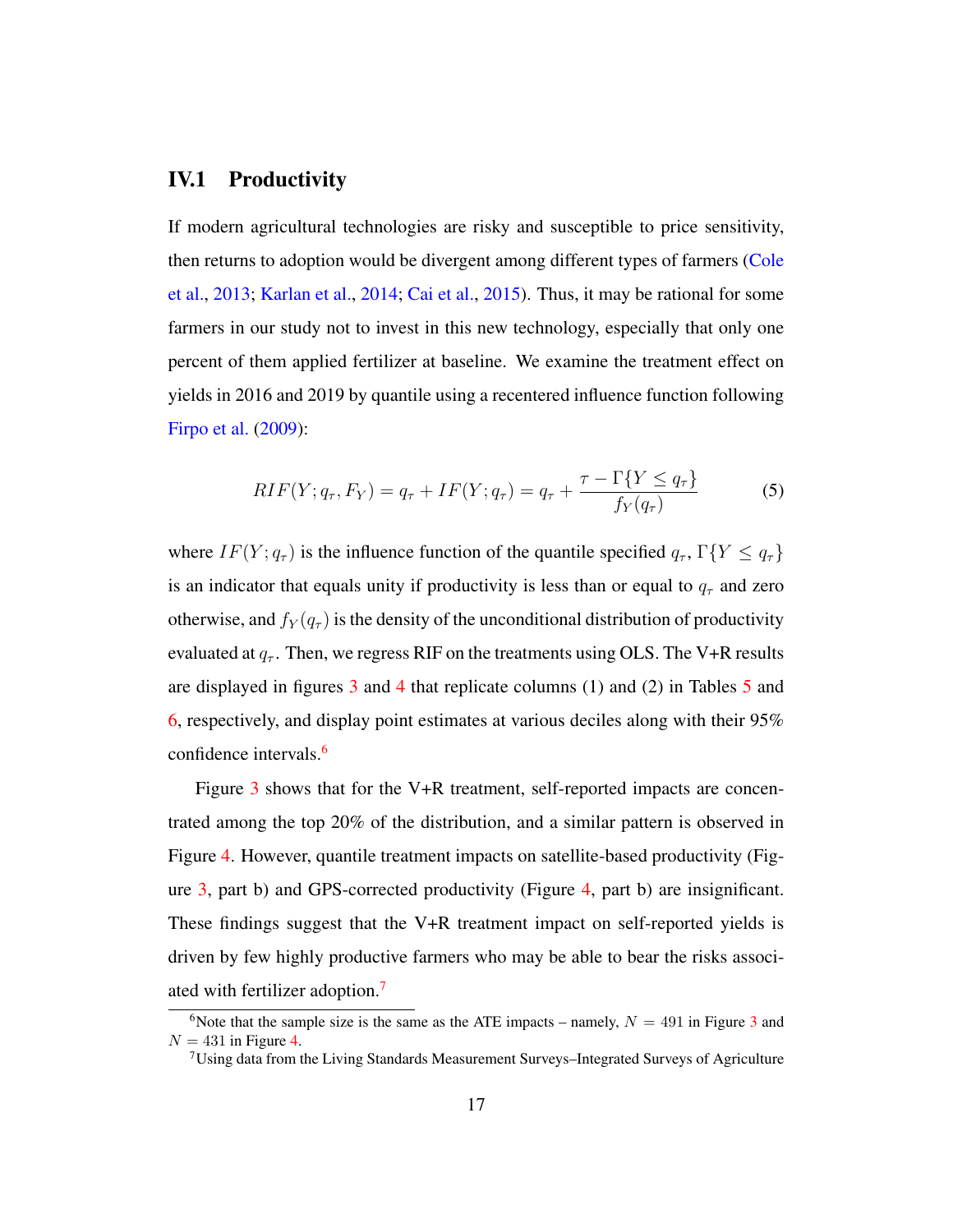### IV.1 Productivity

If modern agricultural technologies are risky and susceptible to price sensitivity, then returns to adoption would be divergent among different types of farmers (Cole et al., 2013; Karlan et al., 2014; Cai et al., 2015). Thus, it may be rational for some farmers in our study not to invest in this new technology, especially that only one percent of them applied fertilizer at baseline. We examine the treatment effect on yields in 2016 and 2019 by quantile using a recentered influence function following Firpo et al. (2009):

$$RIF(Y; q_\tau, F_Y) = q_\tau + IF(Y; q_\tau) = q_\tau + \frac{\tau - \Gamma\{Y \leq q_\tau\}}{f_Y(q_\tau)} \tag{5}$$

where $IF(Y; q_\tau)$ is the influence function of the quantile specified $q_\tau$, $\Gamma\{Y \leq q_\tau\}$ is an indicator that equals unity if productivity is less than or equal to $q_\tau$ and zero otherwise, and $f_Y(q_\tau)$ is the density of the unconditional distribution of productivity evaluated at $q_\tau$. Then, we regress RIF on the treatments using OLS. The V+R results are displayed in figures 3 and 4 that replicate columns (1) and (2) in Tables 5 and 6, respectively, and display point estimates at various deciles along with their 95% confidence intervals.[6]

Figure 3 shows that for the V+R treatment, self-reported impacts are concentrated among the top 20% of the distribution, and a similar pattern is observed in Figure 4. However, quantile treatment impacts on satellite-based productivity (Figure 3, part b) and GPS-corrected productivity (Figure 4, part b) are insignificant. These findings suggest that the V+R treatment impact on self-reported yields is driven by few highly productive farmers who may be able to bear the risks associated with fertilizer adoption.[7]

[6] Note that the sample size is the same as the ATE impacts – namely, $N = 491$ in Figure 3 and $N = 431$ in Figure 4.

[7] Using data from the Living Standards Measurement Surveys–Integrated Surveys of Agriculture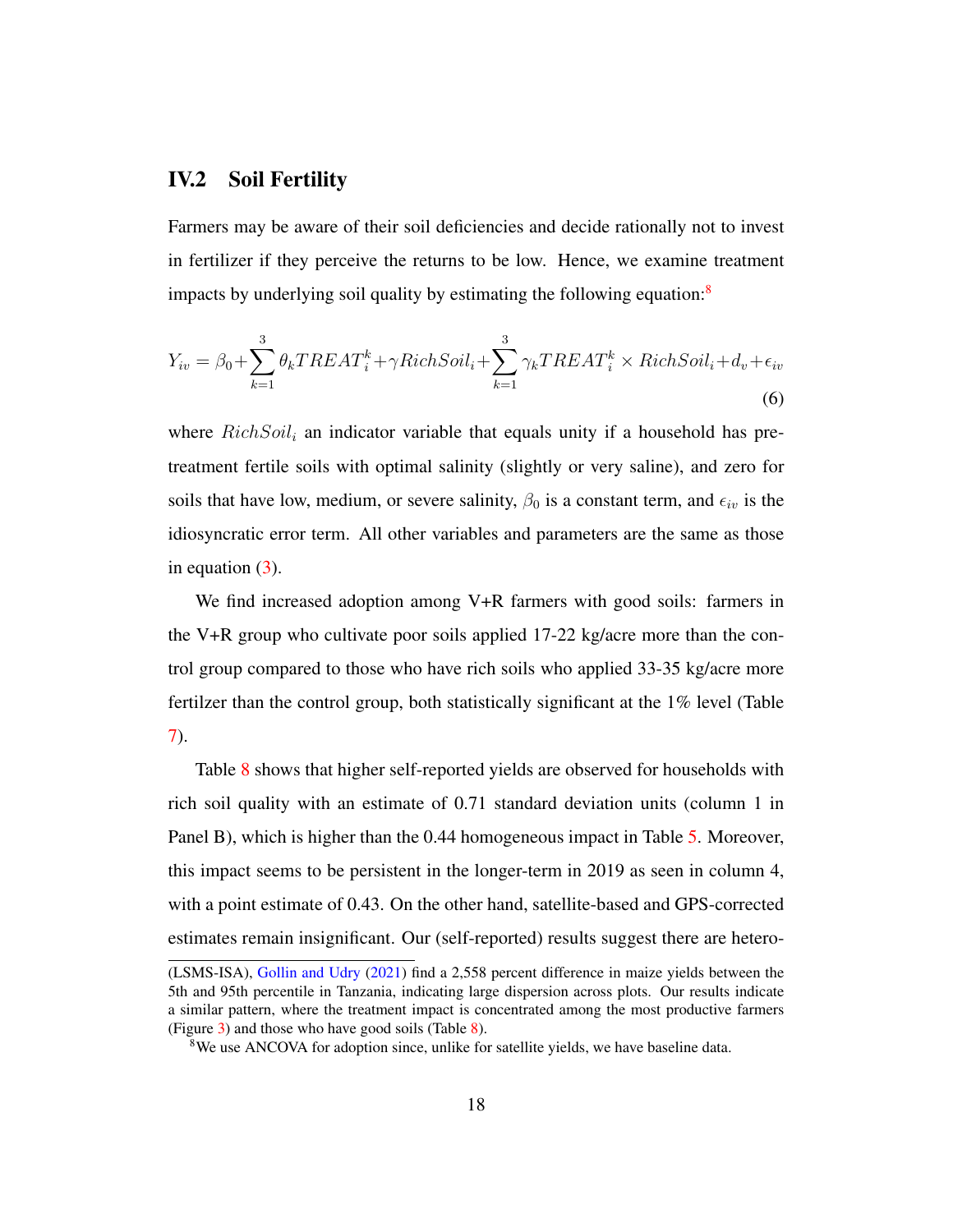## IV.2 Soil Fertility

Farmers may be aware of their soil deficiencies and decide rationally not to invest in fertilizer if they perceive the returns to be low. Hence, we examine treatment impacts by underlying soil quality by estimating the following equation:[8]

$$Y_{iv} = \beta_0 + \sum_{k=1}^{3} \theta_k TREAT_i^k + \gamma RichSoil_i + \sum_{k=1}^{3} \gamma_k TREAT_i^k \times RichSoil_i + d_v + \epsilon_{iv} \tag{6}$$

where $RichSoil_i$ an indicator variable that equals unity if a household has pre-treatment fertile soils with optimal salinity (slightly or very saline), and zero for soils that have low, medium, or severe salinity, $\beta_0$ is a constant term, and $\epsilon_{iv}$ is the idiosyncratic error term. All other variables and parameters are the same as those in equation (3).

We find increased adoption among V+R farmers with good soils: farmers in the V+R group who cultivate poor soils applied 17-22 kg/acre more than the control group compared to those who have rich soils who applied 33-35 kg/acre more fertilzer than the control group, both statistically significant at the 1% level (Table 7).

Table 8 shows that higher self-reported yields are observed for households with rich soil quality with an estimate of 0.71 standard deviation units (column 1 in Panel B), which is higher than the 0.44 homogeneous impact in Table 5. Moreover, this impact seems to be persistent in the longer-term in 2019 as seen in column 4, with a point estimate of 0.43. On the other hand, satellite-based and GPS-corrected estimates remain insignificant. Our (self-reported) results suggest there are hetero-

(LSMS-ISA), Gollin and Udry (2021) find a 2,558 percent difference in maize yields between the 5th and 95th percentile in Tanzania, indicating large dispersion across plots. Our results indicate a similar pattern, where the treatment impact is concentrated among the most productive farmers (Figure 3) and those who have good soils (Table 8).

[8] We use ANCOVA for adoption since, unlike for satellite yields, we have baseline data.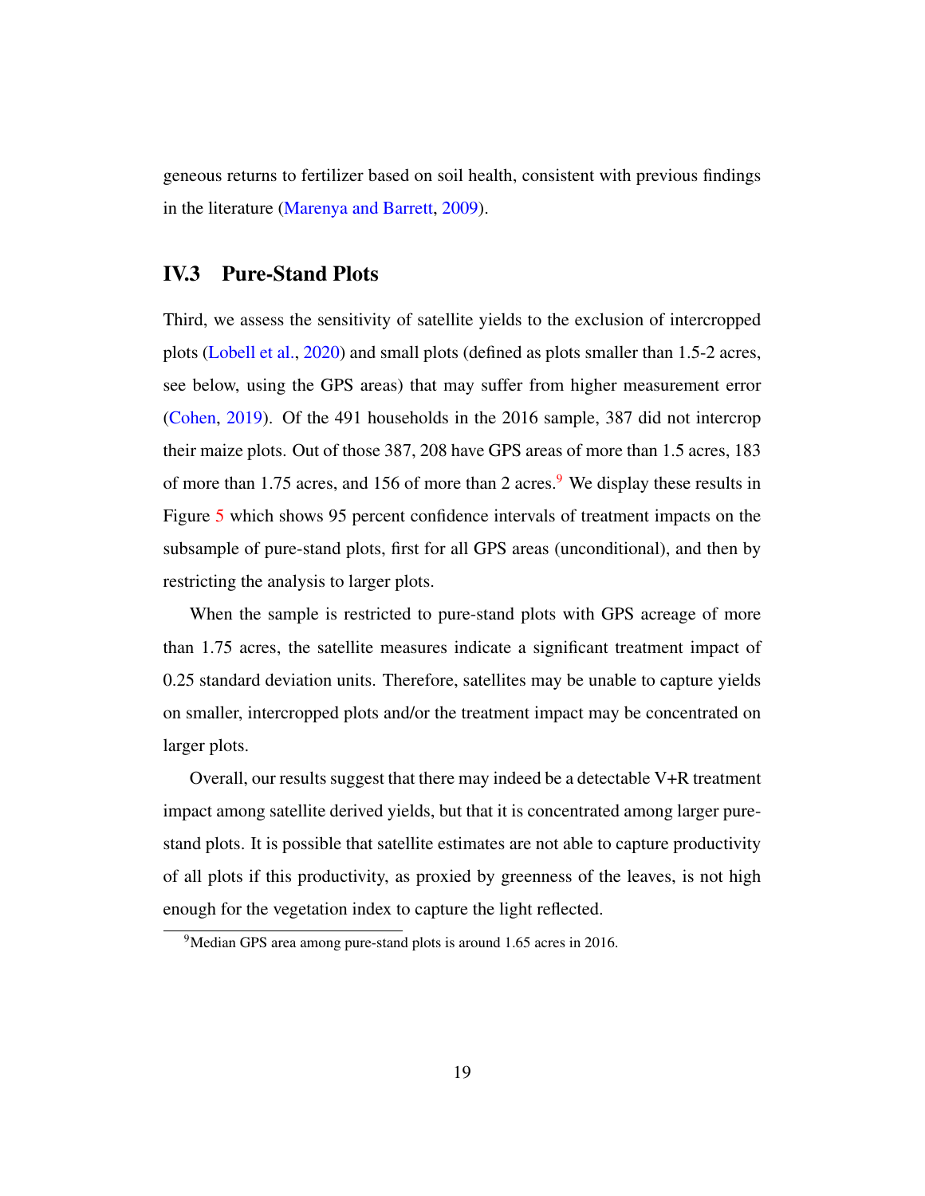geneous returns to fertilizer based on soil health, consistent with previous findings in the literature (Marenya and Barrett, 2009).

## IV.3 Pure-Stand Plots

Third, we assess the sensitivity of satellite yields to the exclusion of intercropped plots (Lobell et al., 2020) and small plots (defined as plots smaller than 1.5-2 acres, see below, using the GPS areas) that may suffer from higher measurement error (Cohen, 2019). Of the 491 households in the 2016 sample, 387 did not intercrop their maize plots. Out of those 387, 208 have GPS areas of more than 1.5 acres, 183 of more than 1.75 acres, and 156 of more than 2 acres.[9] We display these results in Figure 5 which shows 95 percent confidence intervals of treatment impacts on the subsample of pure-stand plots, first for all GPS areas (unconditional), and then by restricting the analysis to larger plots.

When the sample is restricted to pure-stand plots with GPS acreage of more than 1.75 acres, the satellite measures indicate a significant treatment impact of 0.25 standard deviation units. Therefore, satellites may be unable to capture yields on smaller, intercropped plots and/or the treatment impact may be concentrated on larger plots.

Overall, our results suggest that there may indeed be a detectable V+R treatment impact among satellite derived yields, but that it is concentrated among larger pure-stand plots. It is possible that satellite estimates are not able to capture productivity of all plots if this productivity, as proxied by greenness of the leaves, is not high enough for the vegetation index to capture the light reflected.

[9] Median GPS area among pure-stand plots is around 1.65 acres in 2016.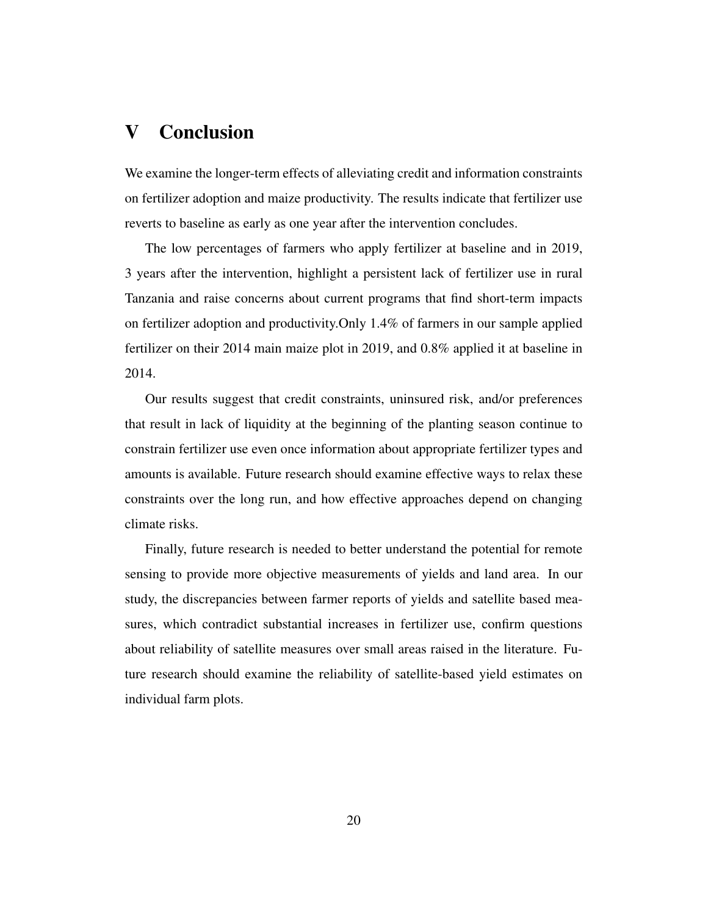# V Conclusion

We examine the longer-term effects of alleviating credit and information constraints on fertilizer adoption and maize productivity. The results indicate that fertilizer use reverts to baseline as early as one year after the intervention concludes.

The low percentages of farmers who apply fertilizer at baseline and in 2019, 3 years after the intervention, highlight a persistent lack of fertilizer use in rural Tanzania and raise concerns about current programs that find short-term impacts on fertilizer adoption and productivity.Only 1.4% of farmers in our sample applied fertilizer on their 2014 main maize plot in 2019, and 0.8% applied it at baseline in 2014.

Our results suggest that credit constraints, uninsured risk, and/or preferences that result in lack of liquidity at the beginning of the planting season continue to constrain fertilizer use even once information about appropriate fertilizer types and amounts is available. Future research should examine effective ways to relax these constraints over the long run, and how effective approaches depend on changing climate risks.

Finally, future research is needed to better understand the potential for remote sensing to provide more objective measurements of yields and land area. In our study, the discrepancies between farmer reports of yields and satellite based measures, which contradict substantial increases in fertilizer use, confirm questions about reliability of satellite measures over small areas raised in the literature. Future research should examine the reliability of satellite-based yield estimates on individual farm plots.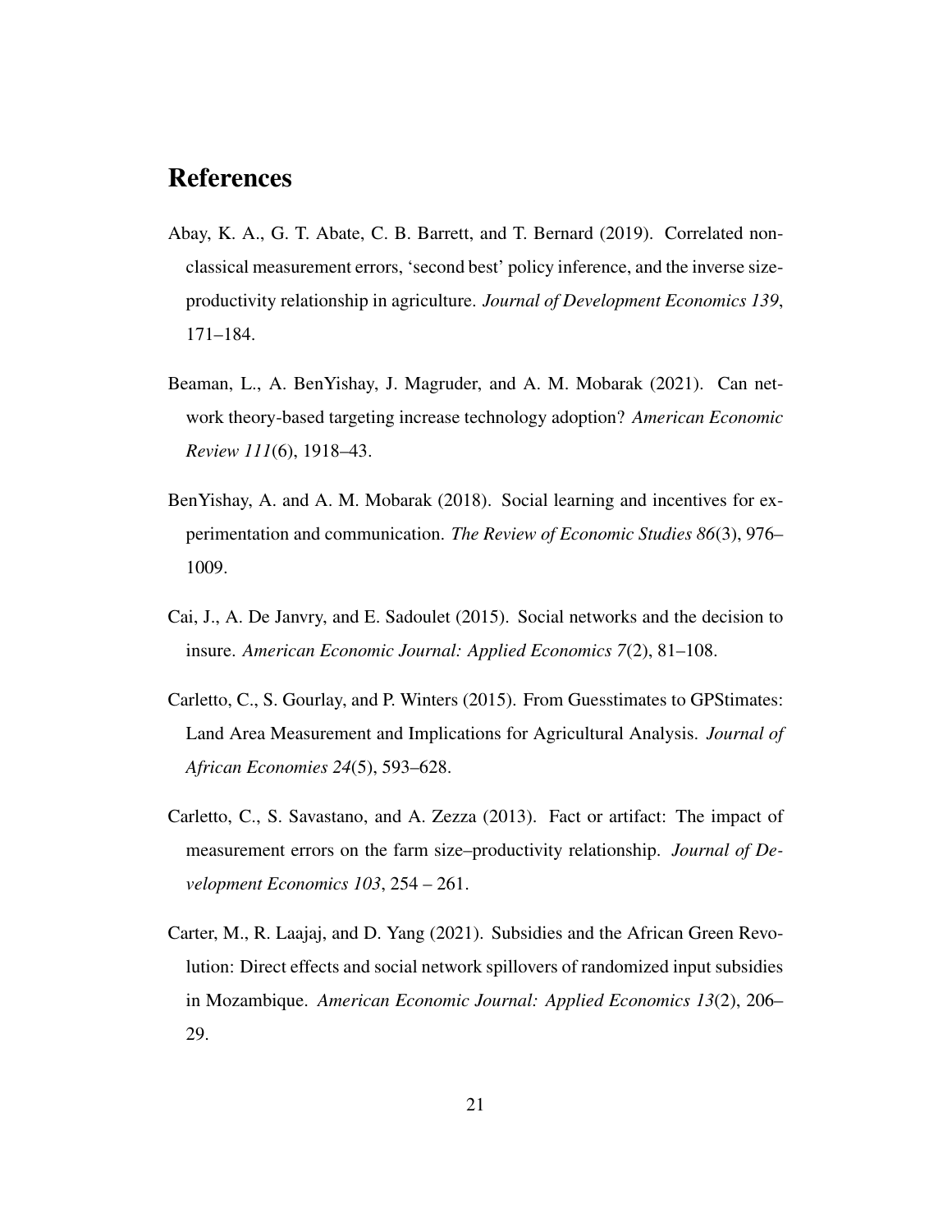# References

Abay, K. A., G. T. Abate, C. B. Barrett, and T. Bernard (2019). Correlated non-classical measurement errors, 'second best' policy inference, and the inverse size-productivity relationship in agriculture. *Journal of Development Economics 139*, 171–184.

Beaman, L., A. BenYishay, J. Magruder, and A. M. Mobarak (2021). Can network theory-based targeting increase technology adoption? *American Economic Review 111*(6), 1918–43.

BenYishay, A. and A. M. Mobarak (2018). Social learning and incentives for experimentation and communication. *The Review of Economic Studies 86*(3), 976–1009.

Cai, J., A. De Janvry, and E. Sadoulet (2015). Social networks and the decision to insure. *American Economic Journal: Applied Economics 7*(2), 81–108.

Carletto, C., S. Gourlay, and P. Winters (2015). From Guesstimates to GPStimates: Land Area Measurement and Implications for Agricultural Analysis. *Journal of African Economies 24*(5), 593–628.

Carletto, C., S. Savastano, and A. Zezza (2013). Fact or artifact: The impact of measurement errors on the farm size–productivity relationship. *Journal of Development Economics 103*, 254 – 261.

Carter, M., R. Laajaj, and D. Yang (2021). Subsidies and the African Green Revolution: Direct effects and social network spillovers of randomized input subsidies in Mozambique. *American Economic Journal: Applied Economics 13*(2), 206–29.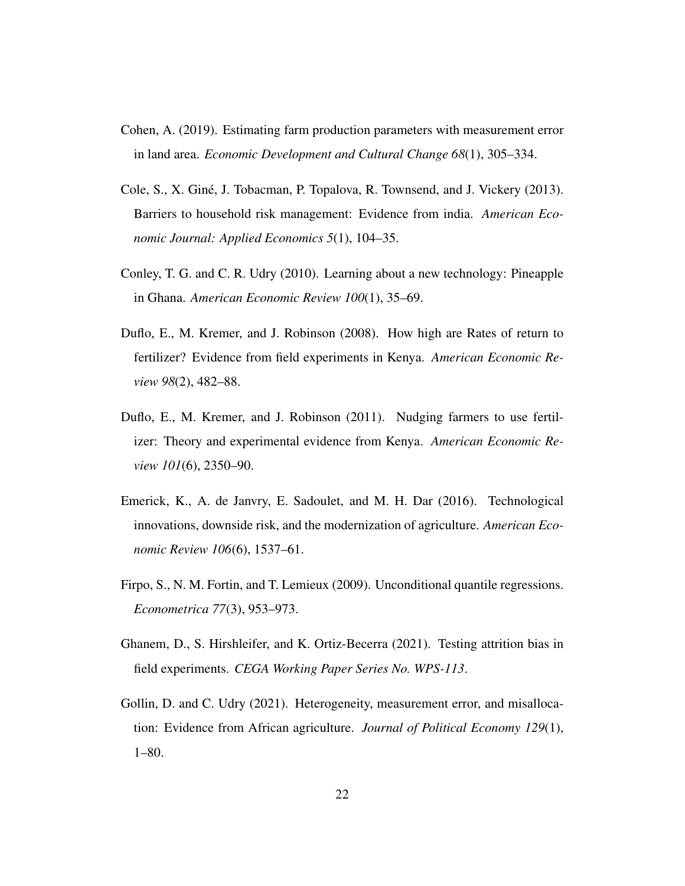Cohen, A. (2019). Estimating farm production parameters with measurement error in land area. *Economic Development and Cultural Change 68*(1), 305–334.

Cole, S., X. Giné, J. Tobacman, P. Topalova, R. Townsend, and J. Vickery (2013). Barriers to household risk management: Evidence from india. *American Economic Journal: Applied Economics 5*(1), 104–35.

Conley, T. G. and C. R. Udry (2010). Learning about a new technology: Pineapple in Ghana. *American Economic Review 100*(1), 35–69.

Duflo, E., M. Kremer, and J. Robinson (2008). How high are Rates of return to fertilizer? Evidence from field experiments in Kenya. *American Economic Review 98*(2), 482–88.

Duflo, E., M. Kremer, and J. Robinson (2011). Nudging farmers to use fertilizer: Theory and experimental evidence from Kenya. *American Economic Review 101*(6), 2350–90.

Emerick, K., A. de Janvry, E. Sadoulet, and M. H. Dar (2016). Technological innovations, downside risk, and the modernization of agriculture. *American Economic Review 106*(6), 1537–61.

Firpo, S., N. M. Fortin, and T. Lemieux (2009). Unconditional quantile regressions. *Econometrica 77*(3), 953–973.

Ghanem, D., S. Hirshleifer, and K. Ortiz-Becerra (2021). Testing attrition bias in field experiments. *CEGA Working Paper Series No. WPS-113*.

Gollin, D. and C. Udry (2021). Heterogeneity, measurement error, and misallocation: Evidence from African agriculture. *Journal of Political Economy 129*(1), 1–80.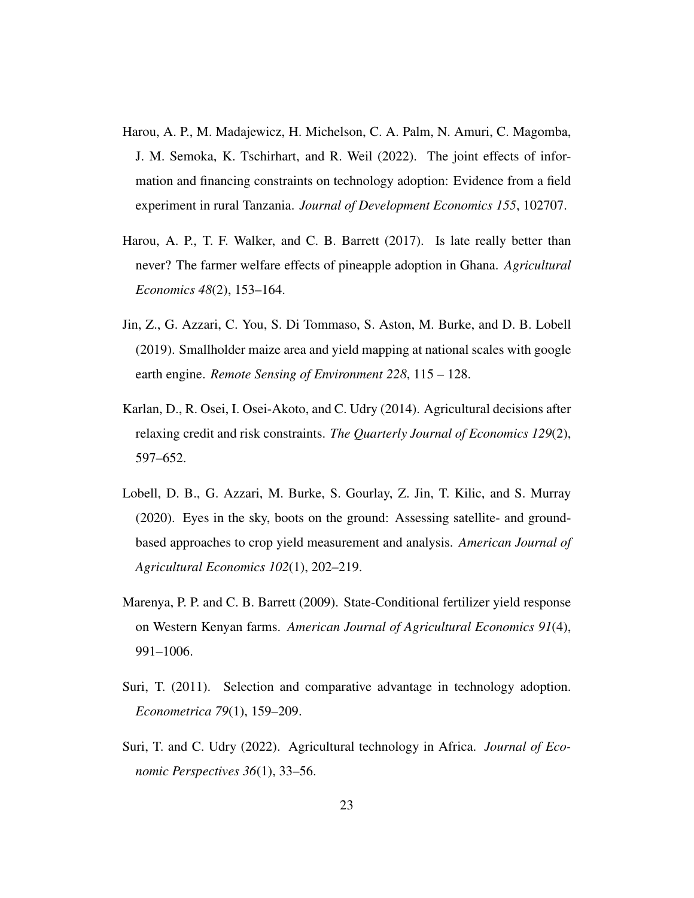Harou, A. P., M. Madajewicz, H. Michelson, C. A. Palm, N. Amuri, C. Magomba, J. M. Semoka, K. Tschirhart, and R. Weil (2022). The joint effects of information and financing constraints on technology adoption: Evidence from a field experiment in rural Tanzania. *Journal of Development Economics 155*, 102707.

Harou, A. P., T. F. Walker, and C. B. Barrett (2017). Is late really better than never? The farmer welfare effects of pineapple adoption in Ghana. *Agricultural Economics 48*(2), 153–164.

Jin, Z., G. Azzari, C. You, S. Di Tommaso, S. Aston, M. Burke, and D. B. Lobell (2019). Smallholder maize area and yield mapping at national scales with google earth engine. *Remote Sensing of Environment 228*, 115 – 128.

Karlan, D., R. Osei, I. Osei-Akoto, and C. Udry (2014). Agricultural decisions after relaxing credit and risk constraints. *The Quarterly Journal of Economics 129*(2), 597–652.

Lobell, D. B., G. Azzari, M. Burke, S. Gourlay, Z. Jin, T. Kilic, and S. Murray (2020). Eyes in the sky, boots on the ground: Assessing satellite- and ground-based approaches to crop yield measurement and analysis. *American Journal of Agricultural Economics 102*(1), 202–219.

Marenya, P. P. and C. B. Barrett (2009). State-Conditional fertilizer yield response on Western Kenyan farms. *American Journal of Agricultural Economics 91*(4), 991–1006.

Suri, T. (2011). Selection and comparative advantage in technology adoption. *Econometrica 79*(1), 159–209.

Suri, T. and C. Udry (2022). Agricultural technology in Africa. *Journal of Economic Perspectives 36*(1), 33–56.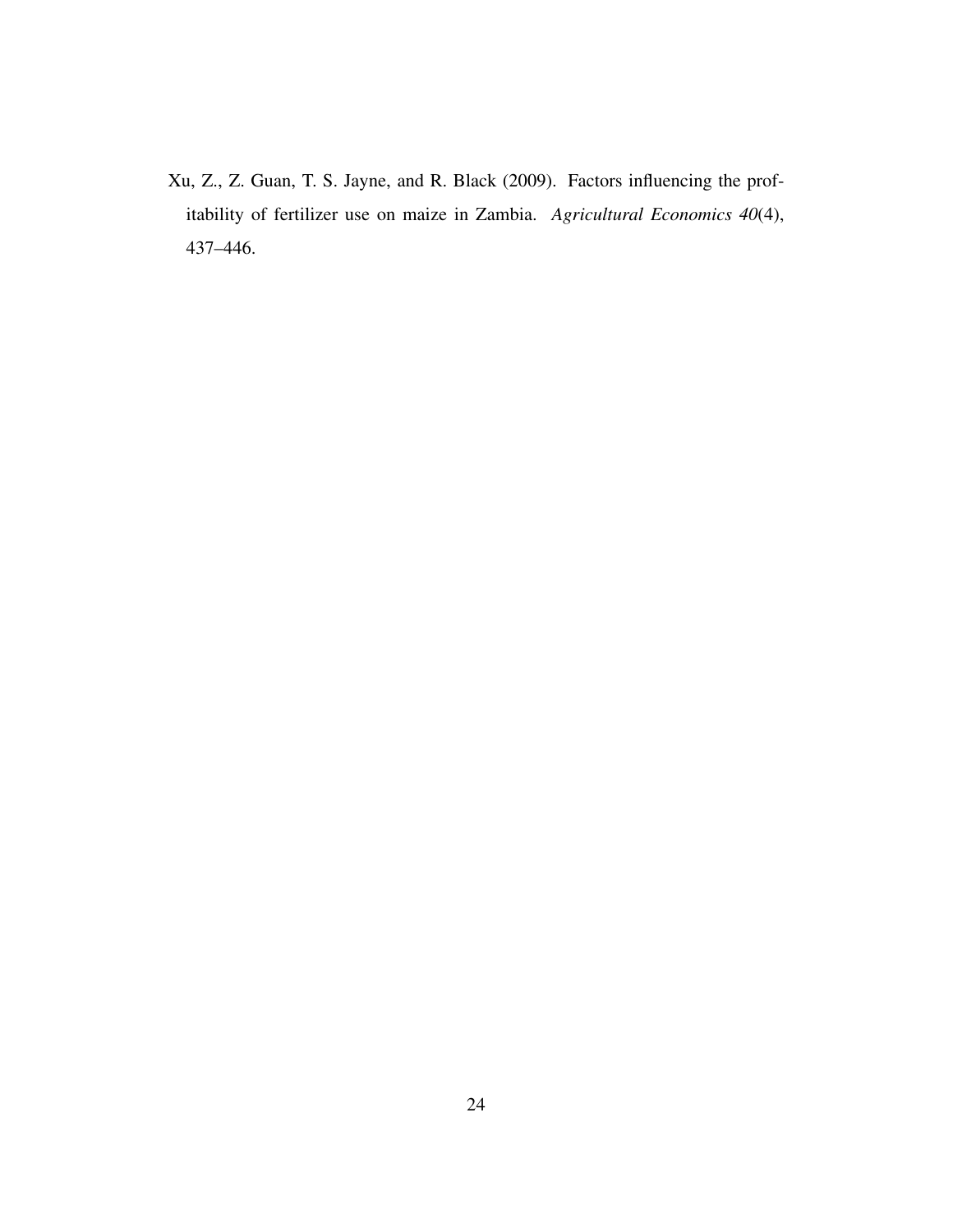Xu, Z., Z. Guan, T. S. Jayne, and R. Black (2009). Factors influencing the profitability of fertilizer use on maize in Zambia. *Agricultural Economics 40*(4), 437–446.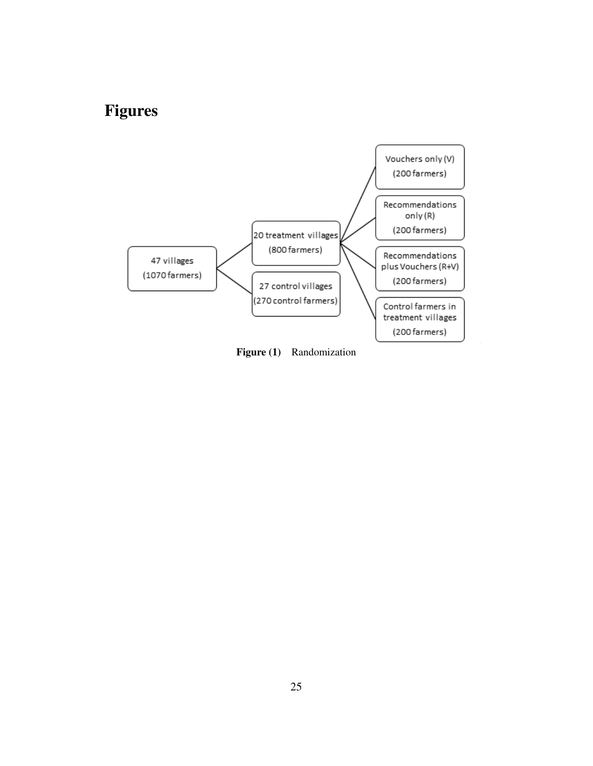# Figures

47 villages
(1070 farmers)

20 treatment villages
(800 farmers)

27 control villages
(270 control farmers)

Vouchers only (V)
(200 farmers)

Recommendations only (R)
(200 farmers)

Recommendations plus Vouchers (R+V)
(200 farmers)

Control farmers in treatment villages
(200 farmers)

**Figure (1)** Randomization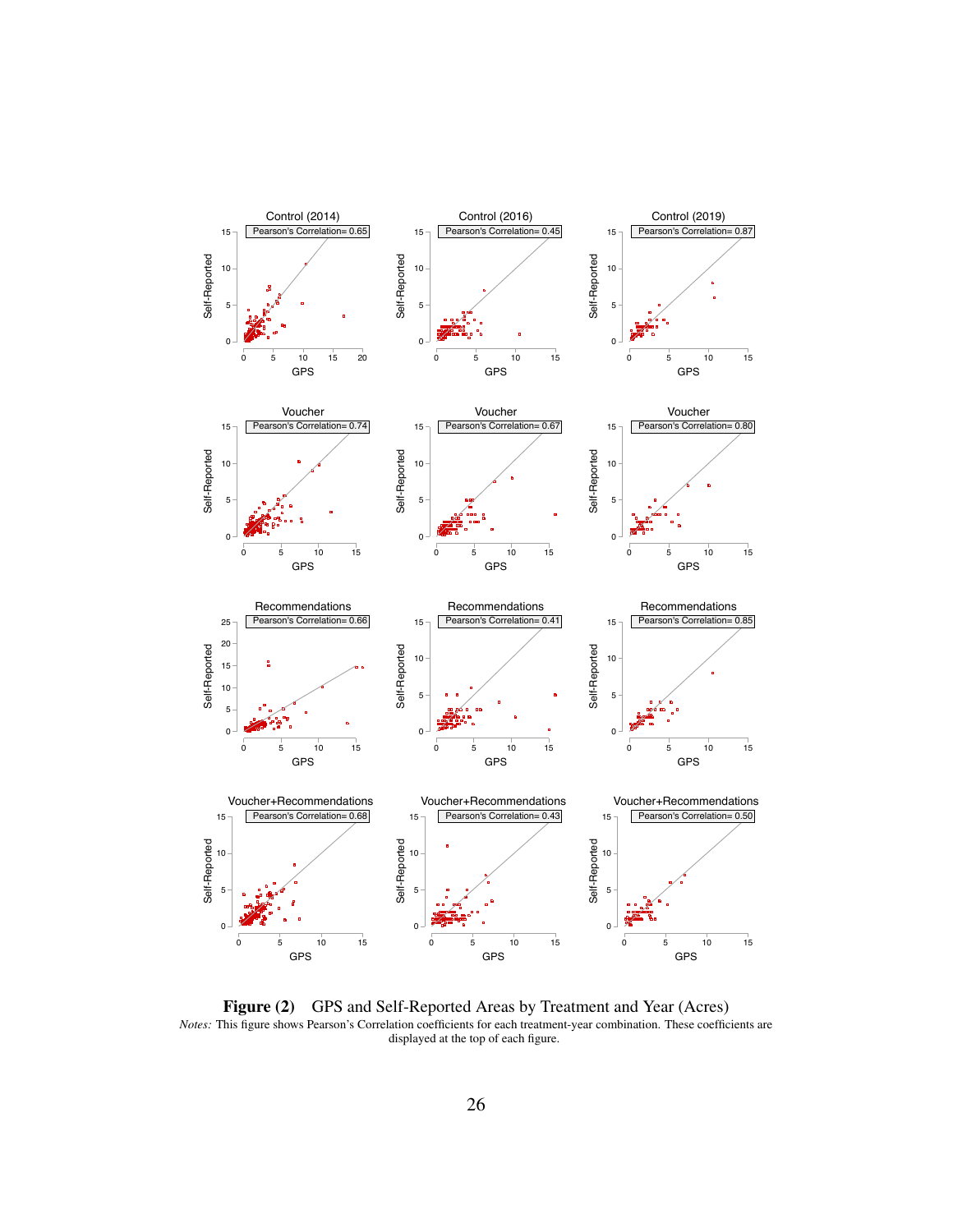**Figure (2)** GPS and Self-Reported Areas by Treatment and Year (Acres)

*Notes:* This figure shows Pearson's Correlation coefficients for each treatment-year combination. These coefficients are displayed at the top of each figure.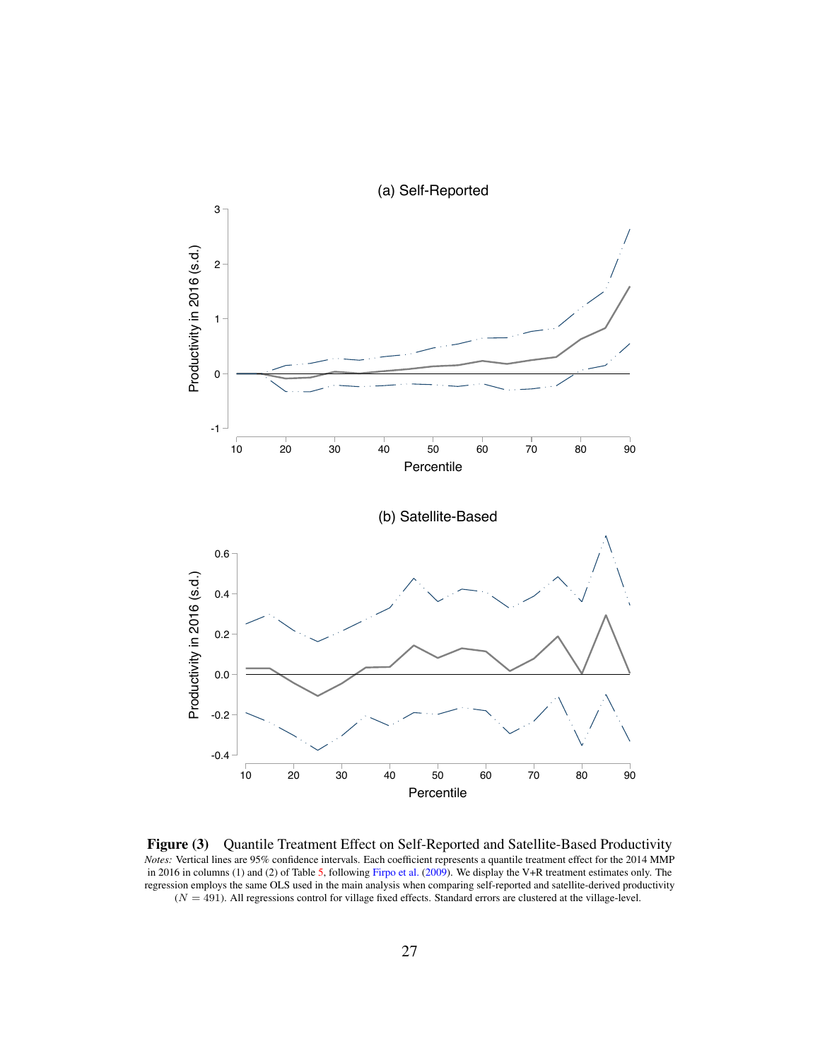**Figure (3)** Quantile Treatment Effect on Self-Reported and Satellite-Based Productivity

*Notes:* Vertical lines are 95% confidence intervals. Each coefficient represents a quantile treatment effect for the 2014 MMP in 2016 in columns (1) and (2) of Table 5, following Firpo et al. (2009). We display the V+R treatment estimates only. The regression employs the same OLS used in the main analysis when comparing self-reported and satellite-derived productivity ($N = 491$). All regressions control for village fixed effects. Standard errors are clustered at the village-level.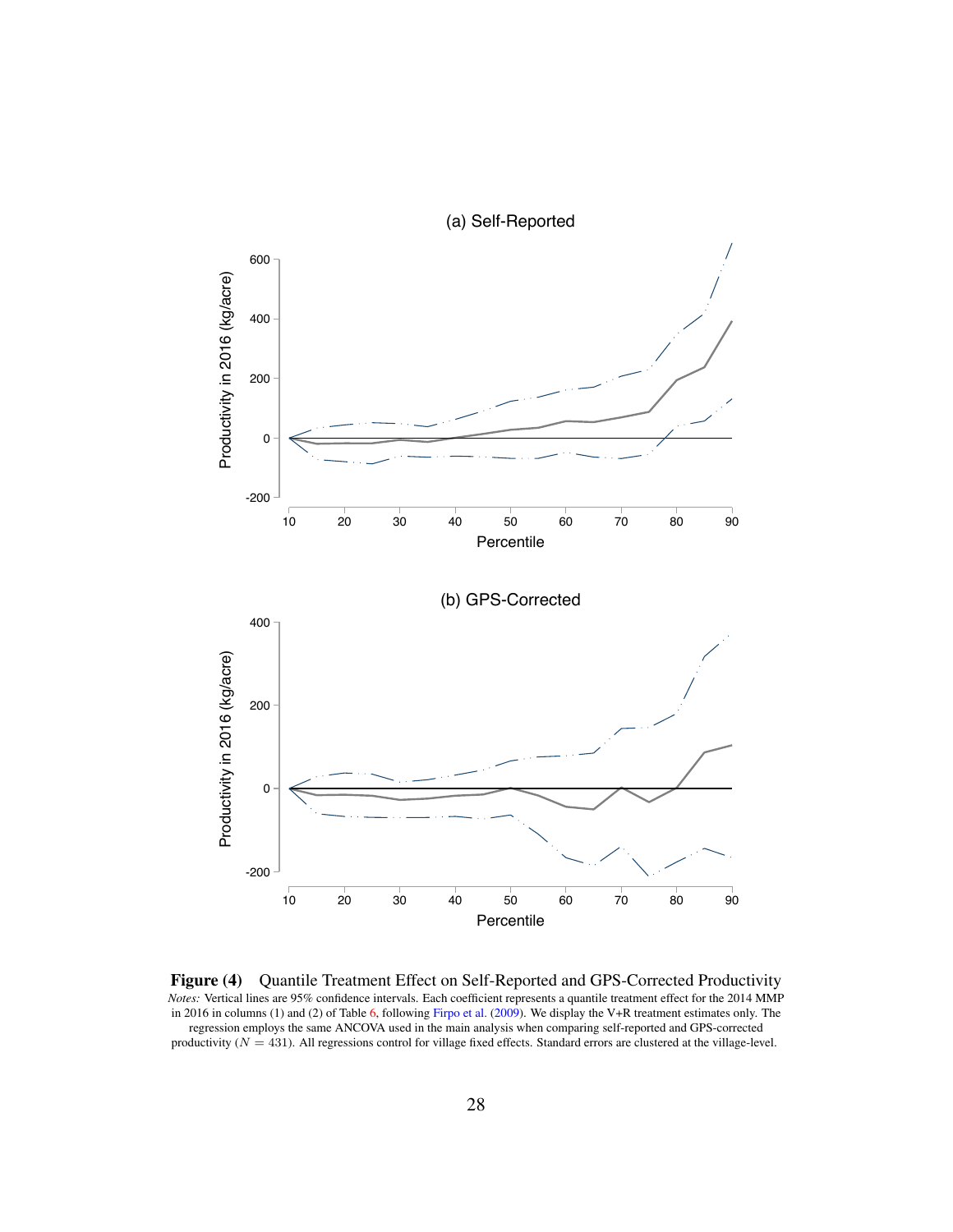**Figure (4)** Quantile Treatment Effect on Self-Reported and GPS-Corrected Productivity

*Notes:* Vertical lines are 95% confidence intervals. Each coefficient represents a quantile treatment effect for the 2014 MMP in 2016 in columns (1) and (2) of Table 6, following Firpo et al. (2009). We display the V+R treatment estimates only. The regression employs the same ANCOVA used in the main analysis when comparing self-reported and GPS-corrected productivity ($N = 431$). All regressions control for village fixed effects. Standard errors are clustered at the village-level.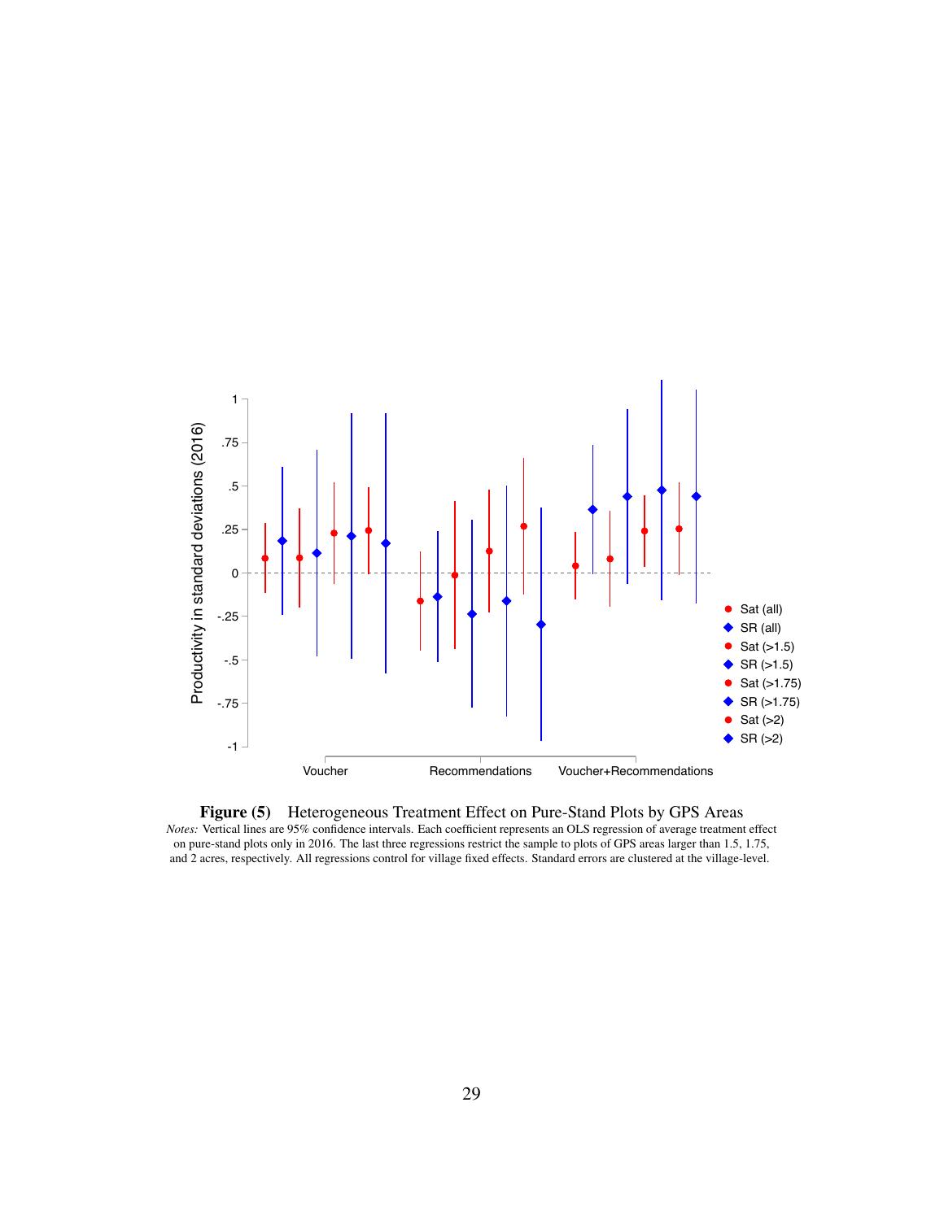**Figure (5)** Heterogeneous Treatment Effect on Pure-Stand Plots by GPS Areas

*Notes:* Vertical lines are 95% confidence intervals. Each coefficient represents an OLS regression of average treatment effect on pure-stand plots only in 2016. The last three regressions restrict the sample to plots of GPS areas larger than 1.5, 1.75, and 2 acres, respectively. All regressions control for village fixed effects. Standard errors are clustered at the village-level.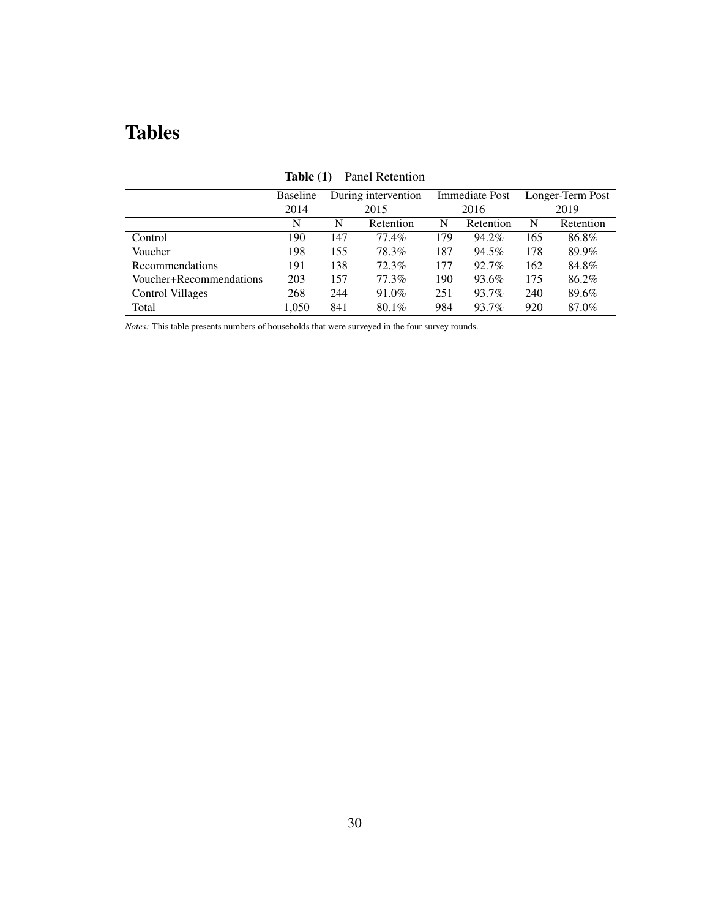# Tables

**Table (1)** Panel Retention

| | Baseline 2014 | During intervention 2015 | | Immediate Post 2016 | | Longer-Term Post 2019 | |
|---|---|---|---|---|---|---|---|
| | N | N | Retention | N | Retention | N | Retention |
| Control | 190 | 147 | 77.4% | 179 | 94.2% | 165 | 86.8% |
| Voucher | 198 | 155 | 78.3% | 187 | 94.5% | 178 | 89.9% |
| Recommendations | 191 | 138 | 72.3% | 177 | 92.7% | 162 | 84.8% |
| Voucher+Recommendations | 203 | 157 | 77.3% | 190 | 93.6% | 175 | 86.2% |
| Control Villages | 268 | 244 | 91.0% | 251 | 93.7% | 240 | 89.6% |
| Total | 1,050 | 841 | 80.1% | 984 | 93.7% | 920 | 87.0% |

*Notes:* This table presents numbers of households that were surveyed in the four survey rounds.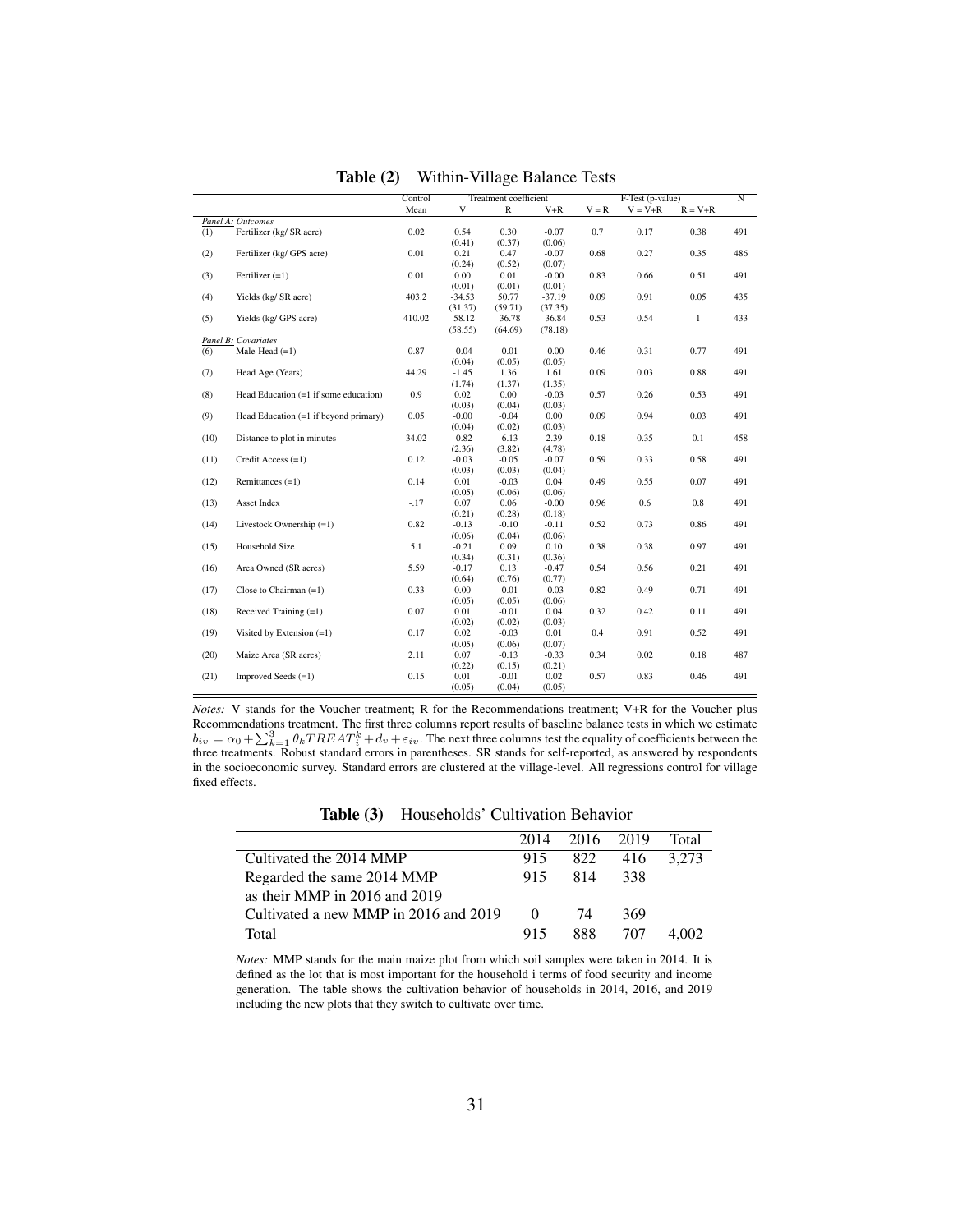**Table (2)** Within-Village Balance Tests

| | | Control | Treatment coefficient | | | F-Test (p-value) | | | N |
|---|---|---|---|---|---|---|---|---|---|
| | | Mean | V | R | V+R | V = R | V = V+R | R = V+R | |
| *Panel A: Outcomes* | | | | | | | | | |
| (1) | Fertilizer (kg/ SR acre) | 0.02 | 0.54 | 0.30 | -0.07 | 0.7 | 0.17 | 0.38 | 491 |
| | | | (0.41) | (0.37) | (0.06) | | | | |
| (2) | Fertilizer (kg/ GPS acre) | 0.01 | 0.21 | 0.47 | -0.07 | 0.68 | 0.27 | 0.35 | 486 |
| | | | (0.24) | (0.52) | (0.07) | | | | |
| (3) | Fertilizer (=1) | 0.01 | 0.00 | 0.01 | -0.00 | 0.83 | 0.66 | 0.51 | 491 |
| | | | (0.01) | (0.01) | (0.01) | | | | |
| (4) | Yields (kg/ SR acre) | 403.2 | -34.53 | 50.77 | -37.19 | 0.09 | 0.91 | 0.05 | 435 |
| | | | (31.37) | (59.71) | (37.35) | | | | |
| (5) | Yields (kg/ GPS acre) | 410.02 | -58.12 | -36.78 | -36.84 | 0.53 | 0.54 | 1 | 433 |
| | | | (58.55) | (64.69) | (78.18) | | | | |
| *Panel B: Covariates* | | | | | | | | | |
| (6) | Male-Head (=1) | 0.87 | -0.04 | -0.01 | -0.00 | 0.46 | 0.31 | 0.77 | 491 |
| | | | (0.04) | (0.05) | (0.05) | | | | |
| (7) | Head Age (Years) | 44.29 | -1.45 | 1.36 | 1.61 | 0.09 | 0.03 | 0.88 | 491 |
| | | | (1.74) | (1.37) | (1.35) | | | | |
| (8) | Head Education (=1 if some education) | 0.9 | 0.02 | 0.00 | -0.03 | 0.57 | 0.26 | 0.53 | 491 |
| | | | (0.03) | (0.04) | (0.03) | | | | |
| (9) | Head Education (=1 if beyond primary) | 0.05 | -0.00 | -0.04 | 0.00 | 0.09 | 0.94 | 0.03 | 491 |
| | | | (0.04) | (0.02) | (0.03) | | | | |
| (10) | Distance to plot in minutes | 34.02 | -0.82 | -6.13 | 2.39 | 0.18 | 0.35 | 0.1 | 458 |
| | | | (2.36) | (3.82) | (4.78) | | | | |
| (11) | Credit Access (=1) | 0.12 | -0.03 | -0.05 | -0.07 | 0.59 | 0.33 | 0.58 | 491 |
| | | | (0.03) | (0.03) | (0.04) | | | | |
| (12) | Remittances (=1) | 0.14 | 0.01 | -0.03 | 0.04 | 0.49 | 0.55 | 0.07 | 491 |
| | | | (0.05) | (0.06) | (0.06) | | | | |
| (13) | Asset Index | -.17 | 0.07 | 0.06 | -0.00 | 0.96 | 0.6 | 0.8 | 491 |
| | | | (0.21) | (0.28) | (0.18) | | | | |
| (14) | Livestock Ownership (=1) | 0.82 | -0.13 | -0.10 | -0.11 | 0.52 | 0.73 | 0.86 | 491 |
| | | | (0.06) | (0.04) | (0.06) | | | | |
| (15) | Household Size | 5.1 | -0.21 | 0.09 | 0.10 | 0.38 | 0.38 | 0.97 | 491 |
| | | | (0.34) | (0.31) | (0.36) | | | | |
| (16) | Area Owned (SR acres) | 5.59 | -0.17 | 0.13 | -0.47 | 0.54 | 0.56 | 0.21 | 491 |
| | | | (0.64) | (0.76) | (0.77) | | | | |
| (17) | Close to Chairman (=1) | 0.33 | 0.00 | -0.01 | -0.03 | 0.82 | 0.49 | 0.71 | 491 |
| | | | (0.05) | (0.05) | (0.06) | | | | |
| (18) | Received Training (=1) | 0.07 | 0.01 | -0.01 | 0.04 | 0.32 | 0.42 | 0.11 | 491 |
| | | | (0.02) | (0.02) | (0.03) | | | | |
| (19) | Visited by Extension (=1) | 0.17 | 0.02 | -0.03 | 0.01 | 0.4 | 0.91 | 0.52 | 491 |
| | | | (0.05) | (0.06) | (0.07) | | | | |
| (20) | Maize Area (SR acres) | 2.11 | 0.07 | -0.13 | -0.33 | 0.34 | 0.02 | 0.18 | 487 |
| | | | (0.22) | (0.15) | (0.21) | | | | |
| (21) | Improved Seeds (=1) | 0.15 | 0.01 | -0.01 | 0.02 | 0.57 | 0.83 | 0.46 | 491 |
| | | | (0.05) | (0.04) | (0.05) | | | | |

*Notes:* V stands for the Voucher treatment; R for the Recommendations treatment; V+R for the Voucher plus Recommendations treatment. The first three columns report results of baseline balance tests in which we estimate $b_{iv} = \alpha_0 + \sum_{k=1}^{3} \theta_k TREAT_i^k + d_v + \varepsilon_{iv}$. The next three columns test the equality of coefficients between the three treatments. Robust standard errors in parentheses. SR stands for self-reported, as answered by respondents in the socioeconomic survey. Standard errors are clustered at the village-level. All regressions control for village fixed effects.

**Table (3)** Households' Cultivation Behavior

| | 2014 | 2016 | 2019 | Total |
|---|---|---|---|---|
| Cultivated the 2014 MMP | 915 | 822 | 416 | 3,273 |
| Regarded the same 2014 MMP as their MMP in 2016 and 2019 | 915 | 814 | 338 | |
| Cultivated a new MMP in 2016 and 2019 | 0 | 74 | 369 | |
| Total | 915 | 888 | 707 | 4,002 |

*Notes:* MMP stands for the main maize plot from which soil samples were taken in 2014. It is defined as the lot that is most important for the household i terms of food security and income generation. The table shows the cultivation behavior of households in 2014, 2016, and 2019 including the new plots that they switch to cultivate over time.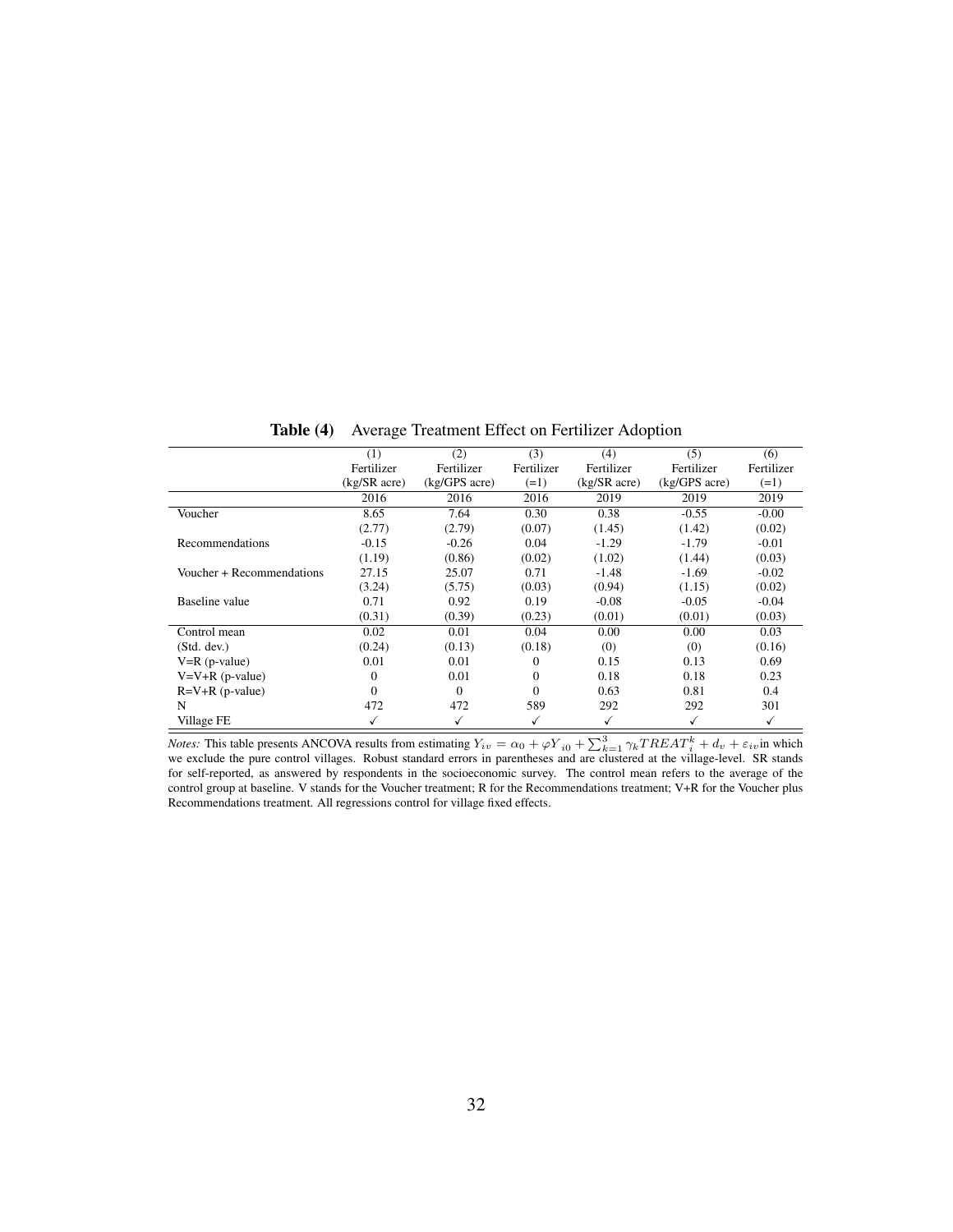**Table (4)** Average Treatment Effect on Fertilizer Adoption

| | (1) Fertilizer (kg/SR acre) | (2) Fertilizer (kg/GPS acre) | (3) Fertilizer (=1) | (4) Fertilizer (kg/SR acre) | (5) Fertilizer (kg/GPS acre) | (6) Fertilizer (=1) |
|---|---|---|---|---|---|---|
| | 2016 | 2016 | 2016 | 2019 | 2019 | 2019 |
| Voucher | 8.65 | 7.64 | 0.30 | 0.38 | -0.55 | -0.00 |
| | (2.77) | (2.79) | (0.07) | (1.45) | (1.42) | (0.02) |
| Recommendations | -0.15 | -0.26 | 0.04 | -1.29 | -1.79 | -0.01 |
| | (1.19) | (0.86) | (0.02) | (1.02) | (1.44) | (0.03) |
| Voucher + Recommendations | 27.15 | 25.07 | 0.71 | -1.48 | -1.69 | -0.02 |
| | (3.24) | (5.75) | (0.03) | (0.94) | (1.15) | (0.02) |
| Baseline value | 0.71 | 0.92 | 0.19 | -0.08 | -0.05 | -0.04 |
| | (0.31) | (0.39) | (0.23) | (0.01) | (0.01) | (0.03) |
| Control mean | 0.02 | 0.01 | 0.04 | 0.00 | 0.00 | 0.03 |
| (Std. dev.) | (0.24) | (0.13) | (0.18) | (0) | (0) | (0.16) |
| V=R (p-value) | 0.01 | 0.01 | 0 | 0.15 | 0.13 | 0.69 |
| V=V+R (p-value) | 0 | 0.01 | 0 | 0.18 | 0.18 | 0.23 |
| R=V+R (p-value) | 0 | 0 | 0 | 0.63 | 0.81 | 0.4 |
| N | 472 | 472 | 589 | 292 | 292 | 301 |
| Village FE | ✓ | ✓ | ✓ | ✓ | ✓ | ✓ |

*Notes:* This table presents ANCOVA results from estimating $Y_{iv} = \alpha_0 + \varphi Y_{i0} + \sum_{k=1}^{3} \gamma_k TREAT_i^k + d_v + \varepsilon_{iv}$ in which we exclude the pure control villages. Robust standard errors in parentheses and are clustered at the village-level. SR stands for self-reported, as answered by respondents in the socioeconomic survey. The control mean refers to the average of the control group at baseline. V stands for the Voucher treatment; R for the Recommendations treatment; V+R for the Voucher plus Recommendations treatment. All regressions control for village fixed effects.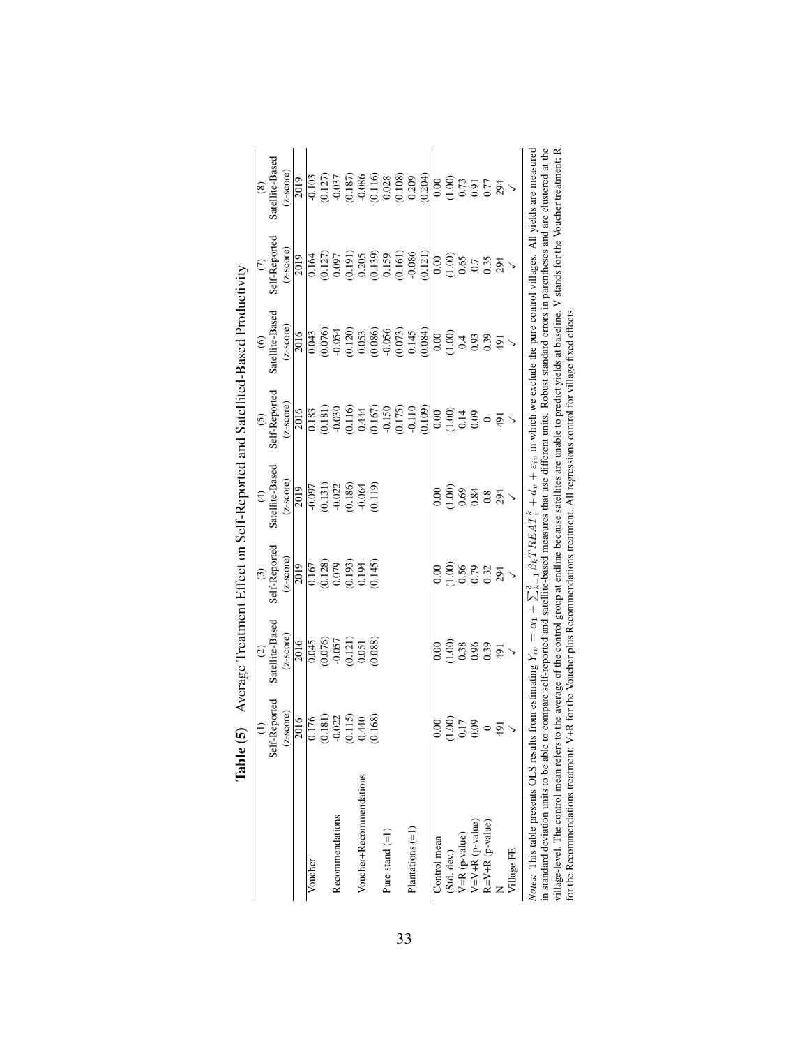**Table (5)** Average Treatment Effect on Self-Reported and Satellited-Based Productivity

| | (1) | (2) | (3) | (4) | (5) | (6) | (7) | (8) |
|---|---|---|---|---|---|---|---|---|
| | Self-Reported | Satellite-Based | Self-Reported | Satellite-Based | Self-Reported | Satellite-Based | Self-Reported | Satellite-Based |
| | ($z$-score) | ($z$-score) | ($z$-score) | ($z$-score) | ($z$-score) | ($z$-score) | ($z$-score) | ($z$-score) |
| | 2016 | 2016 | 2019 | 2019 | 2016 | 2016 | 2019 | 2019 |
| Voucher | 0.176 | 0.045 | 0.167 | -0.097 | 0.183 | 0.043 | 0.164 | -0.103 |
| | (0.181) | (0.076) | (0.128) | (0.131) | (0.181) | (0.076) | (0.127) | (0.127) |
| Recommendations | -0.022 | -0.057 | 0.079 | -0.022 | -0.030 | -0.054 | 0.097 | -0.037 |
| | (0.115) | (0.121) | (0.193) | (0.186) | (0.116) | (0.120) | (0.191) | (0.187) |
| Voucher+Recommendations | 0.440 | 0.051 | 0.194 | -0.064 | 0.444 | 0.053 | 0.205 | -0.086 |
| | (0.168) | (0.088) | (0.145) | (0.119) | (0.167) | (0.086) | (0.139) | (0.116) |
| Pure stand (=1) | | | | | -0.150 | -0.056 | 0.159 | 0.028 |
| | | | | | (0.175) | (0.073) | (0.161) | (0.108) |
| Plantations (=1) | | | | | -0.110 | 0.145 | -0.086 | 0.209 |
| | | | | | (0.109) | (0.084) | (0.121) | (0.204) |
| Control mean | 0.00 | 0.00 | 0.00 | 0.00 | 0.00 | 0.00 | 0.00 | 0.00 |
| (Std. dev.) | (1.00) | (1.00) | (1.00) | (1.00) | (1.00) | (1.00) | (1.00) | (1.00) |
| V=R (p-value) | 0.17 | 0.38 | 0.56 | 0.69 | 0.14 | 0.4 | 0.65 | 0.73 |
| V=V+R (p-value) | 0.09 | 0.96 | 0.79 | 0.84 | 0.09 | 0.93 | 0.7 | 0.91 |
| R=V+R (p-value) | 0 | 0.39 | 0.32 | 0.8 | 0 | 0.39 | 0.35 | 0.77 |
| N | 491 | 491 | 294 | 294 | 491 | 491 | 294 | 294 |
| Village FE | ✓ | ✓ | ✓ | ✓ | ✓ | ✓ | ✓ | ✓ |

*Notes:* This table presents OLS results from estimating $Y_{iv} = \alpha_1 + \sum_{k=1}^{3} \beta_k TREAT_i^k + d_v + \varepsilon_{iv}$ in which we exclude the pure control villages. All yields are measured in standard deviation units to be able to compare self-reported and satellite-based measures that use different units. Robust standard errors in parentheses and are clustered at the village-level. The control mean refers to the average of the control group at endline because satellites are unable to predict yields at baseline. V stands for the Voucher treatment; R for the Recommendations treatment; V+R for the Voucher plus Recommendations treatment. All regressions control for village fixed effects.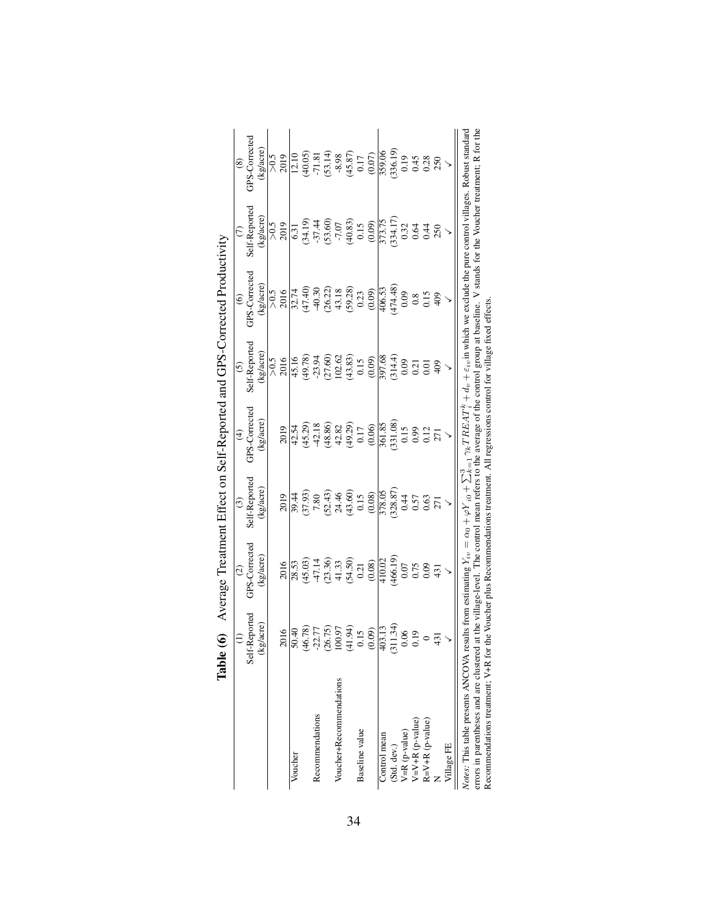**Table (6)** Average Treatment Effect on Self-Reported and GPS-Corrected Productivity

| | (1) | (2) | (3) | (4) | (5) | (6) | (7) | (8) |
|---|---|---|---|---|---|---|---|---|
| | Self-Reported (kg/acre) | GPS-Corrected (kg/acre) | Self-Reported (kg/acre) | GPS-Corrected (kg/acre) | Self-Reported (kg/acre) | GPS-Corrected (kg/acre) | Self-Reported (kg/acre) | GPS-Corrected (kg/acre) |
| | | | | | >0.5 | >0.5 | >0.5 | >0.5 |
| | 2016 | 2016 | 2019 | 2019 | 2016 | 2016 | 2019 | 2019 |
| Voucher | 50.40 | 28.53 | 39.44 | 42.54 | 45.16 | 32.74 | 6.31 | 12.10 |
| | (46.78) | (45.03) | (37.93) | (45.29) | (49.78) | (47.40) | (34.19) | (40.05) |
| Recommendations | -22.77 | -47.14 | 7.80 | -42.18 | -23.94 | -40.30 | -37.44 | -71.81 |
| | (26.75) | (23.36) | (52.43) | (48.86) | (27.60) | (26.22) | (53.60) | (53.14) |
| Voucher+Recommendations | 100.97 | 41.33 | 24.46 | 42.82 | 102.62 | 43.18 | -7.07 | -8.98 |
| | (41.94) | (54.50) | (43.60) | (49.29) | (43.83) | (59.28) | (40.83) | (45.87) |
| Baseline value | 0.15 | 0.21 | 0.15 | 0.17 | 0.15 | 0.23 | 0.15 | 0.17 |
| | (0.09) | (0.08) | (0.08) | (0.06) | (0.09) | (0.09) | (0.09) | (0.07) |
| Control mean | 403.13 | 410.02 | 378.05 | 361.85 | 397.68 | 406.53 | 373.75 | 359.06 |
| (Std. dev.) | (311.34) | (466.19) | (328.87) | (331.08) | (314.4) | (474.48) | (334.17) | (336.19) |
| V=R (p-value) | 0.06 | 0.07 | 0.44 | 0.15 | 0.09 | 0.09 | 0.32 | 0.19 |
| V=V+R (p-value) | 0.19 | 0.75 | 0.57 | 0.99 | 0.21 | 0.8 | 0.64 | 0.45 |
| R=V+R (p-value) | 0 | 0.09 | 0.63 | 0.12 | 0.01 | 0.15 | 0.44 | 0.28 |
| N | 431 | 431 | 271 | 271 | 409 | 409 | 250 | 250 |
| Village FE | ✓ | ✓ | ✓ | ✓ | ✓ | ✓ | ✓ | ✓ |

*Notes:* This table presents ANCOVA results from estimating $Y_{iv} = \alpha_0 + \varphi Y_{i0} + \sum_{k=1}^{3} \gamma_k TREAT_i^k + d_v + \varepsilon_{iv}$ in which we exclude the pure control villages. Robust standard errors in parentheses and are clustered at the village-level. The control mean refers to the average of the control group at baseline. V stands for the Voucher treatment; R for the Recommendations treatment; V+R for the Voucher plus Recommendations treatment. All regressions control for village fixed effects.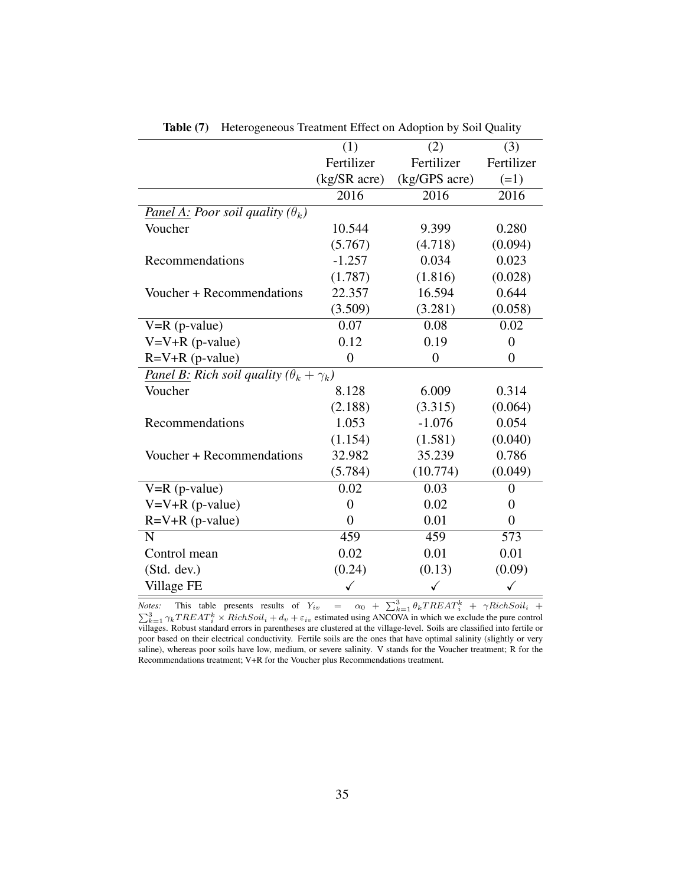**Table (7)** Heterogeneous Treatment Effect on Adoption by Soil Quality

| | (1) | (2) | (3) |
|---|---|---|---|
| | Fertilizer | Fertilizer | Fertilizer |
| | (kg/SR acre) | (kg/GPS acre) | (=1) |
| | 2016 | 2016 | 2016 |
| *Panel A: Poor soil quality* ($\theta_k$) | | | |
| Voucher | 10.544 | 9.399 | 0.280 |
| | (5.767) | (4.718) | (0.094) |
| Recommendations | -1.257 | 0.034 | 0.023 |
| | (1.787) | (1.816) | (0.028) |
| Voucher + Recommendations | 22.357 | 16.594 | 0.644 |
| | (3.509) | (3.281) | (0.058) |
| V=R (p-value) | 0.07 | 0.08 | 0.02 |
| V=V+R (p-value) | 0.12 | 0.19 | 0 |
| R=V+R (p-value) | 0 | 0 | 0 |
| *Panel B: Rich soil quality* ($\theta_k + \gamma_k$) | | | |
| Voucher | 8.128 | 6.009 | 0.314 |
| | (2.188) | (3.315) | (0.064) |
| Recommendations | 1.053 | -1.076 | 0.054 |
| | (1.154) | (1.581) | (0.040) |
| Voucher + Recommendations | 32.982 | 35.239 | 0.786 |
| | (5.784) | (10.774) | (0.049) |
| V=R (p-value) | 0.02 | 0.03 | 0 |
| V=V+R (p-value) | 0 | 0.02 | 0 |
| R=V+R (p-value) | 0 | 0.01 | 0 |
| N | 459 | 459 | 573 |
| Control mean | 0.02 | 0.01 | 0.01 |
| (Std. dev.) | (0.24) | (0.13) | (0.09) |
| Village FE | ✓ | ✓ | ✓ |

*Notes:* This table presents results of $Y_{iv} = \alpha_0 + \sum_{k=1}^{3} \theta_k TREAT_i^k + \gamma RichSoil_i + \sum_{k=1}^{3} \gamma_k TREAT_i^k \times RichSoil_i + d_v + \varepsilon_{iv}$ estimated using ANCOVA in which we exclude the pure control villages. Robust standard errors in parentheses are clustered at the village-level. Soils are classified into fertile or poor based on their electrical conductivity. Fertile soils are the ones that have optimal salinity (slightly or very saline), whereas poor soils have low, medium, or severe salinity. V stands for the Voucher treatment; R for the Recommendations treatment; V+R for the Voucher plus Recommendations treatment.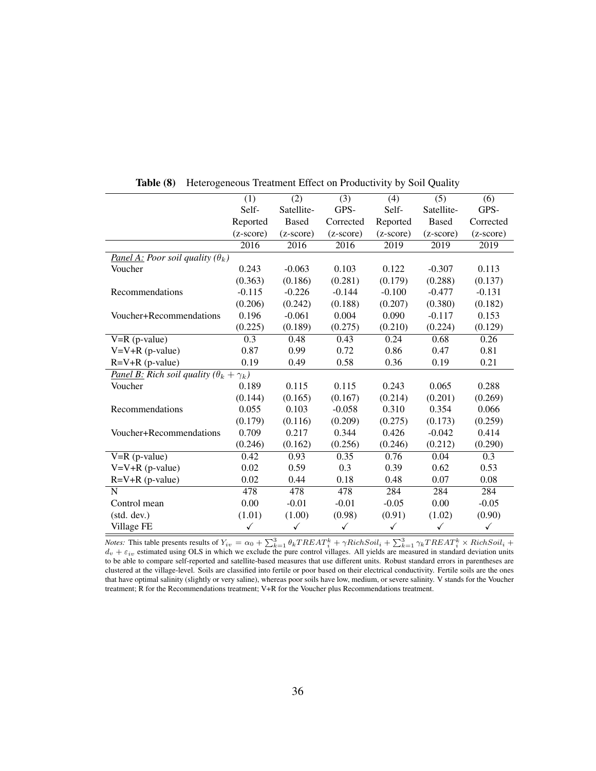**Table (8)** Heterogeneous Treatment Effect on Productivity by Soil Quality

| | (1) | (2) | (3) | (4) | (5) | (6) |
|---|---|---|---|---|---|---|
| | Self-Reported (z-score) | Satellite-Based (z-score) | GPS-Corrected (z-score) | Self-Reported (z-score) | Satellite-Based (z-score) | GPS-Corrected (z-score) |
| | 2016 | 2016 | 2016 | 2019 | 2019 | 2019 |
| *Panel A: Poor soil quality ($\theta_k$)* | | | | | | |
| Voucher | 0.243 | -0.063 | 0.103 | 0.122 | -0.307 | 0.113 |
| | (0.363) | (0.186) | (0.281) | (0.179) | (0.288) | (0.137) |
| Recommendations | -0.115 | -0.226 | -0.144 | -0.100 | -0.477 | -0.131 |
| | (0.206) | (0.242) | (0.188) | (0.207) | (0.380) | (0.182) |
| Voucher+Recommendations | 0.196 | -0.061 | 0.004 | 0.090 | -0.117 | 0.153 |
| | (0.225) | (0.189) | (0.275) | (0.210) | (0.224) | (0.129) |
| V=R (p-value) | 0.3 | 0.48 | 0.43 | 0.24 | 0.68 | 0.26 |
| V=V+R (p-value) | 0.87 | 0.99 | 0.72 | 0.86 | 0.47 | 0.81 |
| R=V+R (p-value) | 0.19 | 0.49 | 0.58 | 0.36 | 0.19 | 0.21 |
| *Panel B: Rich soil quality ($\theta_k + \gamma_k$)* | | | | | | |
| Voucher | 0.189 | 0.115 | 0.115 | 0.243 | 0.065 | 0.288 |
| | (0.144) | (0.165) | (0.167) | (0.214) | (0.201) | (0.269) |
| Recommendations | 0.055 | 0.103 | -0.058 | 0.310 | 0.354 | 0.066 |
| | (0.179) | (0.116) | (0.209) | (0.275) | (0.173) | (0.259) |
| Voucher+Recommendations | 0.709 | 0.217 | 0.344 | 0.426 | -0.042 | 0.414 |
| | (0.246) | (0.162) | (0.256) | (0.246) | (0.212) | (0.290) |
| V=R (p-value) | 0.42 | 0.93 | 0.35 | 0.76 | 0.04 | 0.3 |
| V=V+R (p-value) | 0.02 | 0.59 | 0.3 | 0.39 | 0.62 | 0.53 |
| R=V+R (p-value) | 0.02 | 0.44 | 0.18 | 0.48 | 0.07 | 0.08 |
| N | 478 | 478 | 478 | 284 | 284 | 284 |
| Control mean | 0.00 | -0.01 | -0.01 | -0.05 | 0.00 | -0.05 |
| (std. dev.) | (1.01) | (1.00) | (0.98) | (0.91) | (1.02) | (0.90) |
| Village FE | ✓ | ✓ | ✓ | ✓ | ✓ | ✓ |

*Notes:* This table presents results of $Y_{iv} = \alpha_0 + \sum_{k=1}^{3} \theta_k TREAT_i^k + \gamma RichSoil_i + \sum_{k=1}^{3} \gamma_k TREAT_i^k \times RichSoil_i + d_v + \varepsilon_{iv}$ estimated using OLS in which we exclude the pure control villages. All yields are measured in standard deviation units to be able to compare self-reported and satellite-based measures that use different units. Robust standard errors in parentheses are clustered at the village-level. Soils are classified into fertile or poor based on their electrical conductivity. Fertile soils are the ones that have optimal salinity (slightly or very saline), whereas poor soils have low, medium, or severe salinity. V stands for the Voucher treatment; R for the Recommendations treatment; V+R for the Voucher plus Recommendations treatment.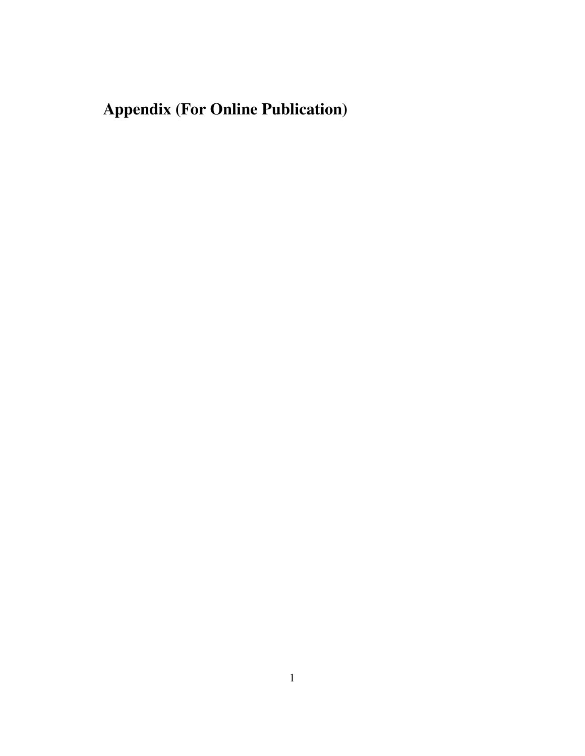# Appendix (For Online Publication)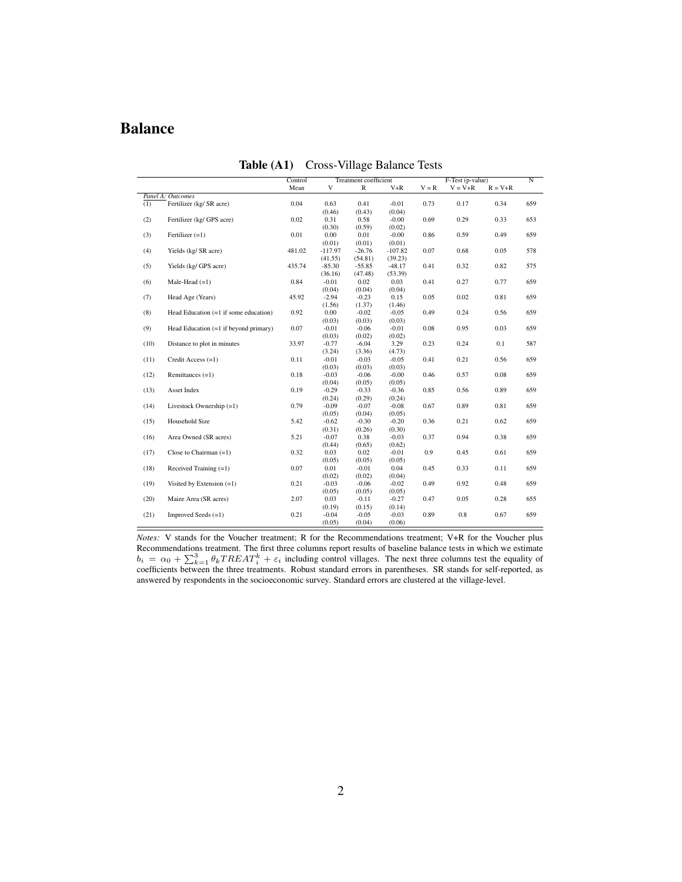# Balance

**Table (A1)** Cross-Village Balance Tests

| | | Control | Treatment coefficient | | | F-Test (p-value) | | | N |
|---|---|---|---|---|---|---|---|---|---|
| | | Mean | V | R | V+R | V = R | V = V+R | R = V+R | |
| *Panel A: Outcomes* | | | | | | | | | |
| (1) | Fertilizer (kg/ SR acre) | 0.04 | 0.63 | 0.41 | -0.01 | 0.73 | 0.17 | 0.34 | 659 |
| | | | (0.46) | (0.43) | (0.04) | | | | |
| (2) | Fertilizer (kg/ GPS acre) | 0.02 | 0.31 | 0.58 | -0.00 | 0.69 | 0.29 | 0.33 | 653 |
| | | | (0.30) | (0.59) | (0.02) | | | | |
| (3) | Fertilizer (=1) | 0.01 | 0.00 | 0.01 | -0.00 | 0.86 | 0.59 | 0.49 | 659 |
| | | | (0.01) | (0.01) | (0.01) | | | | |
| (4) | Yields (kg/ SR acre) | 481.02 | -117.97 | -26.76 | -107.82 | 0.07 | 0.68 | 0.05 | 578 |
| | | | (41.55) | (54.81) | (39.23) | | | | |
| (5) | Yields (kg/ GPS acre) | 435.74 | -85.30 | -55.85 | -48.17 | 0.41 | 0.32 | 0.82 | 575 |
| | | | (36.16) | (47.48) | (53.39) | | | | |
| (6) | Male-Head (=1) | 0.84 | -0.01 | 0.02 | 0.03 | 0.41 | 0.27 | 0.77 | 659 |
| | | | (0.04) | (0.04) | (0.04) | | | | |
| (7) | Head Age (Years) | 45.92 | -2.94 | -0.23 | 0.15 | 0.05 | 0.02 | 0.81 | 659 |
| | | | (1.56) | (1.37) | (1.46) | | | | |
| (8) | Head Education (=1 if some education) | 0.92 | 0.00 | -0.02 | -0.05 | 0.49 | 0.24 | 0.56 | 659 |
| | | | (0.03) | (0.03) | (0.03) | | | | |
| (9) | Head Education (=1 if beyond primary) | 0.07 | -0.01 | -0.06 | -0.01 | 0.08 | 0.95 | 0.03 | 659 |
| | | | (0.03) | (0.02) | (0.02) | | | | |
| (10) | Distance to plot in minutes | 33.97 | -0.77 | -6.04 | 3.29 | 0.23 | 0.24 | 0.1 | 587 |
| | | | (3.24) | (3.36) | (4.73) | | | | |
| (11) | Credit Access (=1) | 0.11 | -0.01 | -0.03 | -0.05 | 0.41 | 0.21 | 0.56 | 659 |
| | | | (0.03) | (0.03) | (0.03) | | | | |
| (12) | Remittances (=1) | 0.18 | -0.03 | -0.06 | -0.00 | 0.46 | 0.57 | 0.08 | 659 |
| | | | (0.04) | (0.05) | (0.05) | | | | |
| (13) | Asset Index | 0.19 | -0.29 | -0.33 | -0.36 | 0.85 | 0.56 | 0.89 | 659 |
| | | | (0.24) | (0.29) | (0.24) | | | | |
| (14) | Livestock Ownership (=1) | 0.79 | -0.09 | -0.07 | -0.08 | 0.67 | 0.89 | 0.81 | 659 |
| | | | (0.05) | (0.04) | (0.05) | | | | |
| (15) | Household Size | 5.42 | -0.62 | -0.30 | -0.20 | 0.36 | 0.21 | 0.62 | 659 |
| | | | (0.31) | (0.26) | (0.30) | | | | |
| (16) | Area Owned (SR acres) | 5.21 | -0.07 | 0.38 | -0.03 | 0.37 | 0.94 | 0.38 | 659 |
| | | | (0.44) | (0.65) | (0.62) | | | | |
| (17) | Close to Chairman (=1) | 0.32 | 0.03 | 0.02 | -0.01 | 0.9 | 0.45 | 0.61 | 659 |
| | | | (0.05) | (0.05) | (0.05) | | | | |
| (18) | Received Training (=1) | 0.07 | 0.01 | -0.01 | 0.04 | 0.45 | 0.33 | 0.11 | 659 |
| | | | (0.02) | (0.02) | (0.04) | | | | |
| (19) | Visited by Extension (=1) | 0.21 | -0.03 | -0.06 | -0.02 | 0.49 | 0.92 | 0.48 | 659 |
| | | | (0.05) | (0.05) | (0.05) | | | | |
| (20) | Maize Area (SR acres) | 2.07 | 0.03 | -0.11 | -0.27 | 0.47 | 0.05 | 0.28 | 655 |
| | | | (0.19) | (0.15) | (0.14) | | | | |
| (21) | Improved Seeds (=1) | 0.21 | -0.04 | -0.05 | -0.03 | 0.89 | 0.8 | 0.67 | 659 |
| | | | (0.05) | (0.04) | (0.06) | | | | |

*Notes:* V stands for the Voucher treatment; R for the Recommendations treatment; V+R for the Voucher plus Recommendations treatment. The first three columns report results of baseline balance tests in which we estimate $b_i = \alpha_0 + \sum_{k=1}^{3} \theta_k TREAT_i^k + \varepsilon_i$ including control villages. The next three columns test the equality of coefficients between the three treatments. Robust standard errors in parentheses. SR stands for self-reported, as answered by respondents in the socioeconomic survey. Standard errors are clustered at the village-level.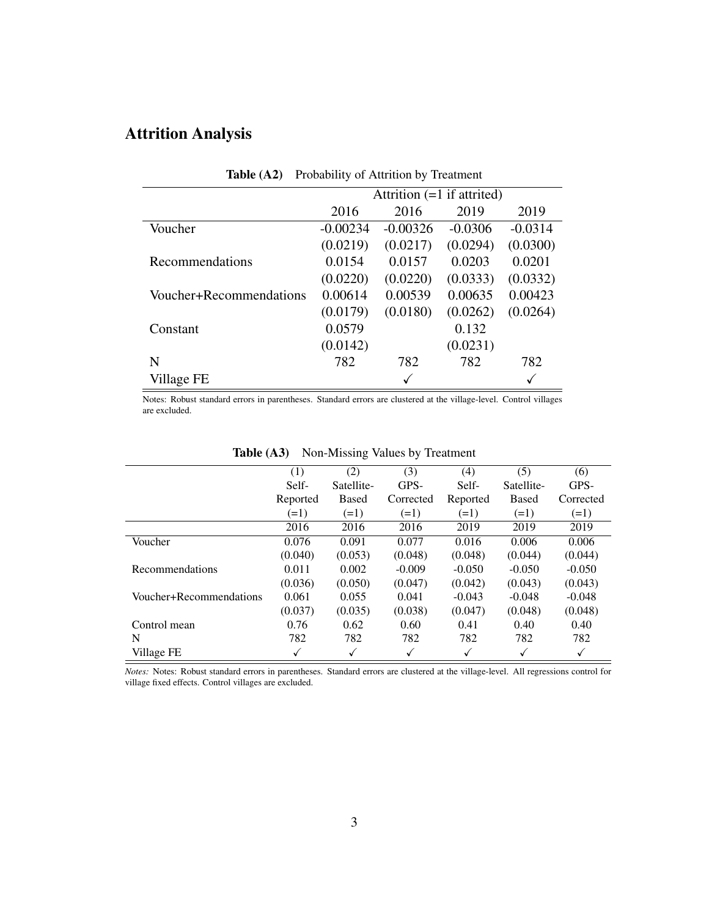## Attrition Analysis

**Table (A2)** Probability of Attrition by Treatment

| | Attrition (=1 if attrited) | | | |
|---|---|---|---|---|
| | 2016 | 2016 | 2019 | 2019 |
| Voucher | -0.00234 | -0.00326 | -0.0306 | -0.0314 |
| | (0.0219) | (0.0217) | (0.0294) | (0.0300) |
| Recommendations | 0.0154 | 0.0157 | 0.0203 | 0.0201 |
| | (0.0220) | (0.0220) | (0.0333) | (0.0332) |
| Voucher+Recommendations | 0.00614 | 0.00539 | 0.00635 | 0.00423 |
| | (0.0179) | (0.0180) | (0.0262) | (0.0264) |
| Constant | 0.0579 | | 0.132 | |
| | (0.0142) | | (0.0231) | |
| N | 782 | 782 | 782 | 782 |
| Village FE | | ✓ | | ✓ |

Notes: Robust standard errors in parentheses. Standard errors are clustered at the village-level. Control villages are excluded.

**Table (A3)** Non-Missing Values by Treatment

| | (1) Self-Reported (=1) | (2) Satellite-Based (=1) | (3) GPS-Corrected (=1) | (4) Self-Reported (=1) | (5) Satellite-Based (=1) | (6) GPS-Corrected (=1) |
|---|---|---|---|---|---|---|
| | 2016 | 2016 | 2016 | 2019 | 2019 | 2019 |
| Voucher | 0.076 | 0.091 | 0.077 | 0.016 | 0.006 | 0.006 |
| | (0.040) | (0.053) | (0.048) | (0.048) | (0.044) | (0.044) |
| Recommendations | 0.011 | 0.002 | -0.009 | -0.050 | -0.050 | -0.050 |
| | (0.036) | (0.050) | (0.047) | (0.042) | (0.043) | (0.043) |
| Voucher+Recommendations | 0.061 | 0.055 | 0.041 | -0.043 | -0.048 | -0.048 |
| | (0.037) | (0.035) | (0.038) | (0.047) | (0.048) | (0.048) |
| Control mean | 0.76 | 0.62 | 0.60 | 0.41 | 0.40 | 0.40 |
| N | 782 | 782 | 782 | 782 | 782 | 782 |
| Village FE | ✓ | ✓ | ✓ | ✓ | ✓ | ✓ |

*Notes:* Notes: Robust standard errors in parentheses. Standard errors are clustered at the village-level. All regressions control for village fixed effects. Control villages are excluded.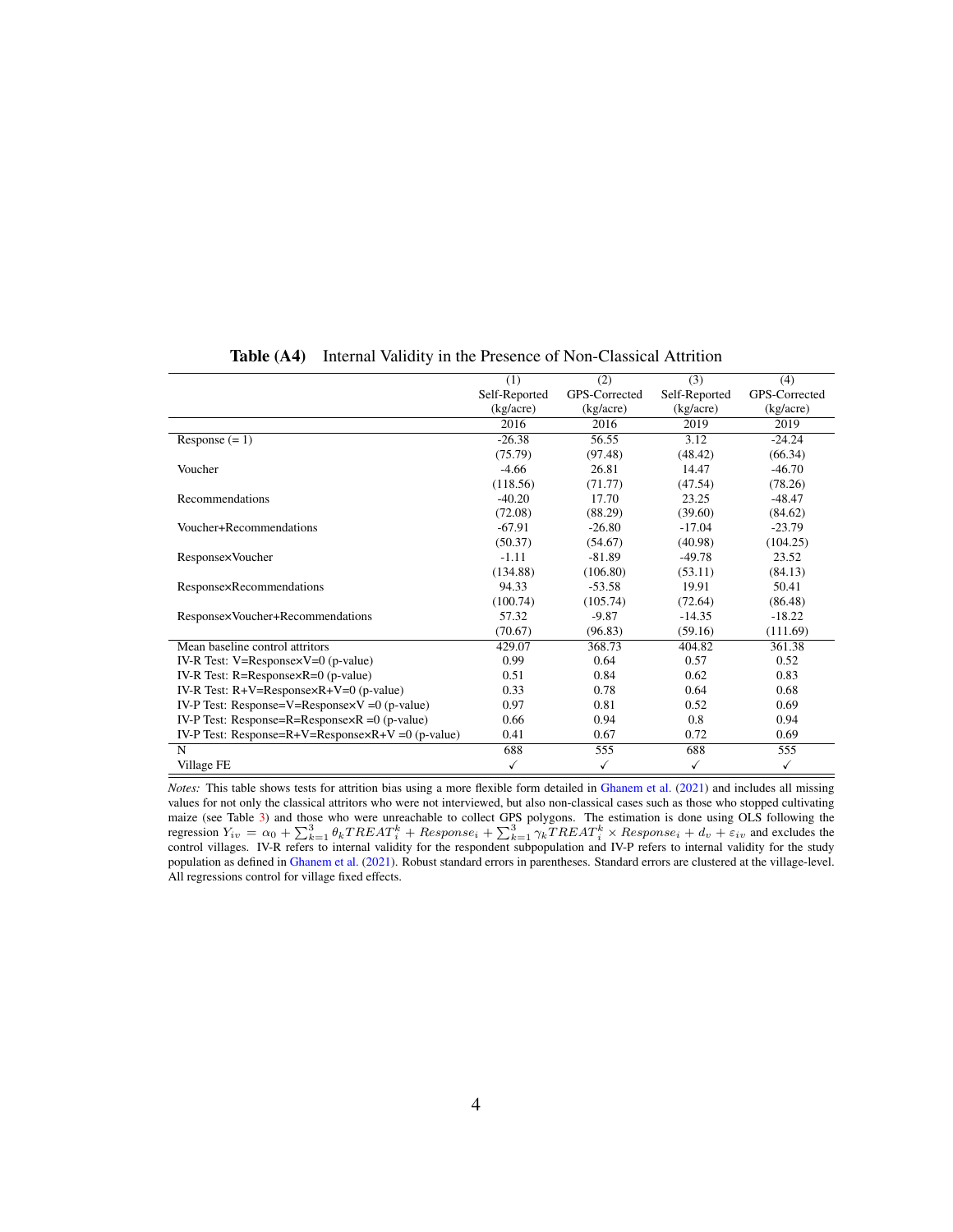**Table (A4)** Internal Validity in the Presence of Non-Classical Attrition

| | (1) Self-Reported (kg/acre) | (2) GPS-Corrected (kg/acre) | (3) Self-Reported (kg/acre) | (4) GPS-Corrected (kg/acre) |
|---|---|---|---|---|
| | 2016 | 2016 | 2019 | 2019 |
| Response (= 1) | -26.38 | 56.55 | 3.12 | -24.24 |
| | (75.79) | (97.48) | (48.42) | (66.34) |
| Voucher | -4.66 | 26.81 | 14.47 | -46.70 |
| | (118.56) | (71.77) | (47.54) | (78.26) |
| Recommendations | -40.20 | 17.70 | 23.25 | -48.47 |
| | (72.08) | (88.29) | (39.60) | (84.62) |
| Voucher+Recommendations | -67.91 | -26.80 | -17.04 | -23.79 |
| | (50.37) | (54.67) | (40.98) | (104.25) |
| Response×Voucher | -1.11 | -81.89 | -49.78 | 23.52 |
| | (134.88) | (106.80) | (53.11) | (84.13) |
| Response×Recommendations | 94.33 | -53.58 | 19.91 | 50.41 |
| | (100.74) | (105.74) | (72.64) | (86.48) |
| Response×Voucher+Recommendations | 57.32 | -9.87 | -14.35 | -18.22 |
| | (70.67) | (96.83) | (59.16) | (111.69) |
| Mean baseline control attritors | 429.07 | 368.73 | 404.82 | 361.38 |
| IV-R Test: V=Response×V=0 (p-value) | 0.99 | 0.64 | 0.57 | 0.52 |
| IV-R Test: R=Response×R=0 (p-value) | 0.51 | 0.84 | 0.62 | 0.83 |
| IV-R Test: R+V=Response×R+V=0 (p-value) | 0.33 | 0.78 | 0.64 | 0.68 |
| IV-P Test: Response=V=Response×V =0 (p-value) | 0.97 | 0.81 | 0.52 | 0.69 |
| IV-P Test: Response=R=Response×R =0 (p-value) | 0.66 | 0.94 | 0.8 | 0.94 |
| IV-P Test: Response=R+V=Response×R+V =0 (p-value) | 0.41 | 0.67 | 0.72 | 0.69 |
| N | 688 | 555 | 688 | 555 |
| Village FE | ✓ | ✓ | ✓ | ✓ |

*Notes:* This table shows tests for attrition bias using a more flexible form detailed in Ghanem et al. (2021) and includes all missing values for not only the classical attritors who were not interviewed, but also non-classical cases such as those who stopped cultivating maize (see Table 3) and those who were unreachable to collect GPS polygons. The estimation is done using OLS following the regression $Y_{iv} = \alpha_0 + \sum_{k=1}^{3} \theta_k TREAT_i^k + Response_i + \sum_{k=1}^{3} \gamma_k TREAT_i^k \times Response_i + d_v + \varepsilon_{iv}$ and excludes the control villages. IV-R refers to internal validity for the respondent subpopulation and IV-P refers to internal validity for the study population as defined in Ghanem et al. (2021). Robust standard errors in parentheses. Standard errors are clustered at the village-level. All regressions control for village fixed effects.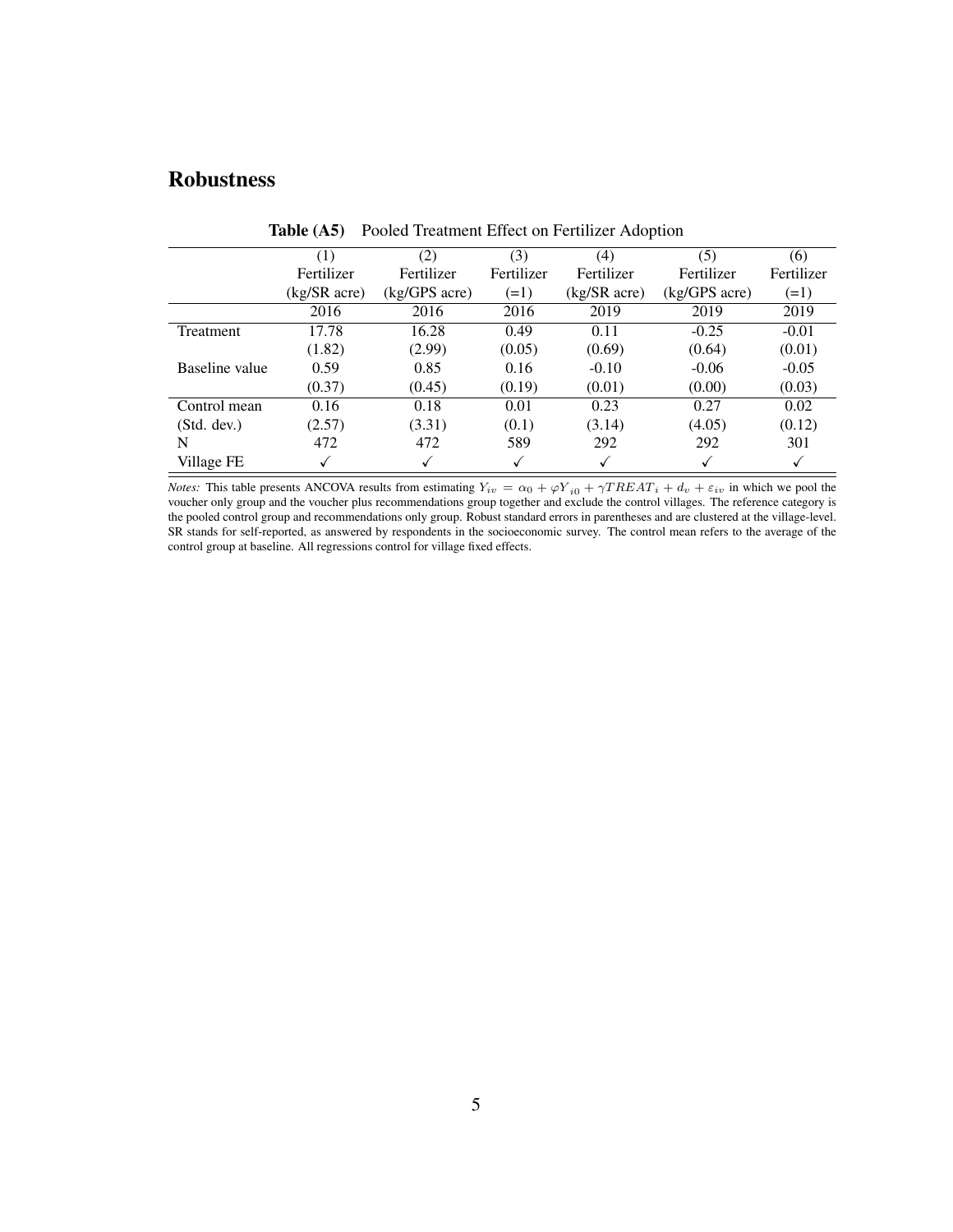## Robustness

**Table (A5)** Pooled Treatment Effect on Fertilizer Adoption

| | (1) | (2) | (3) | (4) | (5) | (6) |
|---|---|---|---|---|---|---|
| | Fertilizer | Fertilizer | Fertilizer | Fertilizer | Fertilizer | Fertilizer |
| | (kg/SR acre) | (kg/GPS acre) | (=1) | (kg/SR acre) | (kg/GPS acre) | (=1) |
| | 2016 | 2016 | 2016 | 2019 | 2019 | 2019 |
| Treatment | 17.78 | 16.28 | 0.49 | 0.11 | -0.25 | -0.01 |
| | (1.82) | (2.99) | (0.05) | (0.69) | (0.64) | (0.01) |
| Baseline value | 0.59 | 0.85 | 0.16 | -0.10 | -0.06 | -0.05 |
| | (0.37) | (0.45) | (0.19) | (0.01) | (0.00) | (0.03) |
| Control mean | 0.16 | 0.18 | 0.01 | 0.23 | 0.27 | 0.02 |
| (Std. dev.) | (2.57) | (3.31) | (0.1) | (3.14) | (4.05) | (0.12) |
| N | 472 | 472 | 589 | 292 | 292 | 301 |
| Village FE | ✓ | ✓ | ✓ | ✓ | ✓ | ✓ |

*Notes:* This table presents ANCOVA results from estimating $Y_{iv} = \alpha_0 + \varphi Y_{i0} + \gamma TREAT_i + d_v + \varepsilon_{iv}$ in which we pool the voucher only group and the voucher plus recommendations group together and exclude the control villages. The reference category is the pooled control group and recommendations only group. Robust standard errors in parentheses and are clustered at the village-level. SR stands for self-reported, as answered by respondents in the socioeconomic survey. The control mean refers to the average of the control group at baseline. All regressions control for village fixed effects.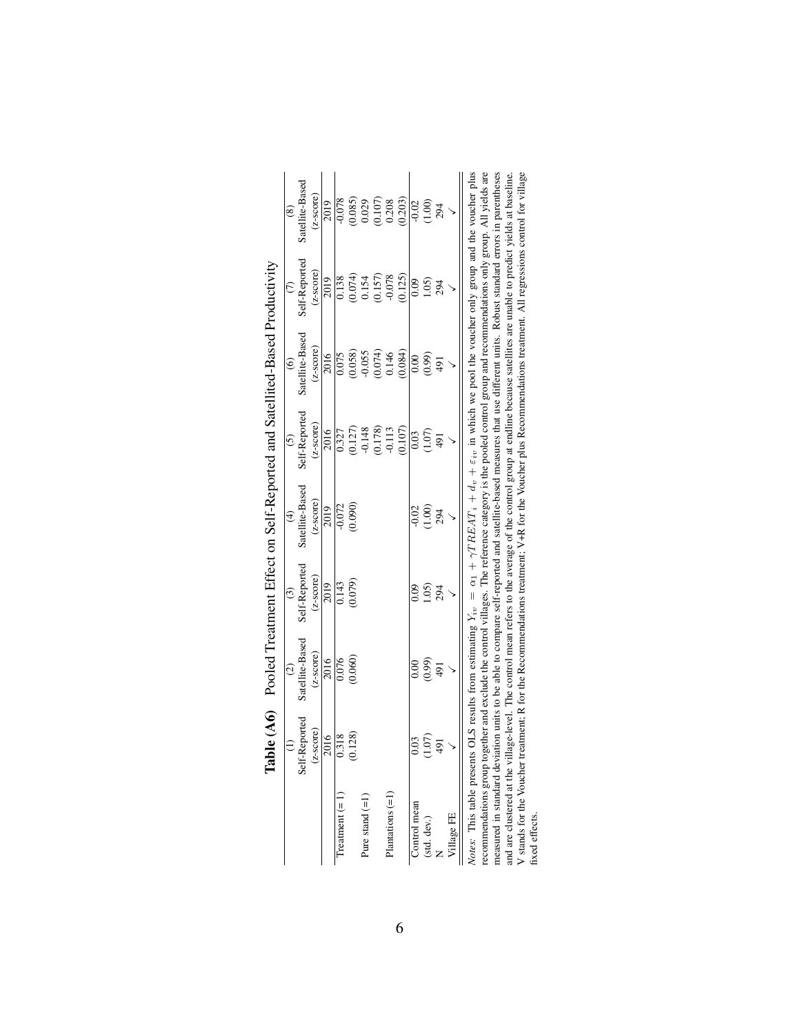**Table (A6)** Pooled Treatment Effect on Self-Reported and Satellited-Based Productivity

| | (1) | (2) | (3) | (4) | (5) | (6) | (7) | (8) |
|---|---|---|---|---|---|---|---|---|
| | Self-Reported (z-score) | Satellite-Based (z-score) | Self-Reported (z-score) | Satellite-Based (z-score) | Self-Reported (z-score) | Satellite-Based (z-score) | Self-Reported (z-score) | Satellite-Based (z-score) |
| | 2016 | 2016 | 2019 | 2019 | 2016 | 2016 | 2019 | 2019 |
| Treatment (= 1) | 0.318 | 0.076 | 0.143 | -0.072 | 0.327 | 0.075 | 0.138 | -0.078 |
| | (0.128) | (0.060) | (0.079) | (0.090) | (0.127) | (0.058) | (0.074) | (0.085) |
| Pure stand (=1) | | | | | -0.148 | -0.055 | 0.154 | 0.029 |
| | | | | | (0.178) | (0.074) | (0.157) | (0.107) |
| Plantations (=1) | | | | | -0.113 | 0.146 | -0.078 | 0.208 |
| | | | | | (0.107) | (0.084) | (0.125) | (0.203) |
| Control mean | 0.03 | 0.00 | 0.09 | -0.02 | 0.03 | 0.00 | 0.09 | -0.02 |
| (std. dev.) | (1.07) | (0.99) | 1.05) | (1.00) | (1.07) | (0.99) | 1.05) | (1.00) |
| N | 491 | 491 | 294 | 294 | 491 | 491 | 294 | 294 |
| Village FE | ✓ | ✓ | ✓ | ✓ | ✓ | ✓ | ✓ | ✓ |

*Notes*: This table presents OLS results from estimating $Y_{iv} = \alpha_1 + \gamma TREAT_i + d_v + \varepsilon_{iv}$ in which we pool the voucher only group and the voucher plus recommendations group together and exclude the control villages. The reference category is the pooled control group and recommendations only group. All yields are measured in standard deviation units to be able to compare self-reported and satellite-based measures that use different units. Robust standard errors in parentheses and are clustered at the village-level. The control mean refers to the average of the control group at endline because satellites are unable to predict yields at baseline. V stands for the Voucher treatment; R for the Recommendations treatment; V+R for the Voucher plus Recommendations treatment. All regressions control for village fixed effects.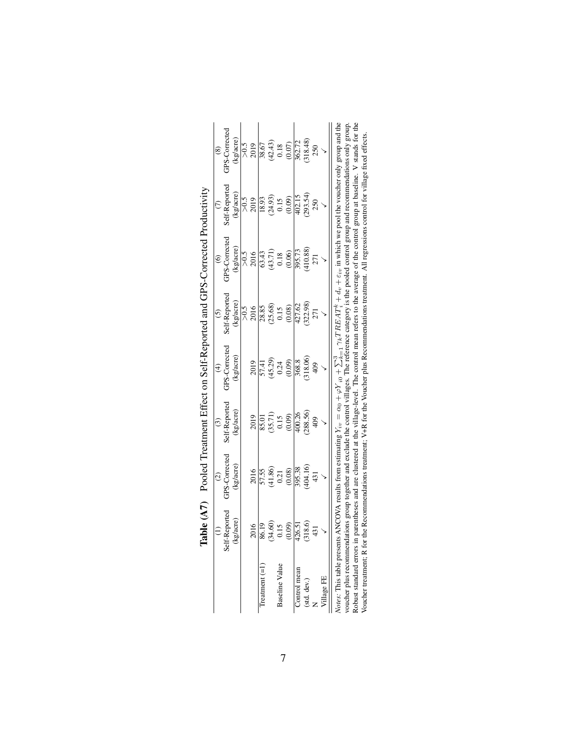**Table (A7)** Pooled Treatment Effect on Self-Reported and GPS-Corrected Productivity

| | (1) Self-Reported (kg/acre) | (2) GPS-Corrected (kg/acre) | (3) Self-Reported (kg/acre) | (4) GPS-Corrected (kg/acre) | (5) Self-Reported (kg/acre) | (6) GPS-Corrected (kg/acre) | (7) Self-Reported (kg/acre) | (8) GPS-Corrected (kg/acre) |
|---|---|---|---|---|---|---|---|---|
| | | | | | >0.5 | >0.5 | >0.5 | >0.5 |
| | 2016 | 2016 | 2019 | 2019 | 2016 | 2016 | 2019 | 2019 |
| Treatment (=1) | 86.19 | 57.55 | 85.01 | 57.41 | 28.85 | 63.43 | 18.93 | 38.67 |
| | (34.60) | (41.86) | (35.71) | (45.29) | (25.68) | (43.71) | (24.93) | (42.43) |
| Baseline Value | 0.15 | 0.21 | 0.15 | 0.24 | 0.15 | 0.18 | 0.15 | 0.18 |
| | (0.09) | (0.08) | (0.09) | (0.09) | (0.08) | (0.06) | (0.09) | (0.07) |
| Control mean | 426.51 | 395.38 | 400.26 | 368.8 | 427.62 | 395.73 | 402.15 | 362.72 |
| (std. dev.) | (318.6) | (404.16) | (288.56) | (318.06) | (322.98) | (410.88) | (293.54) | (318.48) |
| N | 431 | 431 | 409 | 409 | 271 | 271 | 250 | 250 |
| Village FE | ✓ | ✓ | ✓ | ✓ | ✓ | ✓ | ✓ | ✓ |

*Notes:* This table presents ANCOVA results from estimating $Y_{iv} = \alpha_0 + \varphi Y_{i0} + \sum_{k=1}^{3} \gamma_k TREAT_i^k + d_v + \varepsilon_{iv}$ in which we pool the voucher only group and the voucher plus recommendations group together and exclude the control villages. The reference category is the pooled control group and recommendations only group. Robust standard errors in parentheses and are clustered at the village-level. The control mean refers to the average of the control group at baseline. V stands for the Voucher treatment; R for the Recommendations treatment; V+R for the Voucher plus Recommendations treatment. All regressions control for village fixed effects.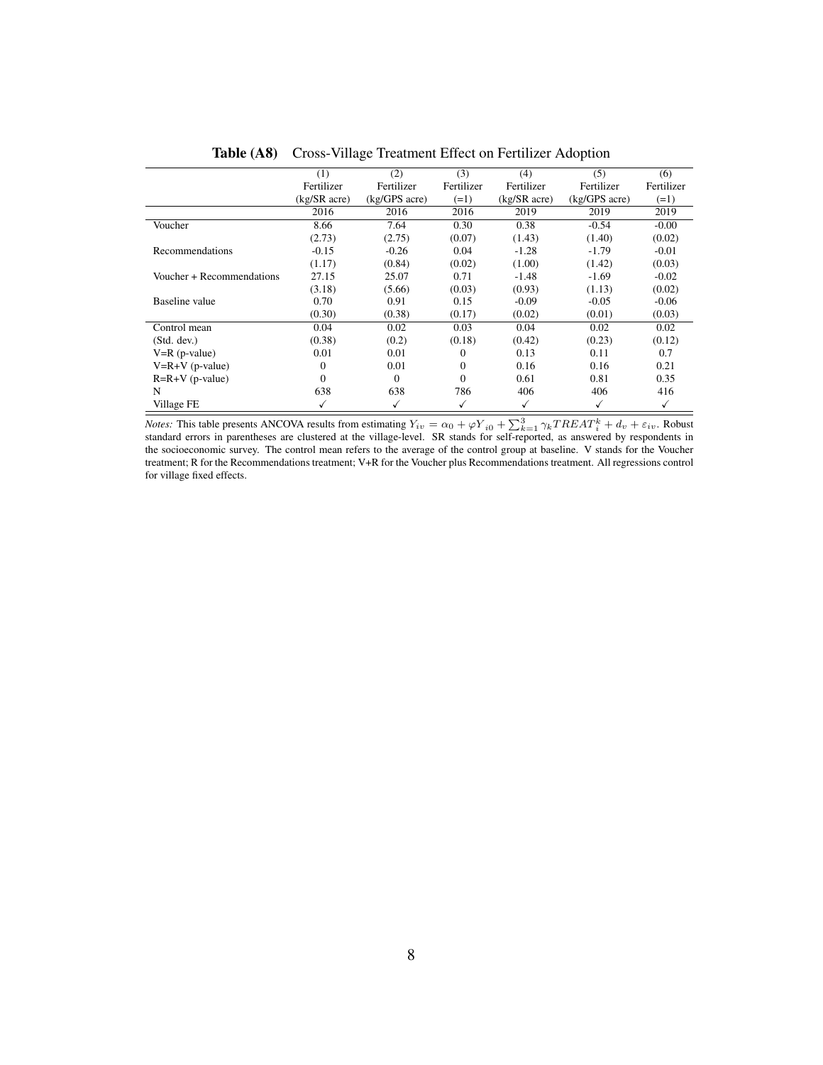**Table (A8)** Cross-Village Treatment Effect on Fertilizer Adoption

| | (1) | (2) | (3) | (4) | (5) | (6) |
|---|---|---|---|---|---|---|
| | Fertilizer (kg/SR acre) | Fertilizer (kg/GPS acre) | Fertilizer (=1) | Fertilizer (kg/SR acre) | Fertilizer (kg/GPS acre) | Fertilizer (=1) |
| | 2016 | 2016 | 2016 | 2019 | 2019 | 2019 |
| Voucher | 8.66 | 7.64 | 0.30 | 0.38 | -0.54 | -0.00 |
| | (2.73) | (2.75) | (0.07) | (1.43) | (1.40) | (0.02) |
| Recommendations | -0.15 | -0.26 | 0.04 | -1.28 | -1.79 | -0.01 |
| | (1.17) | (0.84) | (0.02) | (1.00) | (1.42) | (0.03) |
| Voucher + Recommendations | 27.15 | 25.07 | 0.71 | -1.48 | -1.69 | -0.02 |
| | (3.18) | (5.66) | (0.03) | (0.93) | (1.13) | (0.02) |
| Baseline value | 0.70 | 0.91 | 0.15 | -0.09 | -0.05 | -0.06 |
| | (0.30) | (0.38) | (0.17) | (0.02) | (0.01) | (0.03) |
| Control mean | 0.04 | 0.02 | 0.03 | 0.04 | 0.02 | 0.02 |
| (Std. dev.) | (0.38) | (0.2) | (0.18) | (0.42) | (0.23) | (0.12) |
| V=R (p-value) | 0.01 | 0.01 | 0 | 0.13 | 0.11 | 0.7 |
| V=R+V (p-value) | 0 | 0.01 | 0 | 0.16 | 0.16 | 0.21 |
| R=R+V (p-value) | 0 | 0 | 0 | 0.61 | 0.81 | 0.35 |
| N | 638 | 638 | 786 | 406 | 406 | 416 |
| Village FE | ✓ | ✓ | ✓ | ✓ | ✓ | ✓ |

*Notes:* This table presents ANCOVA results from estimating $Y_{iv} = \alpha_0 + \varphi Y_{i0} + \sum_{k=1}^{3} \gamma_k TREAT_i^k + d_v + \varepsilon_{iv}$. Robust standard errors in parentheses are clustered at the village-level. SR stands for self-reported, as answered by respondents in the socioeconomic survey. The control mean refers to the average of the control group at baseline. V stands for the Voucher treatment; R for the Recommendations treatment; V+R for the Voucher plus Recommendations treatment. All regressions control for village fixed effects.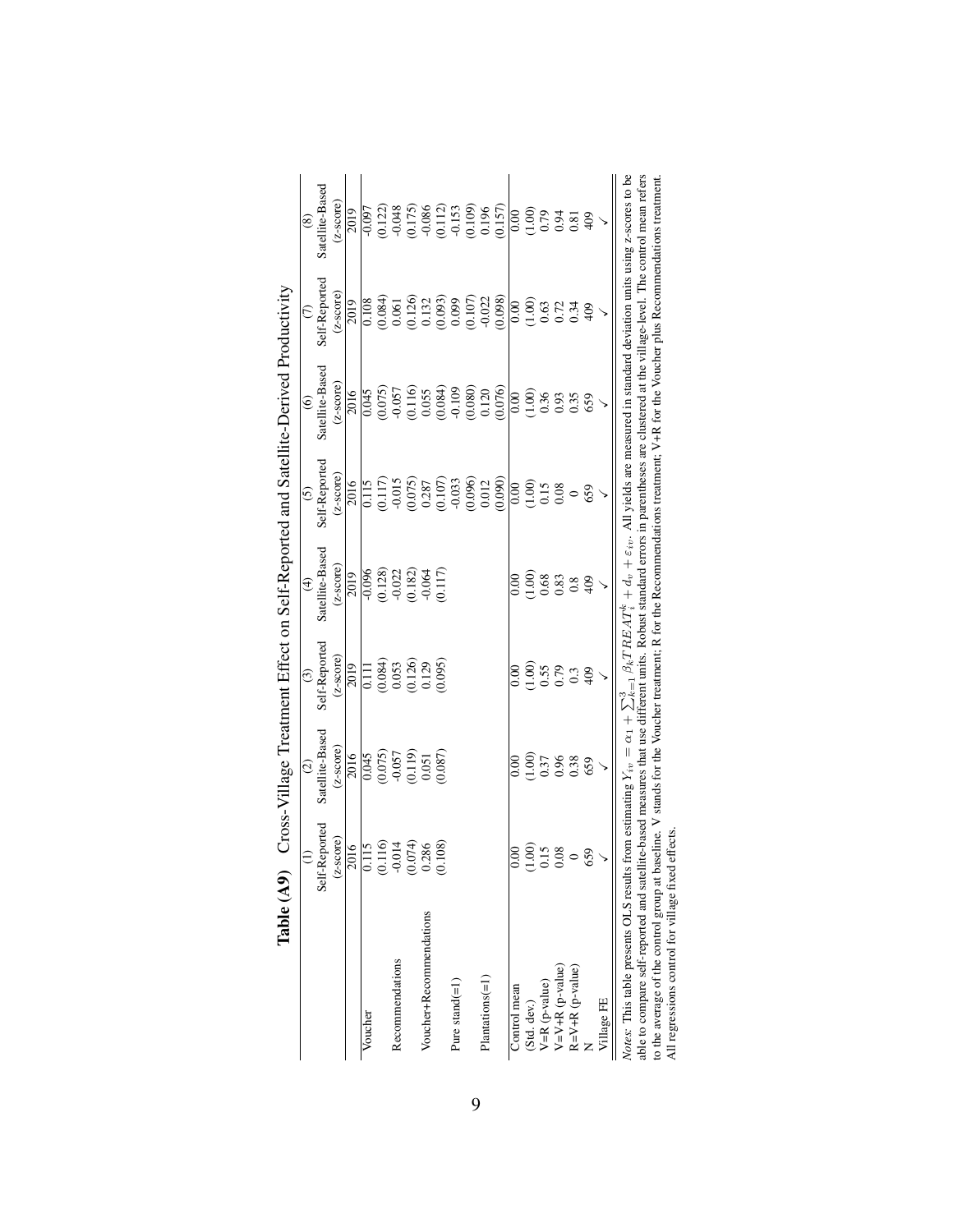**Table (A9)** Cross-Village Treatment Effect on Self-Reported and Satellite-Derived Productivity

| | (1) | (2) | (3) | (4) | (5) | (6) | (7) | (8) |
|---|---|---|---|---|---|---|---|---|
| | Self-Reported | Satellite-Based | Self-Reported | Satellite-Based | Self-Reported | Satellite-Based | Self-Reported | Satellite-Based |
| | (*z*-score) | (*z*-score) | (*z*-score) | (*z*-score) | (*z*-score) | (*z*-score) | (*z*-score) | (*z*-score) |
| | 2016 | 2016 | 2019 | 2019 | 2016 | 2016 | 2019 | 2019 |
| Voucher | 0.115 | 0.045 | 0.111 | -0.096 | 0.115 | 0.045 | 0.108 | -0.097 |
| | (0.116) | (0.075) | (0.084) | (0.128) | (0.117) | (0.075) | (0.084) | (0.122) |
| Recommendations | -0.014 | -0.057 | 0.053 | -0.022 | -0.015 | -0.057 | 0.061 | -0.048 |
| | (0.074) | (0.119) | (0.126) | (0.182) | (0.075) | (0.116) | (0.126) | (0.175) |
| Voucher+Recommendations | 0.286 | 0.051 | 0.129 | -0.064 | 0.287 | 0.055 | 0.132 | -0.086 |
| | (0.108) | (0.087) | (0.095) | (0.117) | (0.107) | (0.084) | (0.093) | (0.112) |
| Pure stand(=1) | | | | | -0.033 | -0.109 | 0.099 | -0.153 |
| | | | | | (0.096) | (0.080) | (0.107) | (0.109) |
| Plantations(=1) | | | | | 0.012 | 0.120 | -0.022 | 0.196 |
| | | | | | (0.090) | (0.076) | (0.098) | (0.157) |
| Control mean | 0.00 | 0.00 | 0.00 | 0.00 | 0.00 | 0.00 | 0.00 | 0.00 |
| (Std. dev.) | (1.00) | (1.00) | (1.00) | (1.00) | (1.00) | (1.00) | (1.00) | (1.00) |
| V=R (p-value) | 0.15 | 0.37 | 0.55 | 0.68 | 0.15 | 0.36 | 0.63 | 0.79 |
| V=V+R (p-value) | 0.08 | 0.96 | 0.79 | 0.83 | 0.08 | 0.93 | 0.72 | 0.94 |
| R=V+R (p-value) | 0 | 0.38 | 0.3 | 0.8 | 0 | 0.35 | 0.34 | 0.81 |
| N | 659 | 659 | 409 | 409 | 659 | 659 | 409 | 409 |
| Village FE | ✓ | ✓ | ✓ | ✓ | ✓ | ✓ | ✓ | ✓ |

*Notes:* This table presents OLS results from estimating $Y_{iv} = \alpha_1 + \sum_{k=1}^{3} \beta_k TREAT_i^k + d_v + \varepsilon_{iv}$. All yields are measured in standard deviation units using z-scores to be able to compare self-reported and satellite-based measures that use different units. Robust standard errors in parentheses are clustered at the village-level. The control mean refers to the average of the control group at baseline. V stands for the Voucher treatment; R for the Recommendations treatment; V+R for the Voucher plus Recommendations treatment. All regressions control for village fixed effects.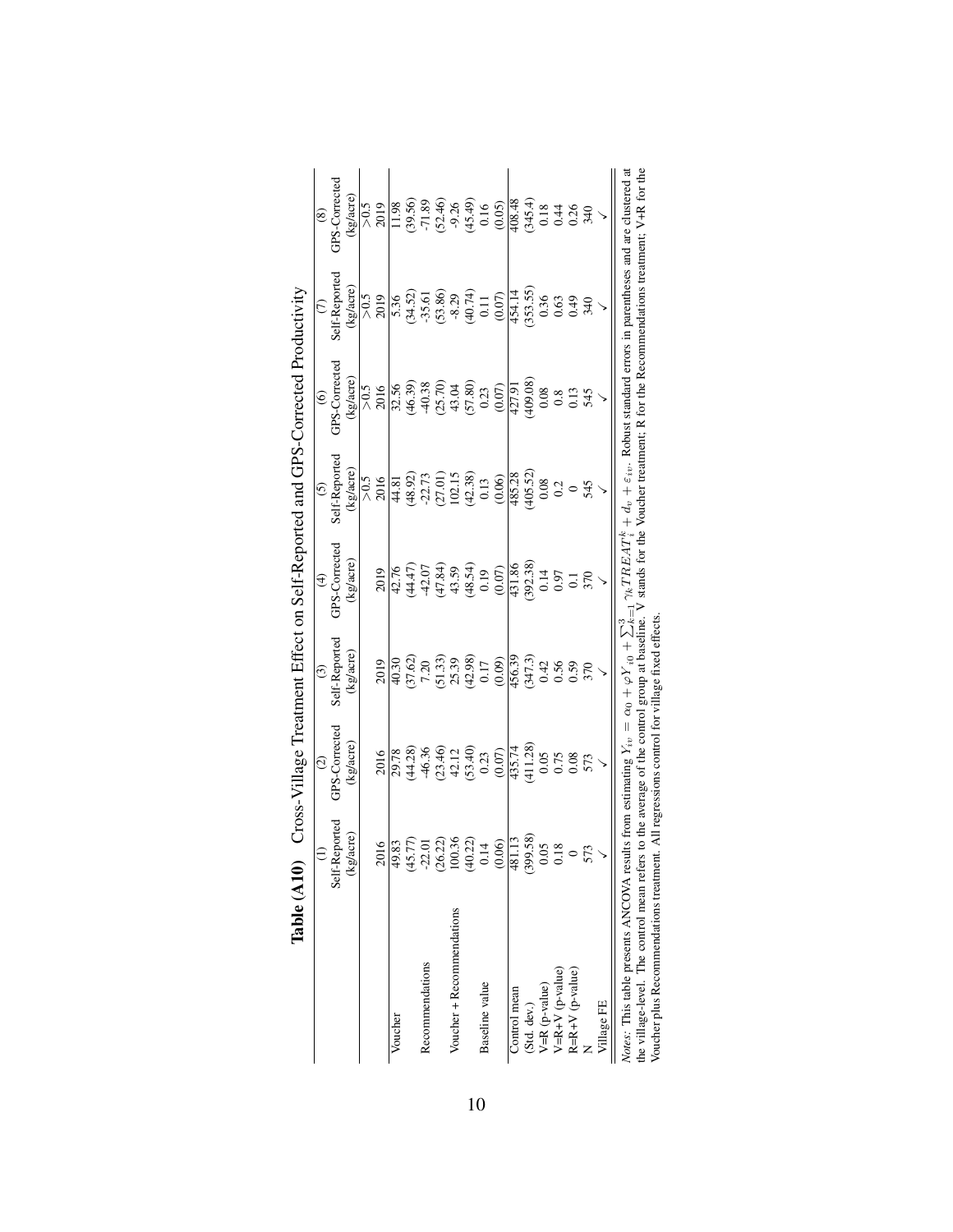**Table (A10)** Cross-Village Treatment Effect on Self-Reported and GPS-Corrected Productivity

| | (1) | (2) | (3) | (4) | (5) | (6) | (7) | (8) |
|---|---|---|---|---|---|---|---|---|
| | Self-Reported (kg/acre) | GPS-Corrected (kg/acre) | Self-Reported (kg/acre) | GPS-Corrected (kg/acre) | Self-Reported (kg/acre) | GPS-Corrected (kg/acre) | Self-Reported (kg/acre) | GPS-Corrected (kg/acre) |
| | | | | | >0.5 | >0.5 | >0.5 | >0.5 |
| | 2016 | 2016 | 2019 | 2019 | 2016 | 2016 | 2019 | 2019 |
| Voucher | 49.83 | 29.78 | 40.30 | 42.76 | 44.81 | 32.56 | 5.36 | 11.98 |
| | (45.77) | (44.28) | (37.62) | (44.47) | (48.92) | (46.39) | (34.52) | (39.56) |
| Recommendations | -22.01 | -46.36 | 7.20 | -42.07 | -22.73 | -40.38 | -35.61 | -71.89 |
| | (26.22) | (23.46) | (51.33) | (47.84) | (27.01) | (25.70) | (53.86) | (52.46) |
| Voucher + Recommendations | 100.36 | 42.12 | 25.39 | 43.59 | 102.15 | 43.04 | -8.29 | -9.26 |
| | (40.22) | (53.40) | (42.98) | (48.54) | (42.38) | (57.80) | (40.74) | (45.49) |
| Baseline value | 0.14 | 0.23 | 0.17 | 0.19 | 0.13 | 0.23 | 0.11 | 0.16 |
| | (0.06) | (0.07) | (0.09) | (0.07) | (0.06) | (0.07) | (0.07) | (0.05) |
| Control mean | 481.13 | 435.74 | 456.39 | 431.86 | 485.28 | 427.91 | 454.14 | 408.48 |
| (Std. dev.) | (399.58) | (411.28) | (347.3) | (392.38) | (405.52) | (409.08) | (353.55) | (345.4) |
| V=R (p-value) | 0.05 | 0.05 | 0.42 | 0.14 | 0.08 | 0.08 | 0.36 | 0.18 |
| V=R+V (p-value) | 0.18 | 0.75 | 0.56 | 0.97 | 0.2 | 0.8 | 0.63 | 0.44 |
| R=R+V (p-value) | 0 | 0.08 | 0.59 | 0.1 | 0 | 0.13 | 0.49 | 0.26 |
| N | 573 | 573 | 370 | 370 | 545 | 545 | 340 | 340 |
| Village FE | ✓ | ✓ | ✓ | ✓ | ✓ | ✓ | ✓ | ✓ |

*Notes:* This table presents ANCOVA results from estimating $Y_{iv} = \alpha_0 + \varphi Y_{i0} + \sum_{k=1}^{3} \gamma_k TREAT_i^k + d_v + \varepsilon_{iv}$. Robust standard errors in parentheses and are clustered at the village-level. The control mean refers to the average of the control group at baseline. V stands for the Voucher treatment; R for the Recommendations treatment; V+R for the Voucher plus Recommendations treatment. All regressions control for village fixed effects.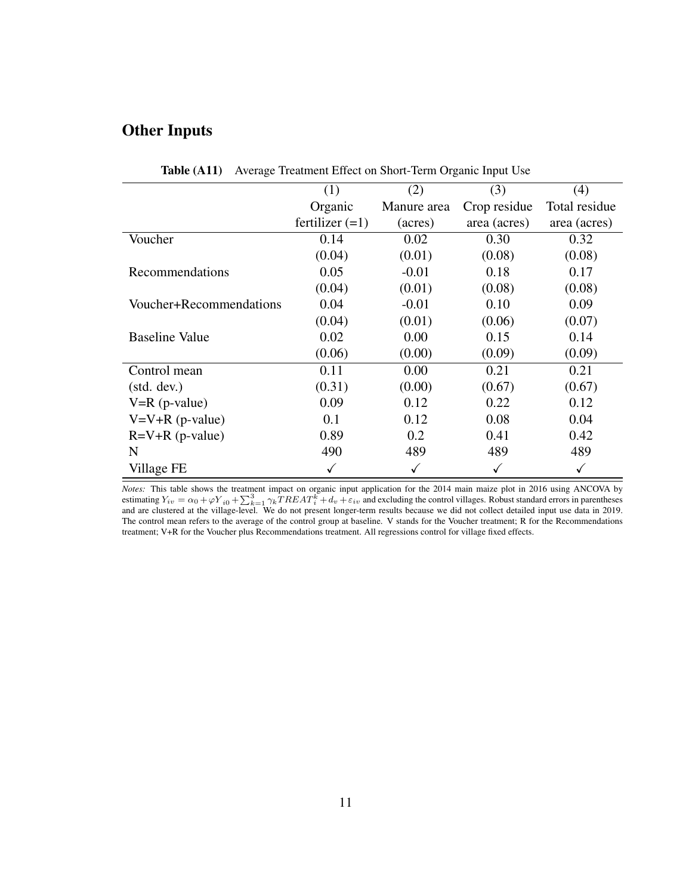## Other Inputs

**Table (A11)** Average Treatment Effect on Short-Term Organic Input Use

| | (1) Organic fertilizer (=1) | (2) Manure area (acres) | (3) Crop residue area (acres) | (4) Total residue area (acres) |
|---|---|---|---|---|
| Voucher | 0.14 | 0.02 | 0.30 | 0.32 |
| | (0.04) | (0.01) | (0.08) | (0.08) |
| Recommendations | 0.05 | -0.01 | 0.18 | 0.17 |
| | (0.04) | (0.01) | (0.08) | (0.08) |
| Voucher+Recommendations | 0.04 | -0.01 | 0.10 | 0.09 |
| | (0.04) | (0.01) | (0.06) | (0.07) |
| Baseline Value | 0.02 | 0.00 | 0.15 | 0.14 |
| | (0.06) | (0.00) | (0.09) | (0.09) |
| Control mean | 0.11 | 0.00 | 0.21 | 0.21 |
| (std. dev.) | (0.31) | (0.00) | (0.67) | (0.67) |
| V=R (p-value) | 0.09 | 0.12 | 0.22 | 0.12 |
| V=V+R (p-value) | 0.1 | 0.12 | 0.08 | 0.04 |
| R=V+R (p-value) | 0.89 | 0.2 | 0.41 | 0.42 |
| N | 490 | 489 | 489 | 489 |
| Village FE | ✓ | ✓ | ✓ | ✓ |

*Notes:* This table shows the treatment impact on organic input application for the 2014 main maize plot in 2016 using ANCOVA by estimating $Y_{iv} = \alpha_0 + \varphi Y_{i0} + \sum_{k=1}^{3} \gamma_k TREAT_i^k + d_v + \varepsilon_{iv}$ and excluding the control villages. Robust standard errors in parentheses and are clustered at the village-level. We do not present longer-term results because we did not collect detailed input use data in 2019. The control mean refers to the average of the control group at baseline. V stands for the Voucher treatment; R for the Recommendations treatment; V+R for the Voucher plus Recommendations treatment. All regressions control for village fixed effects.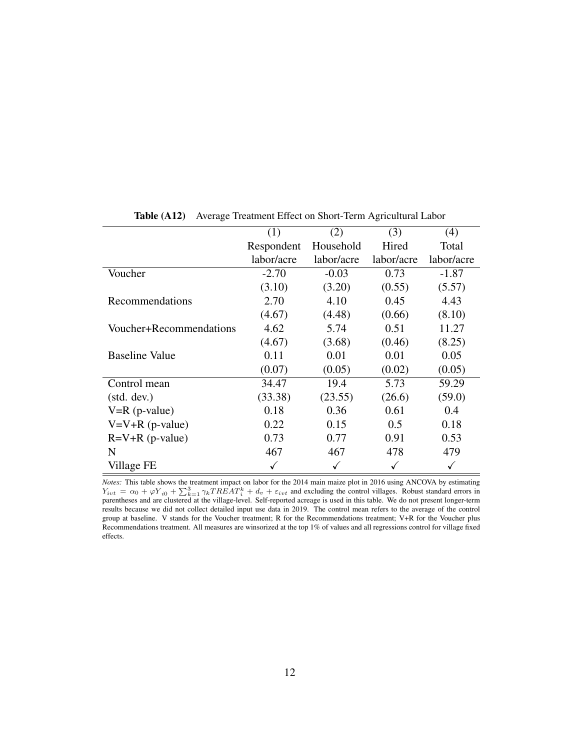**Table (A12)** Average Treatment Effect on Short-Term Agricultural Labor

| | (1) | (2) | (3) | (4) |
|---|---|---|---|---|
| | Respondent labor/acre | Household labor/acre | Hired labor/acre | Total labor/acre |
| Voucher | -2.70 | -0.03 | 0.73 | -1.87 |
| | (3.10) | (3.20) | (0.55) | (5.57) |
| Recommendations | 2.70 | 4.10 | 0.45 | 4.43 |
| | (4.67) | (4.48) | (0.66) | (8.10) |
| Voucher+Recommendations | 4.62 | 5.74 | 0.51 | 11.27 |
| | (4.67) | (3.68) | (0.46) | (8.25) |
| Baseline Value | 0.11 | 0.01 | 0.01 | 0.05 |
| | (0.07) | (0.05) | (0.02) | (0.05) |
| Control mean | 34.47 | 19.4 | 5.73 | 59.29 |
| (std. dev.) | (33.38) | (23.55) | (26.6) | (59.0) |
| V=R (p-value) | 0.18 | 0.36 | 0.61 | 0.4 |
| V=V+R (p-value) | 0.22 | 0.15 | 0.5 | 0.18 |
| R=V+R (p-value) | 0.73 | 0.77 | 0.91 | 0.53 |
| N | 467 | 467 | 478 | 479 |
| Village FE | ✓ | ✓ | ✓ | ✓ |

*Notes:* This table shows the treatment impact on labor for the 2014 main maize plot in 2016 using ANCOVA by estimating $Y_{ivt} = \alpha_0 + \varphi Y_{i0} + \sum_{k=1}^{3} \gamma_k TREAT_i^k + d_v + \varepsilon_{ivt}$ and excluding the control villages. Robust standard errors in parentheses and are clustered at the village-level. Self-reported acreage is used in this table. We do not present longer-term results because we did not collect detailed input use data in 2019. The control mean refers to the average of the control group at baseline. V stands for the Voucher treatment; R for the Recommendations treatment; V+R for the Voucher plus Recommendations treatment. All measures are winsorized at the top 1% of values and all regressions control for village fixed effects.